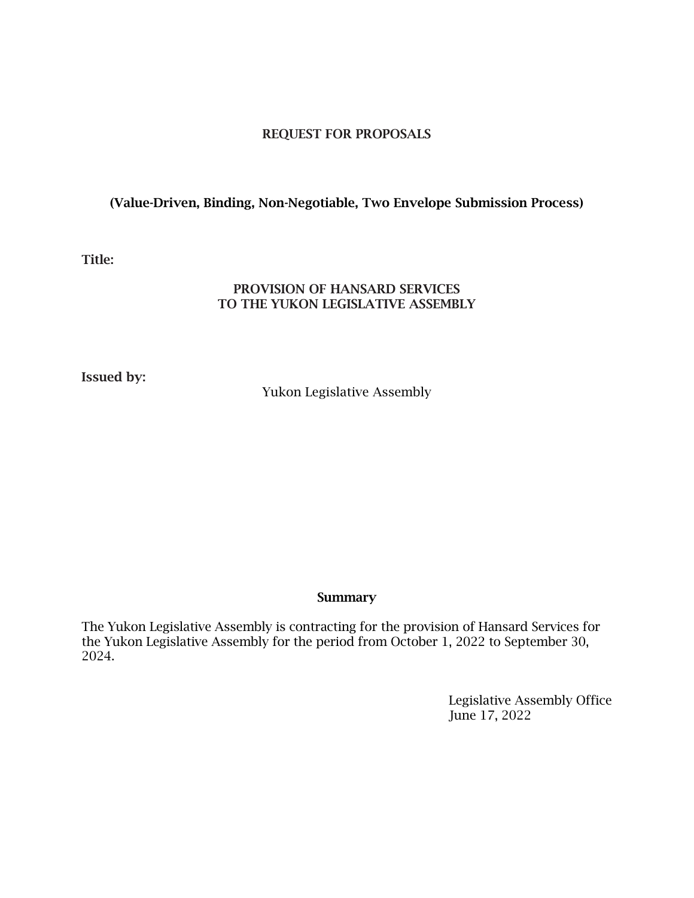# REQUEST FOR PROPOSALS

**(Value-Driven, Binding, Non-Negotiable, Two Envelope Submission Process)**

**Title:**

**PROVISION OF HANSARD SERVICES TO THE YUKON LEGISLATIVE ASSEMBLY**

**Issued by:**

Yukon Legislative Assembly

## Summary

The Yukon Legislative Assembly is contracting for the provision of Hansard Services for the Yukon Legislative Assembly for the period from October 1, 2022 to September 30, 2024.

Legislative Assembly Office
June 17, 2022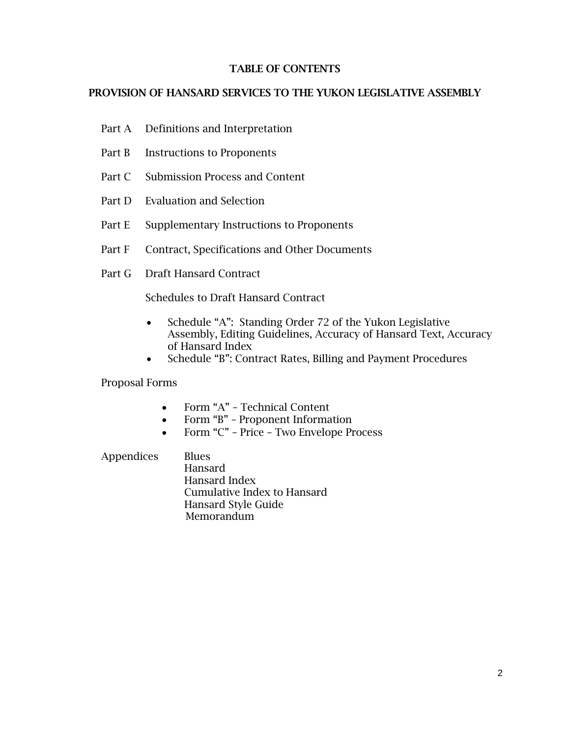# TABLE OF CONTENTS

## PROVISION OF HANSARD SERVICES TO THE YUKON LEGISLATIVE ASSEMBLY

Part A Definitions and Interpretation

Part B Instructions to Proponents

Part C Submission Process and Content

Part D Evaluation and Selection

Part E Supplementary Instructions to Proponents

Part F Contract, Specifications and Other Documents

Part G Draft Hansard Contract

Schedules to Draft Hansard Contract

- Schedule “A”: Standing Order 72 of the Yukon Legislative Assembly, Editing Guidelines, Accuracy of Hansard Text, Accuracy of Hansard Index
- Schedule “B”: Contract Rates, Billing and Payment Procedures

Proposal Forms

- Form “A” – Technical Content
- Form “B” – Proponent Information
- Form “C” – Price – Two Envelope Process

Appendices
- Blues
- Hansard
- Hansard Index
- Cumulative Index to Hansard
- Hansard Style Guide
- Memorandum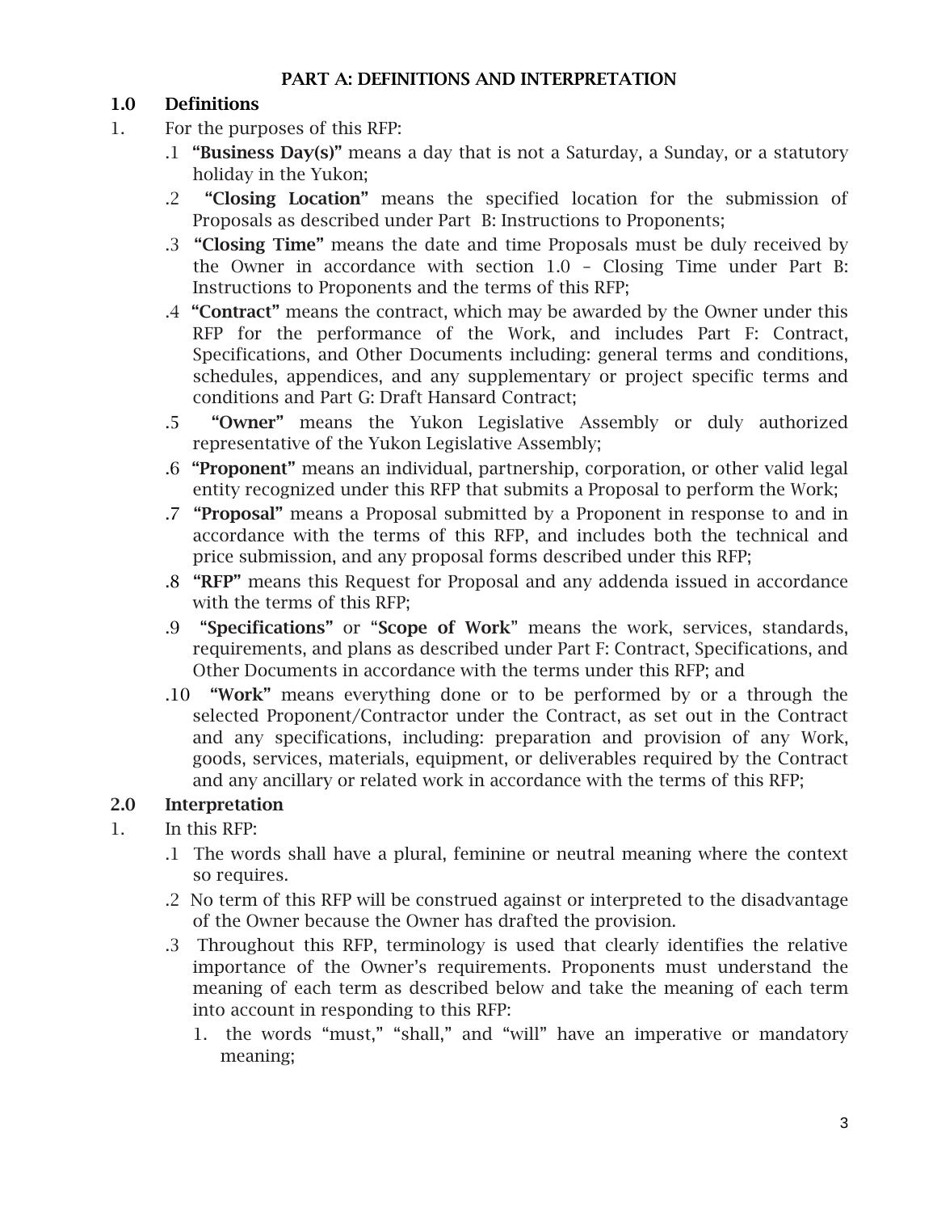## PART A: DEFINITIONS AND INTERPRETATION

### 1.0 Definitions

1. For the purposes of this RFP:

   .1 **"Business Day(s)"** means a day that is not a Saturday, a Sunday, or a statutory holiday in the Yukon;

   .2 **"Closing Location"** means the specified location for the submission of Proposals as described under Part B: Instructions to Proponents;

   .3 **"Closing Time"** means the date and time Proposals must be duly received by the Owner in accordance with section 1.0 – Closing Time under Part B: Instructions to Proponents and the terms of this RFP;

   .4 **"Contract"** means the contract, which may be awarded by the Owner under this RFP for the performance of the Work, and includes Part F: Contract, Specifications, and Other Documents including: general terms and conditions, schedules, appendices, and any supplementary or project specific terms and conditions and Part G: Draft Hansard Contract;

   .5 **"Owner"** means the Yukon Legislative Assembly or duly authorized representative of the Yukon Legislative Assembly;

   .6 **"Proponent"** means an individual, partnership, corporation, or other valid legal entity recognized under this RFP that submits a Proposal to perform the Work;

   .7 **"Proposal"** means a Proposal submitted by a Proponent in response to and in accordance with the terms of this RFP, and includes both the technical and price submission, and any proposal forms described under this RFP;

   .8 **"RFP"** means this Request for Proposal and any addenda issued in accordance with the terms of this RFP;

   .9 **"Specifications"** or "**Scope of Work**" means the work, services, standards, requirements, and plans as described under Part F: Contract, Specifications, and Other Documents in accordance with the terms under this RFP; and

   .10 **"Work"** means everything done or to be performed by or a through the selected Proponent/Contractor under the Contract, as set out in the Contract and any specifications, including: preparation and provision of any Work, goods, services, materials, equipment, or deliverables required by the Contract and any ancillary or related work in accordance with the terms of this RFP;

### 2.0 Interpretation

1. In this RFP:

   .1 The words shall have a plural, feminine or neutral meaning where the context so requires.

   .2 No term of this RFP will be construed against or interpreted to the disadvantage of the Owner because the Owner has drafted the provision.

   .3 Throughout this RFP, terminology is used that clearly identifies the relative importance of the Owner's requirements. Proponents must understand the meaning of each term as described below and take the meaning of each term into account in responding to this RFP:

      1. the words "must," "shall," and "will" have an imperative or mandatory meaning;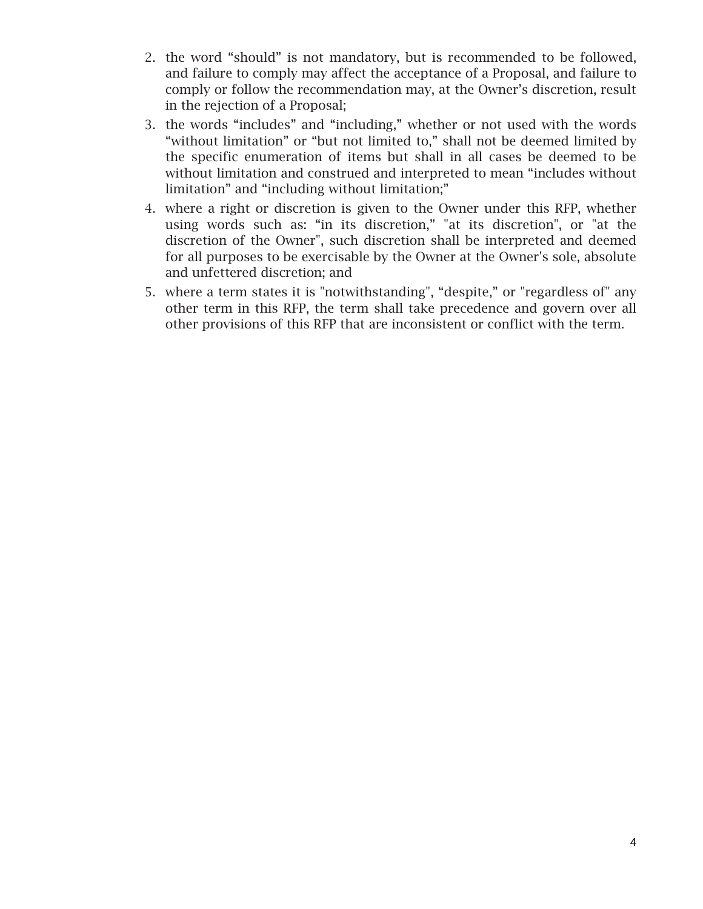2. the word “should” is not mandatory, but is recommended to be followed, and failure to comply may affect the acceptance of a Proposal, and failure to comply or follow the recommendation may, at the Owner’s discretion, result in the rejection of a Proposal;
3. the words “includes” and “including,” whether or not used with the words “without limitation” or “but not limited to,” shall not be deemed limited by the specific enumeration of items but shall in all cases be deemed to be without limitation and construed and interpreted to mean “includes without limitation” and “including without limitation;”
4. where a right or discretion is given to the Owner under this RFP, whether using words such as: “in its discretion,” "at its discretion", or "at the discretion of the Owner", such discretion shall be interpreted and deemed for all purposes to be exercisable by the Owner at the Owner's sole, absolute and unfettered discretion; and
5. where a term states it is "notwithstanding", “despite,” or "regardless of" any other term in this RFP, the term shall take precedence and govern over all other provisions of this RFP that are inconsistent or conflict with the term.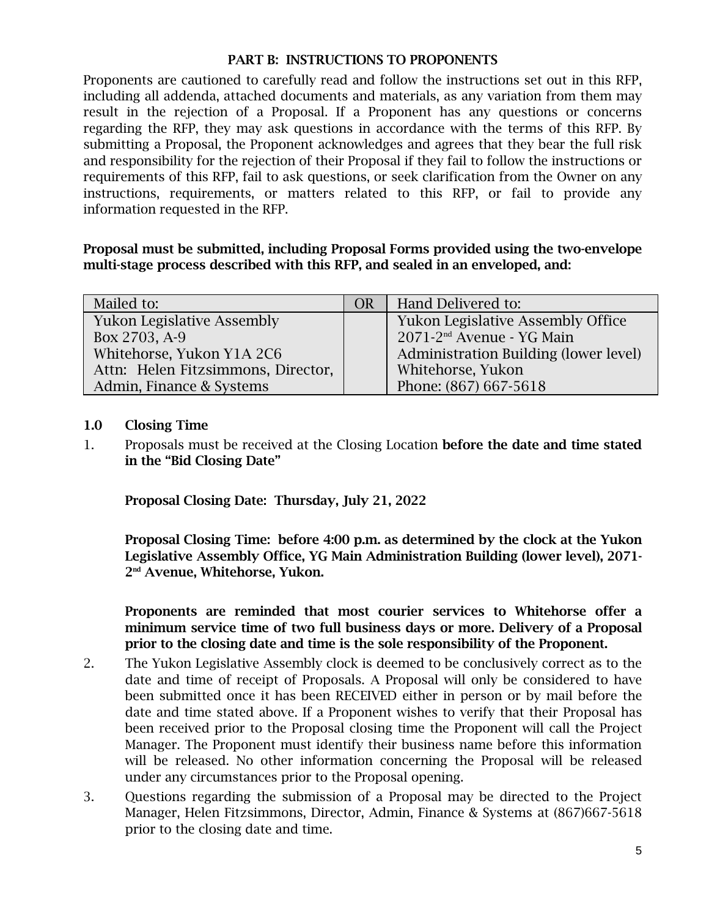## PART B: INSTRUCTIONS TO PROPONENTS

Proponents are cautioned to carefully read and follow the instructions set out in this RFP, including all addenda, attached documents and materials, as any variation from them may result in the rejection of a Proposal. If a Proponent has any questions or concerns regarding the RFP, they may ask questions in accordance with the terms of this RFP. By submitting a Proposal, the Proponent acknowledges and agrees that they bear the full risk and responsibility for the rejection of their Proposal if they fail to follow the instructions or requirements of this RFP, fail to ask questions, or seek clarification from the Owner on any instructions, requirements, or matters related to this RFP, or fail to provide any information requested in the RFP.

**Proposal must be submitted, including Proposal Forms provided using the two-envelope multi-stage process described with this RFP, and sealed in an enveloped, and:**

| Mailed to: | OR | Hand Delivered to: |
|---|---|---|
| Yukon Legislative Assembly<br>Box 2703, A-9<br>Whitehorse, Yukon Y1A 2C6<br>Attn: Helen Fitzsimmons, Director, Admin, Finance & Systems | | Yukon Legislative Assembly Office<br>2071-2nd Avenue - YG Main Administration Building (lower level)<br>Whitehorse, Yukon<br>Phone: (867) 667-5618 |

### 1.0 Closing Time

1. Proposals must be received at the Closing Location **before the date and time stated in the "Bid Closing Date"**

   **Proposal Closing Date: Thursday, July 21, 2022**

   **Proposal Closing Time: before 4:00 p.m. as determined by the clock at the Yukon Legislative Assembly Office, YG Main Administration Building (lower level), 2071-2nd Avenue, Whitehorse, Yukon.**

   **Proponents are reminded that most courier services to Whitehorse offer a minimum service time of two full business days or more. Delivery of a Proposal prior to the closing date and time is the sole responsibility of the Proponent.**

2. The Yukon Legislative Assembly clock is deemed to be conclusively correct as to the date and time of receipt of Proposals. A Proposal will only be considered to have been submitted once it has been RECEIVED either in person or by mail before the date and time stated above. If a Proponent wishes to verify that their Proposal has been received prior to the Proposal closing time the Proponent will call the Project Manager. The Proponent must identify their business name before this information will be released. No other information concerning the Proposal will be released under any circumstances prior to the Proposal opening.

3. Questions regarding the submission of a Proposal may be directed to the Project Manager, Helen Fitzsimmons, Director, Admin, Finance & Systems at (867)667-5618 prior to the closing date and time.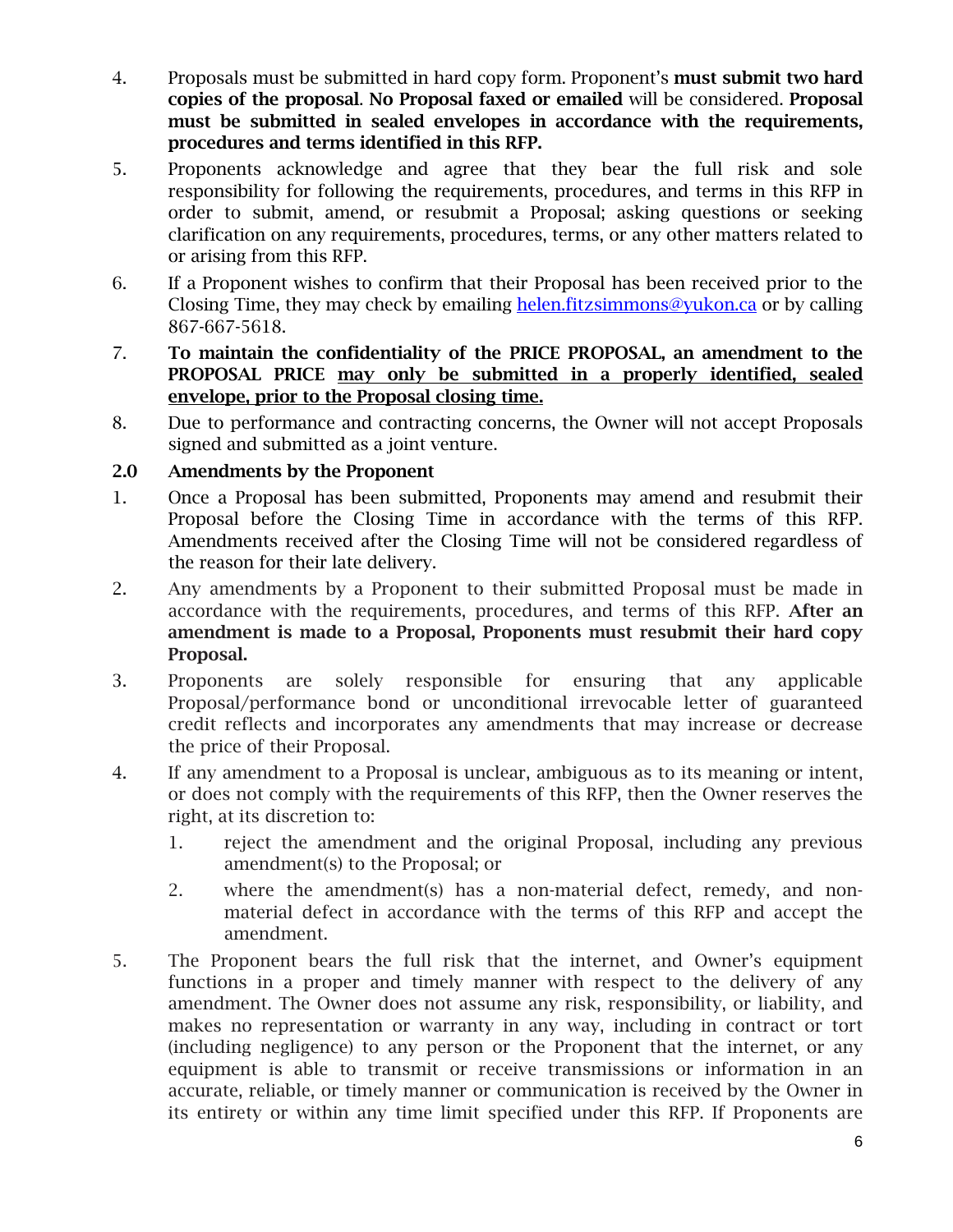4. Proposals must be submitted in hard copy form. Proponent's **must submit two hard copies of the proposal**. **No Proposal faxed or emailed** will be considered. **Proposal must be submitted in sealed envelopes in accordance with the requirements, procedures and terms identified in this RFP.**

5. Proponents acknowledge and agree that they bear the full risk and sole responsibility for following the requirements, procedures, and terms in this RFP in order to submit, amend, or resubmit a Proposal; asking questions or seeking clarification on any requirements, procedures, terms, or any other matters related to or arising from this RFP.

6. If a Proponent wishes to confirm that their Proposal has been received prior to the Closing Time, they may check by emailing helen.fitzsimmons@yukon.ca or by calling 867-667-5618.

7. **To maintain the confidentiality of the PRICE PROPOSAL, an amendment to the PROPOSAL PRICE <u>may only be submitted in a properly identified, sealed envelope, prior to the Proposal closing time.</u>**

8. Due to performance and contracting concerns, the Owner will not accept Proposals signed and submitted as a joint venture.

### 2.0 Amendments by the Proponent

1. Once a Proposal has been submitted, Proponents may amend and resubmit their Proposal before the Closing Time in accordance with the terms of this RFP. Amendments received after the Closing Time will not be considered regardless of the reason for their late delivery.

2. Any amendments by a Proponent to their submitted Proposal must be made in accordance with the requirements, procedures, and terms of this RFP. **After an amendment is made to a Proposal, Proponents must resubmit their hard copy Proposal.**

3. Proponents are solely responsible for ensuring that any applicable Proposal/performance bond or unconditional irrevocable letter of guaranteed credit reflects and incorporates any amendments that may increase or decrease the price of their Proposal.

4. If any amendment to a Proposal is unclear, ambiguous as to its meaning or intent, or does not comply with the requirements of this RFP, then the Owner reserves the right, at its discretion to:

   1. reject the amendment and the original Proposal, including any previous amendment(s) to the Proposal; or

   2. where the amendment(s) has a non-material defect, remedy, and non-material defect in accordance with the terms of this RFP and accept the amendment.

5. The Proponent bears the full risk that the internet, and Owner's equipment functions in a proper and timely manner with respect to the delivery of any amendment. The Owner does not assume any risk, responsibility, or liability, and makes no representation or warranty in any way, including in contract or tort (including negligence) to any person or the Proponent that the internet, or any equipment is able to transmit or receive transmissions or information in an accurate, reliable, or timely manner or communication is received by the Owner in its entirety or within any time limit specified under this RFP. If Proponents are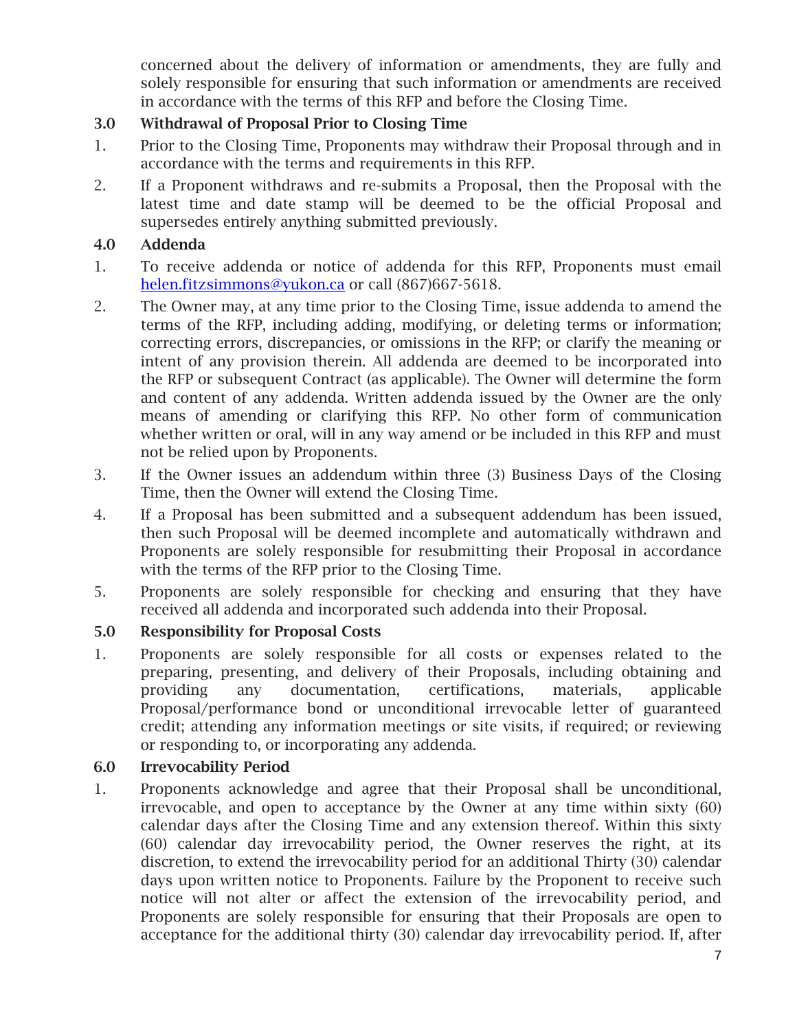concerned about the delivery of information or amendments, they are fully and solely responsible for ensuring that such information or amendments are received in accordance with the terms of this RFP and before the Closing Time.

### 3.0 Withdrawal of Proposal Prior to Closing Time

1. Prior to the Closing Time, Proponents may withdraw their Proposal through and in accordance with the terms and requirements in this RFP.
2. If a Proponent withdraws and re-submits a Proposal, then the Proposal with the latest time and date stamp will be deemed to be the official Proposal and supersedes entirely anything submitted previously.

### 4.0 Addenda

1. To receive addenda or notice of addenda for this RFP, Proponents must email helen.fitzsimmons@yukon.ca or call (867)667-5618.
2. The Owner may, at any time prior to the Closing Time, issue addenda to amend the terms of the RFP, including adding, modifying, or deleting terms or information; correcting errors, discrepancies, or omissions in the RFP; or clarify the meaning or intent of any provision therein. All addenda are deemed to be incorporated into the RFP or subsequent Contract (as applicable). The Owner will determine the form and content of any addenda. Written addenda issued by the Owner are the only means of amending or clarifying this RFP. No other form of communication whether written or oral, will in any way amend or be included in this RFP and must not be relied upon by Proponents.
3. If the Owner issues an addendum within three (3) Business Days of the Closing Time, then the Owner will extend the Closing Time.
4. If a Proposal has been submitted and a subsequent addendum has been issued, then such Proposal will be deemed incomplete and automatically withdrawn and Proponents are solely responsible for resubmitting their Proposal in accordance with the terms of the RFP prior to the Closing Time.
5. Proponents are solely responsible for checking and ensuring that they have received all addenda and incorporated such addenda into their Proposal.

### 5.0 Responsibility for Proposal Costs

1. Proponents are solely responsible for all costs or expenses related to the preparing, presenting, and delivery of their Proposals, including obtaining and providing any documentation, certifications, materials, applicable Proposal/performance bond or unconditional irrevocable letter of guaranteed credit; attending any information meetings or site visits, if required; or reviewing or responding to, or incorporating any addenda.

### 6.0 Irrevocability Period

1. Proponents acknowledge and agree that their Proposal shall be unconditional, irrevocable, and open to acceptance by the Owner at any time within sixty (60) calendar days after the Closing Time and any extension thereof. Within this sixty (60) calendar day irrevocability period, the Owner reserves the right, at its discretion, to extend the irrevocability period for an additional Thirty (30) calendar days upon written notice to Proponents. Failure by the Proponent to receive such notice will not alter or affect the extension of the irrevocability period, and Proponents are solely responsible for ensuring that their Proposals are open to acceptance for the additional thirty (30) calendar day irrevocability period. If, after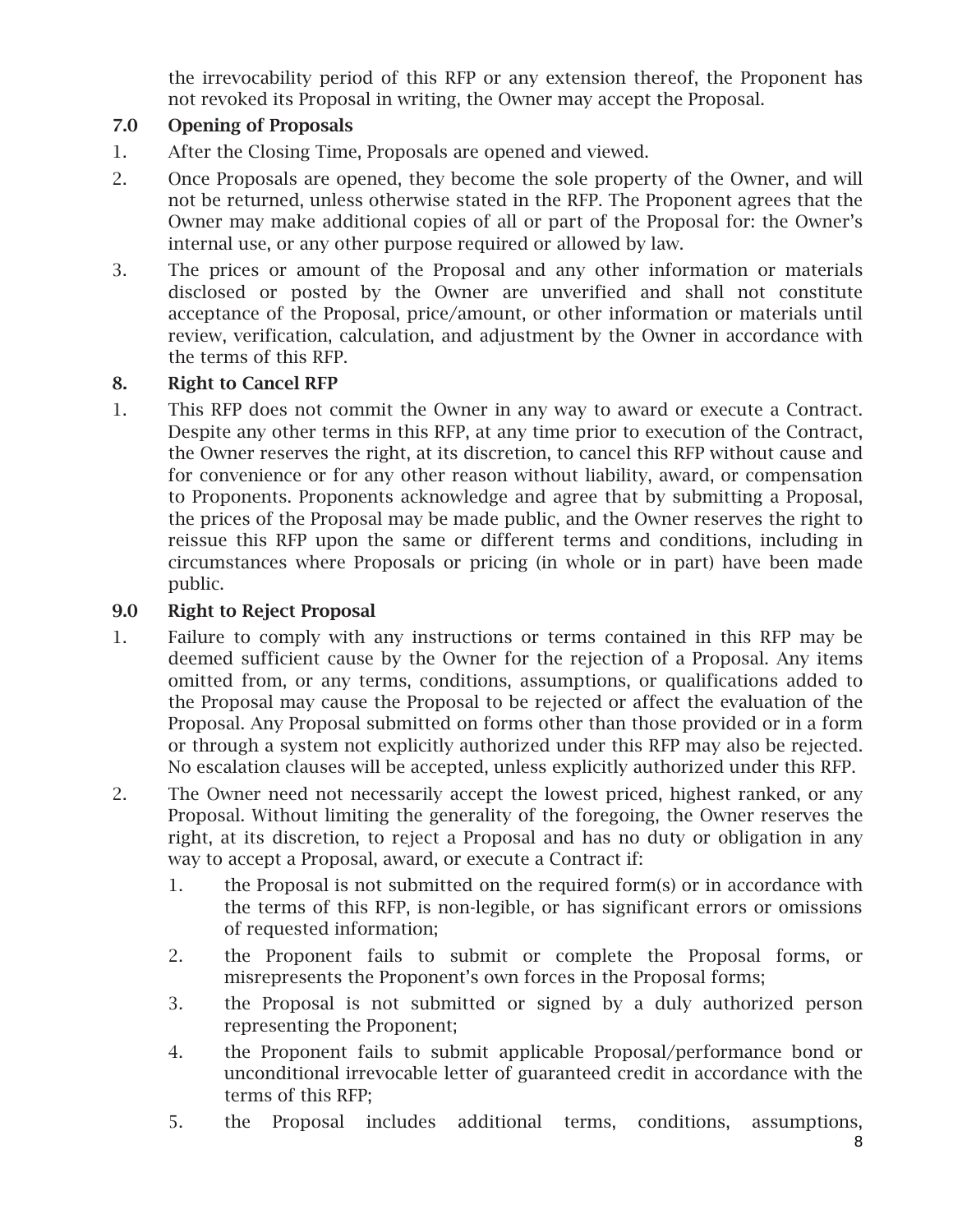the irrevocability period of this RFP or any extension thereof, the Proponent has not revoked its Proposal in writing, the Owner may accept the Proposal.

### 7.0 Opening of Proposals

1. After the Closing Time, Proposals are opened and viewed.
2. Once Proposals are opened, they become the sole property of the Owner, and will not be returned, unless otherwise stated in the RFP. The Proponent agrees that the Owner may make additional copies of all or part of the Proposal for: the Owner's internal use, or any other purpose required or allowed by law.
3. The prices or amount of the Proposal and any other information or materials disclosed or posted by the Owner are unverified and shall not constitute acceptance of the Proposal, price/amount, or other information or materials until review, verification, calculation, and adjustment by the Owner in accordance with the terms of this RFP.

### 8. Right to Cancel RFP

1. This RFP does not commit the Owner in any way to award or execute a Contract. Despite any other terms in this RFP, at any time prior to execution of the Contract, the Owner reserves the right, at its discretion, to cancel this RFP without cause and for convenience or for any other reason without liability, award, or compensation to Proponents. Proponents acknowledge and agree that by submitting a Proposal, the prices of the Proposal may be made public, and the Owner reserves the right to reissue this RFP upon the same or different terms and conditions, including in circumstances where Proposals or pricing (in whole or in part) have been made public.

### 9.0 Right to Reject Proposal

1. Failure to comply with any instructions or terms contained in this RFP may be deemed sufficient cause by the Owner for the rejection of a Proposal. Any items omitted from, or any terms, conditions, assumptions, or qualifications added to the Proposal may cause the Proposal to be rejected or affect the evaluation of the Proposal. Any Proposal submitted on forms other than those provided or in a form or through a system not explicitly authorized under this RFP may also be rejected. No escalation clauses will be accepted, unless explicitly authorized under this RFP.
2. The Owner need not necessarily accept the lowest priced, highest ranked, or any Proposal. Without limiting the generality of the foregoing, the Owner reserves the right, at its discretion, to reject a Proposal and has no duty or obligation in any way to accept a Proposal, award, or execute a Contract if:
    1. the Proposal is not submitted on the required form(s) or in accordance with the terms of this RFP, is non-legible, or has significant errors or omissions of requested information;
    2. the Proponent fails to submit or complete the Proposal forms, or misrepresents the Proponent's own forces in the Proposal forms;
    3. the Proposal is not submitted or signed by a duly authorized person representing the Proponent;
    4. the Proponent fails to submit applicable Proposal/performance bond or unconditional irrevocable letter of guaranteed credit in accordance with the terms of this RFP;
    5. the Proposal includes additional terms, conditions, assumptions,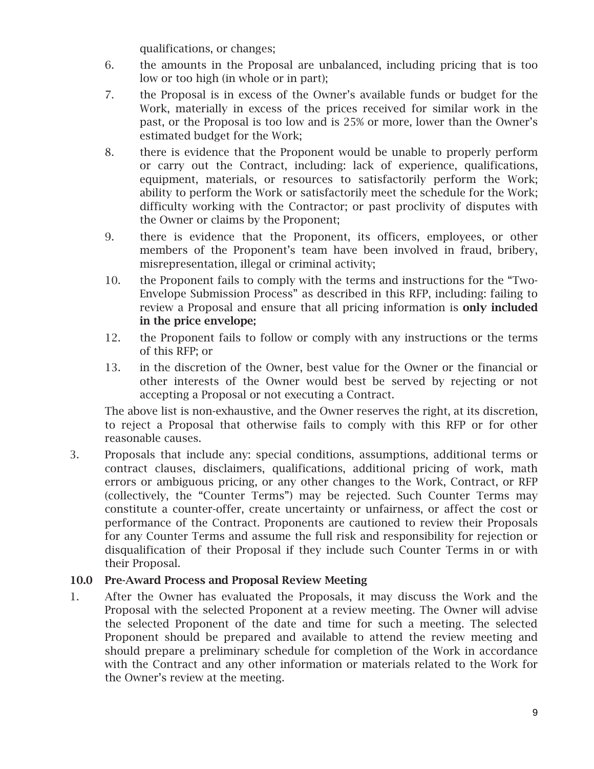qualifications, or changes;

6. the amounts in the Proposal are unbalanced, including pricing that is too low or too high (in whole or in part);
7. the Proposal is in excess of the Owner's available funds or budget for the Work, materially in excess of the prices received for similar work in the past, or the Proposal is too low and is 25% or more, lower than the Owner's estimated budget for the Work;
8. there is evidence that the Proponent would be unable to properly perform or carry out the Contract, including: lack of experience, qualifications, equipment, materials, or resources to satisfactorily perform the Work; ability to perform the Work or satisfactorily meet the schedule for the Work; difficulty working with the Contractor; or past proclivity of disputes with the Owner or claims by the Proponent;
9. there is evidence that the Proponent, its officers, employees, or other members of the Proponent's team have been involved in fraud, bribery, misrepresentation, illegal or criminal activity;
10. the Proponent fails to comply with the terms and instructions for the "Two-Envelope Submission Process" as described in this RFP, including: failing to review a Proposal and ensure that all pricing information is **only included in the price envelope;**
12. the Proponent fails to follow or comply with any instructions or the terms of this RFP; or
13. in the discretion of the Owner, best value for the Owner or the financial or other interests of the Owner would best be served by rejecting or not accepting a Proposal or not executing a Contract.

The above list is non-exhaustive, and the Owner reserves the right, at its discretion, to reject a Proposal that otherwise fails to comply with this RFP or for other reasonable causes.

3. Proposals that include any: special conditions, assumptions, additional terms or contract clauses, disclaimers, qualifications, additional pricing of work, math errors or ambiguous pricing, or any other changes to the Work, Contract, or RFP (collectively, the "Counter Terms") may be rejected. Such Counter Terms may constitute a counter-offer, create uncertainty or unfairness, or affect the cost or performance of the Contract. Proponents are cautioned to review their Proposals for any Counter Terms and assume the full risk and responsibility for rejection or disqualification of their Proposal if they include such Counter Terms in or with their Proposal.

## 10.0 Pre-Award Process and Proposal Review Meeting

1. After the Owner has evaluated the Proposals, it may discuss the Work and the Proposal with the selected Proponent at a review meeting. The Owner will advise the selected Proponent of the date and time for such a meeting. The selected Proponent should be prepared and available to attend the review meeting and should prepare a preliminary schedule for completion of the Work in accordance with the Contract and any other information or materials related to the Work for the Owner's review at the meeting.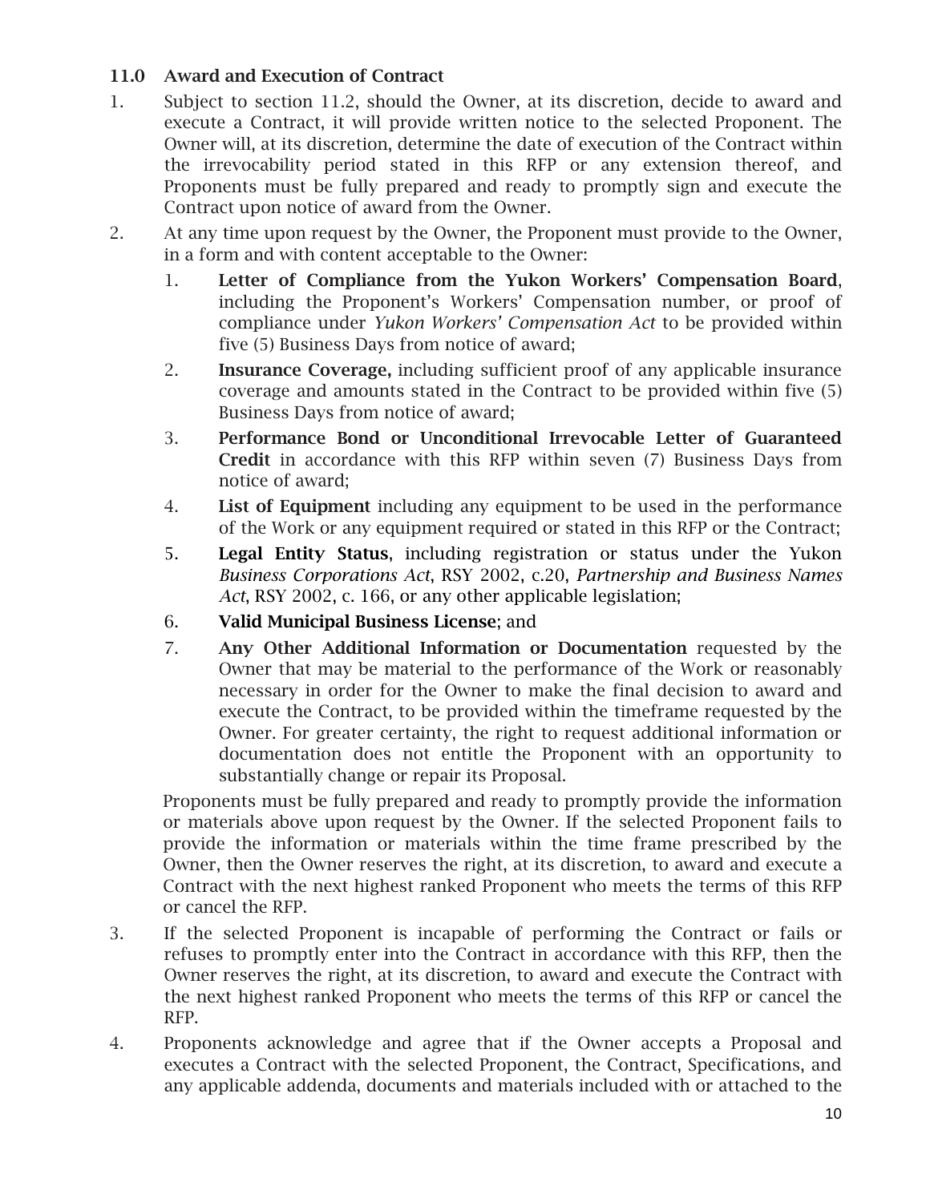### 11.0 Award and Execution of Contract

1. Subject to section 11.2, should the Owner, at its discretion, decide to award and execute a Contract, it will provide written notice to the selected Proponent. The Owner will, at its discretion, determine the date of execution of the Contract within the irrevocability period stated in this RFP or any extension thereof, and Proponents must be fully prepared and ready to promptly sign and execute the Contract upon notice of award from the Owner.
2. At any time upon request by the Owner, the Proponent must provide to the Owner, in a form and with content acceptable to the Owner:
    1. **Letter of Compliance from the Yukon Workers' Compensation Board**, including the Proponent's Workers' Compensation number, or proof of compliance under *Yukon Workers' Compensation Act* to be provided within five (5) Business Days from notice of award;
    2. **Insurance Coverage,** including sufficient proof of any applicable insurance coverage and amounts stated in the Contract to be provided within five (5) Business Days from notice of award;
    3. **Performance Bond or Unconditional Irrevocable Letter of Guaranteed Credit** in accordance with this RFP within seven (7) Business Days from notice of award;
    4. **List of Equipment** including any equipment to be used in the performance of the Work or any equipment required or stated in this RFP or the Contract;
    5. **Legal Entity Status**, including registration or status under the Yukon *Business Corporations Act*, RSY 2002, c.20, *Partnership and Business Names Act*, RSY 2002, c. 166, or any other applicable legislation;
    6. **Valid Municipal Business License**; and
    7. **Any Other Additional Information or Documentation** requested by the Owner that may be material to the performance of the Work or reasonably necessary in order for the Owner to make the final decision to award and execute the Contract, to be provided within the timeframe requested by the Owner. For greater certainty, the right to request additional information or documentation does not entitle the Proponent with an opportunity to substantially change or repair its Proposal.

    Proponents must be fully prepared and ready to promptly provide the information or materials above upon request by the Owner. If the selected Proponent fails to provide the information or materials within the time frame prescribed by the Owner, then the Owner reserves the right, at its discretion, to award and execute a Contract with the next highest ranked Proponent who meets the terms of this RFP or cancel the RFP.
3. If the selected Proponent is incapable of performing the Contract or fails or refuses to promptly enter into the Contract in accordance with this RFP, then the Owner reserves the right, at its discretion, to award and execute the Contract with the next highest ranked Proponent who meets the terms of this RFP or cancel the RFP.
4. Proponents acknowledge and agree that if the Owner accepts a Proposal and executes a Contract with the selected Proponent, the Contract, Specifications, and any applicable addenda, documents and materials included with or attached to the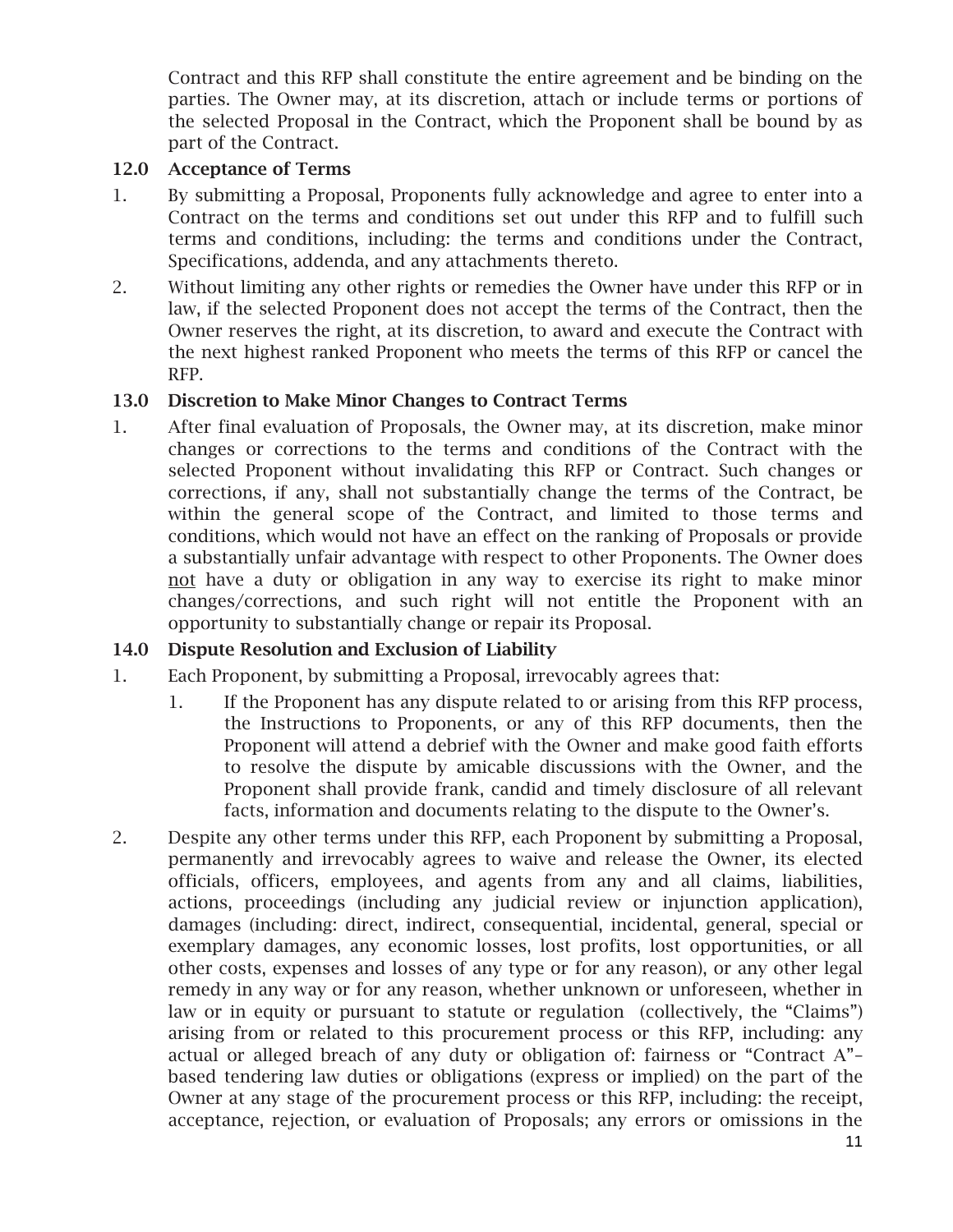Contract and this RFP shall constitute the entire agreement and be binding on the parties. The Owner may, at its discretion, attach or include terms or portions of the selected Proposal in the Contract, which the Proponent shall be bound by as part of the Contract.

### 12.0 Acceptance of Terms

1. By submitting a Proposal, Proponents fully acknowledge and agree to enter into a Contract on the terms and conditions set out under this RFP and to fulfill such terms and conditions, including: the terms and conditions under the Contract, Specifications, addenda, and any attachments thereto.
2. Without limiting any other rights or remedies the Owner have under this RFP or in law, if the selected Proponent does not accept the terms of the Contract, then the Owner reserves the right, at its discretion, to award and execute the Contract with the next highest ranked Proponent who meets the terms of this RFP or cancel the RFP.

### 13.0 Discretion to Make Minor Changes to Contract Terms

1. After final evaluation of Proposals, the Owner may, at its discretion, make minor changes or corrections to the terms and conditions of the Contract with the selected Proponent without invalidating this RFP or Contract. Such changes or corrections, if any, shall not substantially change the terms of the Contract, be within the general scope of the Contract, and limited to those terms and conditions, which would not have an effect on the ranking of Proposals or provide a substantially unfair advantage with respect to other Proponents. The Owner does <u>not</u> have a duty or obligation in any way to exercise its right to make minor changes/corrections, and such right will not entitle the Proponent with an opportunity to substantially change or repair its Proposal.

### 14.0 Dispute Resolution and Exclusion of Liability

1. Each Proponent, by submitting a Proposal, irrevocably agrees that:
    1. If the Proponent has any dispute related to or arising from this RFP process, the Instructions to Proponents, or any of this RFP documents, then the Proponent will attend a debrief with the Owner and make good faith efforts to resolve the dispute by amicable discussions with the Owner, and the Proponent shall provide frank, candid and timely disclosure of all relevant facts, information and documents relating to the dispute to the Owner's.
2. Despite any other terms under this RFP, each Proponent by submitting a Proposal, permanently and irrevocably agrees to waive and release the Owner, its elected officials, officers, employees, and agents from any and all claims, liabilities, actions, proceedings (including any judicial review or injunction application), damages (including: direct, indirect, consequential, incidental, general, special or exemplary damages, any economic losses, lost profits, lost opportunities, or all other costs, expenses and losses of any type or for any reason), or any other legal remedy in any way or for any reason, whether unknown or unforeseen, whether in law or in equity or pursuant to statute or regulation (collectively, the "Claims") arising from or related to this procurement process or this RFP, including: any actual or alleged breach of any duty or obligation of: fairness or "Contract A"–based tendering law duties or obligations (express or implied) on the part of the Owner at any stage of the procurement process or this RFP, including: the receipt, acceptance, rejection, or evaluation of Proposals; any errors or omissions in the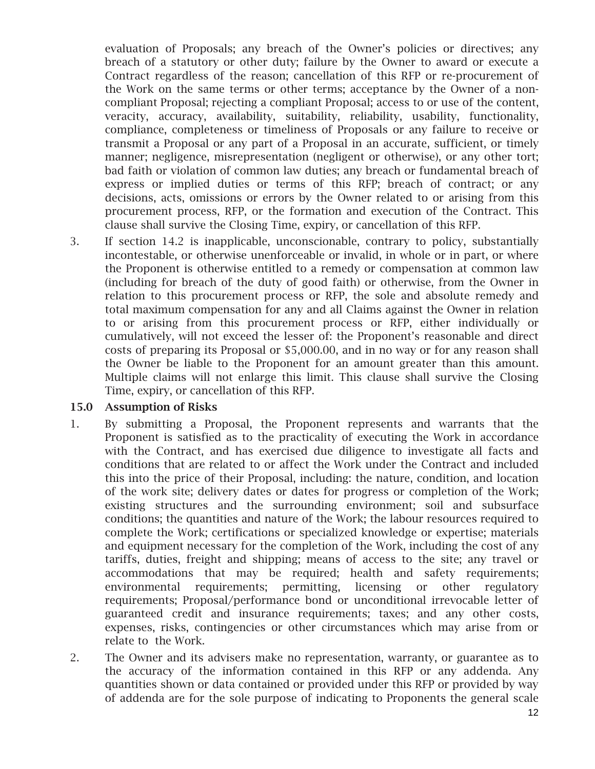evaluation of Proposals; any breach of the Owner's policies or directives; any breach of a statutory or other duty; failure by the Owner to award or execute a Contract regardless of the reason; cancellation of this RFP or re-procurement of the Work on the same terms or other terms; acceptance by the Owner of a non-compliant Proposal; rejecting a compliant Proposal; access to or use of the content, veracity, accuracy, availability, suitability, reliability, usability, functionality, compliance, completeness or timeliness of Proposals or any failure to receive or transmit a Proposal or any part of a Proposal in an accurate, sufficient, or timely manner; negligence, misrepresentation (negligent or otherwise), or any other tort; bad faith or violation of common law duties; any breach or fundamental breach of express or implied duties or terms of this RFP; breach of contract; or any decisions, acts, omissions or errors by the Owner related to or arising from this procurement process, RFP, or the formation and execution of the Contract. This clause shall survive the Closing Time, expiry, or cancellation of this RFP.

3. If section 14.2 is inapplicable, unconscionable, contrary to policy, substantially incontestable, or otherwise unenforceable or invalid, in whole or in part, or where the Proponent is otherwise entitled to a remedy or compensation at common law (including for breach of the duty of good faith) or otherwise, from the Owner in relation to this procurement process or RFP, the sole and absolute remedy and total maximum compensation for any and all Claims against the Owner in relation to or arising from this procurement process or RFP, either individually or cumulatively, will not exceed the lesser of: the Proponent's reasonable and direct costs of preparing its Proposal or $5,000.00, and in no way or for any reason shall the Owner be liable to the Proponent for an amount greater than this amount. Multiple claims will not enlarge this limit. This clause shall survive the Closing Time, expiry, or cancellation of this RFP.

### 15.0 Assumption of Risks

1. By submitting a Proposal, the Proponent represents and warrants that the Proponent is satisfied as to the practicality of executing the Work in accordance with the Contract, and has exercised due diligence to investigate all facts and conditions that are related to or affect the Work under the Contract and included this into the price of their Proposal, including: the nature, condition, and location of the work site; delivery dates or dates for progress or completion of the Work; existing structures and the surrounding environment; soil and subsurface conditions; the quantities and nature of the Work; the labour resources required to complete the Work; certifications or specialized knowledge or expertise; materials and equipment necessary for the completion of the Work, including the cost of any tariffs, duties, freight and shipping; means of access to the site; any travel or accommodations that may be required; health and safety requirements; environmental requirements; permitting, licensing or other regulatory requirements; Proposal/performance bond or unconditional irrevocable letter of guaranteed credit and insurance requirements; taxes; and any other costs, expenses, risks, contingencies or other circumstances which may arise from or relate to the Work.

2. The Owner and its advisers make no representation, warranty, or guarantee as to the accuracy of the information contained in this RFP or any addenda. Any quantities shown or data contained or provided under this RFP or provided by way of addenda are for the sole purpose of indicating to Proponents the general scale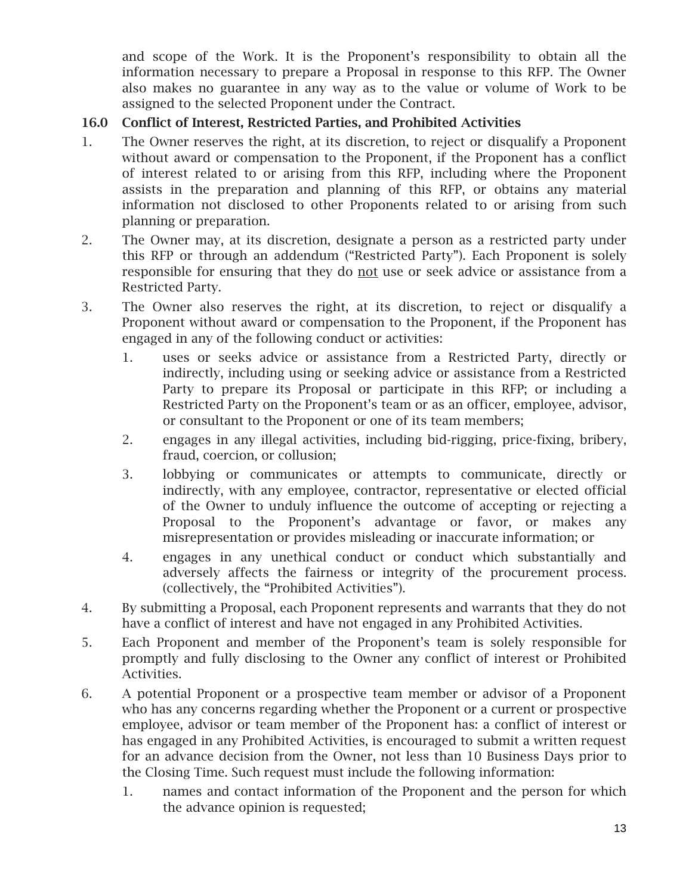and scope of the Work. It is the Proponent's responsibility to obtain all the information necessary to prepare a Proposal in response to this RFP. The Owner also makes no guarantee in any way as to the value or volume of Work to be assigned to the selected Proponent under the Contract.

### 16.0 Conflict of Interest, Restricted Parties, and Prohibited Activities

1. The Owner reserves the right, at its discretion, to reject or disqualify a Proponent without award or compensation to the Proponent, if the Proponent has a conflict of interest related to or arising from this RFP, including where the Proponent assists in the preparation and planning of this RFP, or obtains any material information not disclosed to other Proponents related to or arising from such planning or preparation.
2. The Owner may, at its discretion, designate a person as a restricted party under this RFP or through an addendum ("Restricted Party"). Each Proponent is solely responsible for ensuring that they do <u>not</u> use or seek advice or assistance from a Restricted Party.
3. The Owner also reserves the right, at its discretion, to reject or disqualify a Proponent without award or compensation to the Proponent, if the Proponent has engaged in any of the following conduct or activities:
    1. uses or seeks advice or assistance from a Restricted Party, directly or indirectly, including using or seeking advice or assistance from a Restricted Party to prepare its Proposal or participate in this RFP; or including a Restricted Party on the Proponent's team or as an officer, employee, advisor, or consultant to the Proponent or one of its team members;
    2. engages in any illegal activities, including bid-rigging, price-fixing, bribery, fraud, coercion, or collusion;
    3. lobbying or communicates or attempts to communicate, directly or indirectly, with any employee, contractor, representative or elected official of the Owner to unduly influence the outcome of accepting or rejecting a Proposal to the Proponent's advantage or favor, or makes any misrepresentation or provides misleading or inaccurate information; or
    4. engages in any unethical conduct or conduct which substantially and adversely affects the fairness or integrity of the procurement process. (collectively, the "Prohibited Activities").
4. By submitting a Proposal, each Proponent represents and warrants that they do not have a conflict of interest and have not engaged in any Prohibited Activities.
5. Each Proponent and member of the Proponent's team is solely responsible for promptly and fully disclosing to the Owner any conflict of interest or Prohibited Activities.
6. A potential Proponent or a prospective team member or advisor of a Proponent who has any concerns regarding whether the Proponent or a current or prospective employee, advisor or team member of the Proponent has: a conflict of interest or has engaged in any Prohibited Activities, is encouraged to submit a written request for an advance decision from the Owner, not less than 10 Business Days prior to the Closing Time. Such request must include the following information:
    1. names and contact information of the Proponent and the person for which the advance opinion is requested;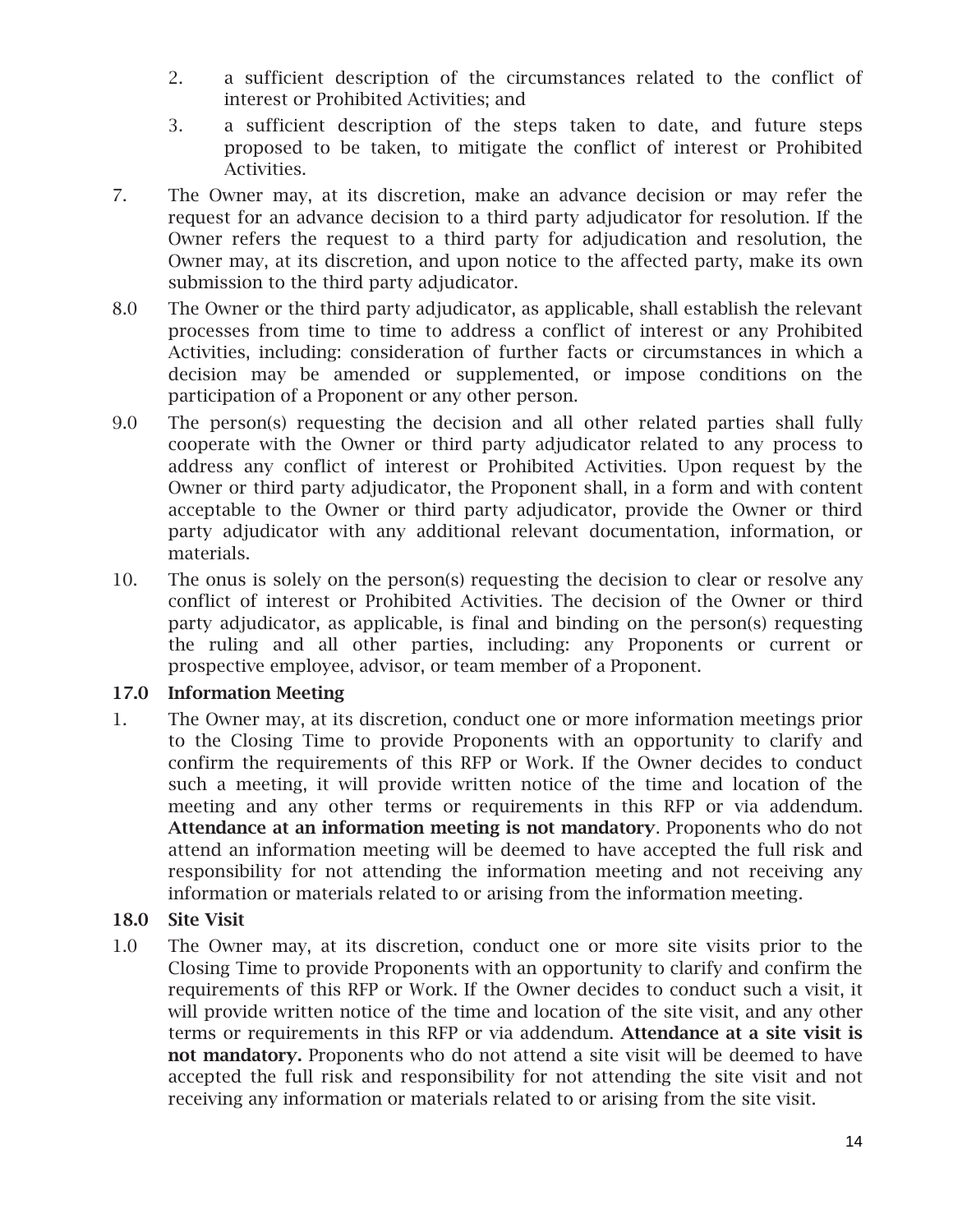2. a sufficient description of the circumstances related to the conflict of interest or Prohibited Activities; and

3. a sufficient description of the steps taken to date, and future steps proposed to be taken, to mitigate the conflict of interest or Prohibited Activities.

7. The Owner may, at its discretion, make an advance decision or may refer the request for an advance decision to a third party adjudicator for resolution. If the Owner refers the request to a third party for adjudication and resolution, the Owner may, at its discretion, and upon notice to the affected party, make its own submission to the third party adjudicator.

8.0 The Owner or the third party adjudicator, as applicable, shall establish the relevant processes from time to time to address a conflict of interest or any Prohibited Activities, including: consideration of further facts or circumstances in which a decision may be amended or supplemented, or impose conditions on the participation of a Proponent or any other person.

9.0 The person(s) requesting the decision and all other related parties shall fully cooperate with the Owner or third party adjudicator related to any process to address any conflict of interest or Prohibited Activities. Upon request by the Owner or third party adjudicator, the Proponent shall, in a form and with content acceptable to the Owner or third party adjudicator, provide the Owner or third party adjudicator with any additional relevant documentation, information, or materials.

10. The onus is solely on the person(s) requesting the decision to clear or resolve any conflict of interest or Prohibited Activities. The decision of the Owner or third party adjudicator, as applicable, is final and binding on the person(s) requesting the ruling and all other parties, including: any Proponents or current or prospective employee, advisor, or team member of a Proponent.

**17.0 Information Meeting**

1. The Owner may, at its discretion, conduct one or more information meetings prior to the Closing Time to provide Proponents with an opportunity to clarify and confirm the requirements of this RFP or Work. If the Owner decides to conduct such a meeting, it will provide written notice of the time and location of the meeting and any other terms or requirements in this RFP or via addendum. **Attendance at an information meeting is not mandatory**. Proponents who do not attend an information meeting will be deemed to have accepted the full risk and responsibility for not attending the information meeting and not receiving any information or materials related to or arising from the information meeting.

**18.0 Site Visit**

1.0 The Owner may, at its discretion, conduct one or more site visits prior to the Closing Time to provide Proponents with an opportunity to clarify and confirm the requirements of this RFP or Work. If the Owner decides to conduct such a visit, it will provide written notice of the time and location of the site visit, and any other terms or requirements in this RFP or via addendum. **Attendance at a site visit is not mandatory.** Proponents who do not attend a site visit will be deemed to have accepted the full risk and responsibility for not attending the site visit and not receiving any information or materials related to or arising from the site visit.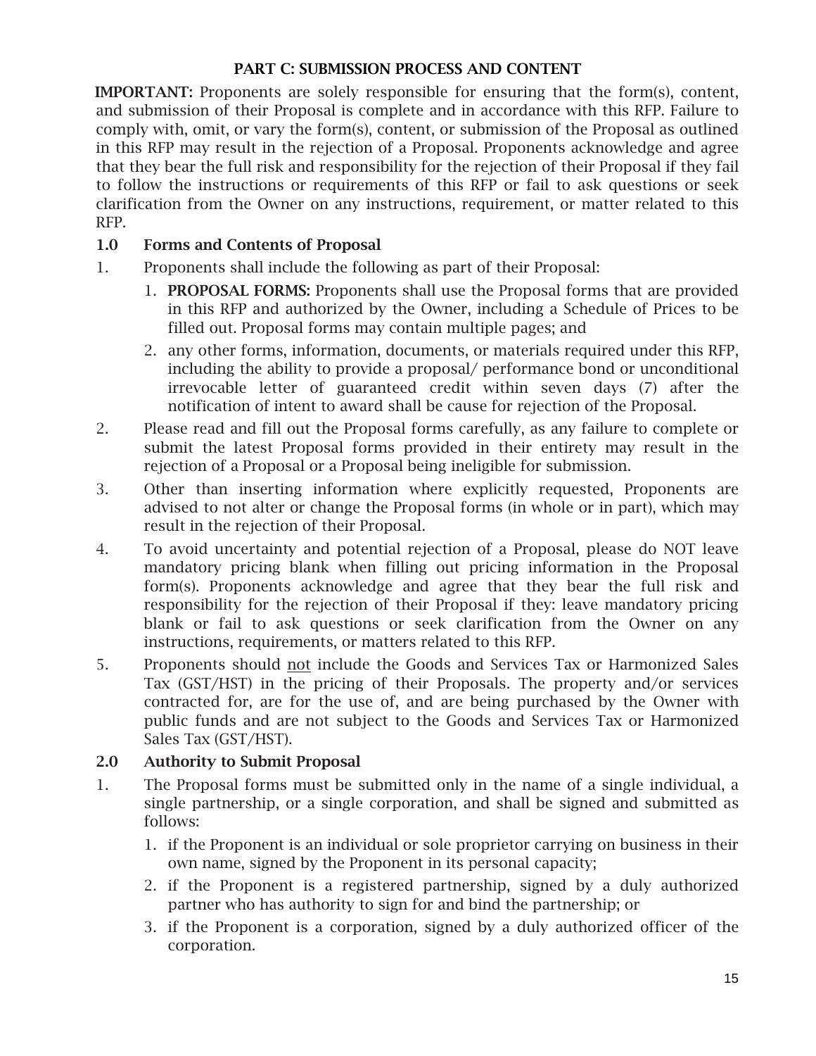## PART C: SUBMISSION PROCESS AND CONTENT

**IMPORTANT:** Proponents are solely responsible for ensuring that the form(s), content, and submission of their Proposal is complete and in accordance with this RFP. Failure to comply with, omit, or vary the form(s), content, or submission of the Proposal as outlined in this RFP may result in the rejection of a Proposal. Proponents acknowledge and agree that they bear the full risk and responsibility for the rejection of their Proposal if they fail to follow the instructions or requirements of this RFP or fail to ask questions or seek clarification from the Owner on any instructions, requirement, or matter related to this RFP.

### 1.0 Forms and Contents of Proposal

1. Proponents shall include the following as part of their Proposal:
   1. **PROPOSAL FORMS:** Proponents shall use the Proposal forms that are provided in this RFP and authorized by the Owner, including a Schedule of Prices to be filled out. Proposal forms may contain multiple pages; and
   2. any other forms, information, documents, or materials required under this RFP, including the ability to provide a proposal/ performance bond or unconditional irrevocable letter of guaranteed credit within seven days (7) after the notification of intent to award shall be cause for rejection of the Proposal.
2. Please read and fill out the Proposal forms carefully, as any failure to complete or submit the latest Proposal forms provided in their entirety may result in the rejection of a Proposal or a Proposal being ineligible for submission.
3. Other than inserting information where explicitly requested, Proponents are advised to not alter or change the Proposal forms (in whole or in part), which may result in the rejection of their Proposal.
4. To avoid uncertainty and potential rejection of a Proposal, please do NOT leave mandatory pricing blank when filling out pricing information in the Proposal form(s). Proponents acknowledge and agree that they bear the full risk and responsibility for the rejection of their Proposal if they: leave mandatory pricing blank or fail to ask questions or seek clarification from the Owner on any instructions, requirements, or matters related to this RFP.
5. Proponents should <u>not</u> include the Goods and Services Tax or Harmonized Sales Tax (GST/HST) in the pricing of their Proposals. The property and/or services contracted for, are for the use of, and are being purchased by the Owner with public funds and are not subject to the Goods and Services Tax or Harmonized Sales Tax (GST/HST).

### 2.0 Authority to Submit Proposal

1. The Proposal forms must be submitted only in the name of a single individual, a single partnership, or a single corporation, and shall be signed and submitted as follows:
   1. if the Proponent is an individual or sole proprietor carrying on business in their own name, signed by the Proponent in its personal capacity;
   2. if the Proponent is a registered partnership, signed by a duly authorized partner who has authority to sign for and bind the partnership; or
   3. if the Proponent is a corporation, signed by a duly authorized officer of the corporation.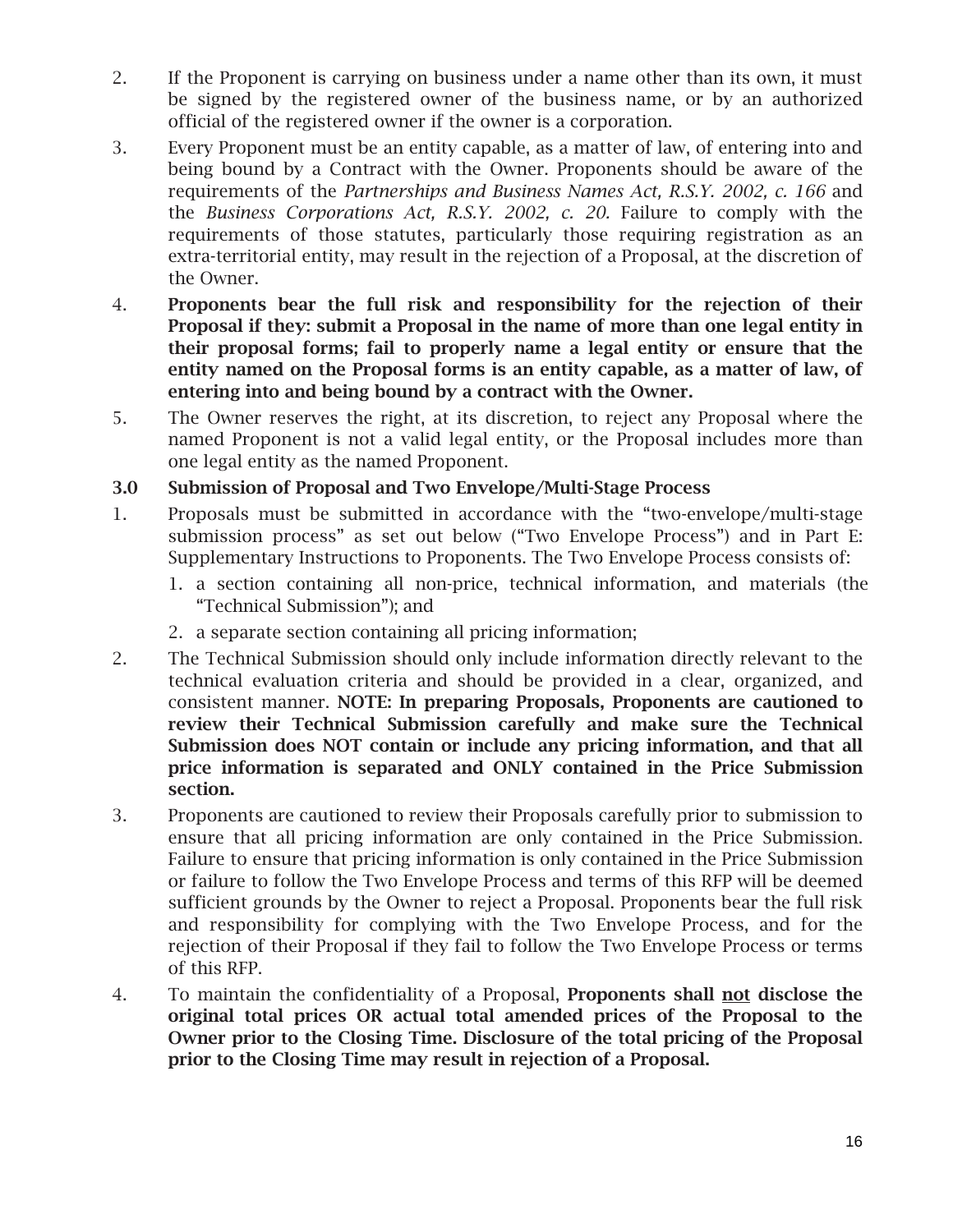2. If the Proponent is carrying on business under a name other than its own, it must be signed by the registered owner of the business name, or by an authorized official of the registered owner if the owner is a corporation.

3. Every Proponent must be an entity capable, as a matter of law, of entering into and being bound by a Contract with the Owner. Proponents should be aware of the requirements of the *Partnerships and Business Names Act, R.S.Y. 2002, c. 166* and the *Business Corporations Act, R.S.Y. 2002, c. 20.* Failure to comply with the requirements of those statutes, particularly those requiring registration as an extra-territorial entity, may result in the rejection of a Proposal, at the discretion of the Owner.

4. **Proponents bear the full risk and responsibility for the rejection of their Proposal if they: submit a Proposal in the name of more than one legal entity in their proposal forms; fail to properly name a legal entity or ensure that the entity named on the Proposal forms is an entity capable, as a matter of law, of entering into and being bound by a contract with the Owner.**

5. The Owner reserves the right, at its discretion, to reject any Proposal where the named Proponent is not a valid legal entity, or the Proposal includes more than one legal entity as the named Proponent.

### 3.0 Submission of Proposal and Two Envelope/Multi-Stage Process

1. Proposals must be submitted in accordance with the "two-envelope/multi-stage submission process" as set out below ("Two Envelope Process") and in Part E: Supplementary Instructions to Proponents. The Two Envelope Process consists of:
   1. a section containing all non-price, technical information, and materials (the "Technical Submission"); and
   2. a separate section containing all pricing information;

2. The Technical Submission should only include information directly relevant to the technical evaluation criteria and should be provided in a clear, organized, and consistent manner. **NOTE: In preparing Proposals, Proponents are cautioned to review their Technical Submission carefully and make sure the Technical Submission does NOT contain or include any pricing information, and that all price information is separated and ONLY contained in the Price Submission section.**

3. Proponents are cautioned to review their Proposals carefully prior to submission to ensure that all pricing information are only contained in the Price Submission. Failure to ensure that pricing information is only contained in the Price Submission or failure to follow the Two Envelope Process and terms of this RFP will be deemed sufficient grounds by the Owner to reject a Proposal. Proponents bear the full risk and responsibility for complying with the Two Envelope Process, and for the rejection of their Proposal if they fail to follow the Two Envelope Process or terms of this RFP.

4. To maintain the confidentiality of a Proposal, **Proponents shall <u>not</u> disclose the original total prices OR actual total amended prices of the Proposal to the Owner prior to the Closing Time. Disclosure of the total pricing of the Proposal prior to the Closing Time may result in rejection of a Proposal.**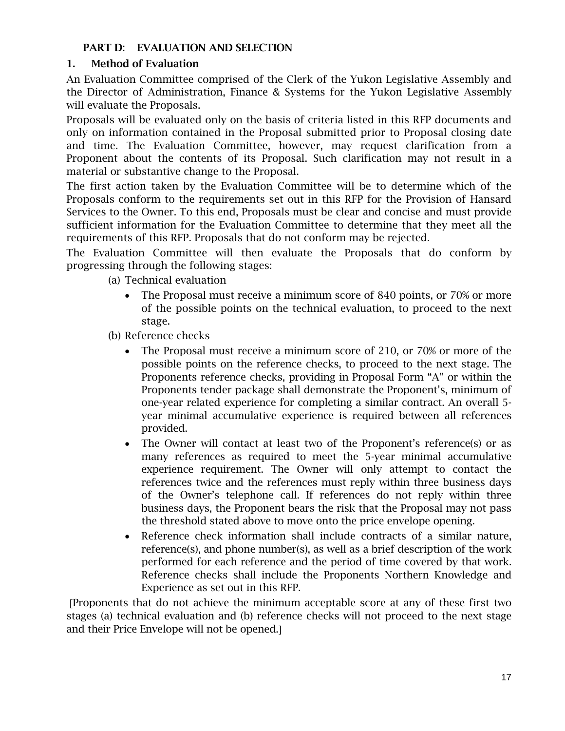## PART D: EVALUATION AND SELECTION

### 1. Method of Evaluation

An Evaluation Committee comprised of the Clerk of the Yukon Legislative Assembly and the Director of Administration, Finance & Systems for the Yukon Legislative Assembly will evaluate the Proposals.

Proposals will be evaluated only on the basis of criteria listed in this RFP documents and only on information contained in the Proposal submitted prior to Proposal closing date and time. The Evaluation Committee, however, may request clarification from a Proponent about the contents of its Proposal. Such clarification may not result in a material or substantive change to the Proposal.

The first action taken by the Evaluation Committee will be to determine which of the Proposals conform to the requirements set out in this RFP for the Provision of Hansard Services to the Owner. To this end, Proposals must be clear and concise and must provide sufficient information for the Evaluation Committee to determine that they meet all the requirements of this RFP. Proposals that do not conform may be rejected.

The Evaluation Committee will then evaluate the Proposals that do conform by progressing through the following stages:

(a) Technical evaluation

- The Proposal must receive a minimum score of 840 points, or 70% or more of the possible points on the technical evaluation, to proceed to the next stage.

(b) Reference checks

- The Proposal must receive a minimum score of 210, or 70% or more of the possible points on the reference checks, to proceed to the next stage. The Proponents reference checks, providing in Proposal Form "A" or within the Proponents tender package shall demonstrate the Proponent's, minimum of one-year related experience for completing a similar contract. An overall 5-year minimal accumulative experience is required between all references provided.
- The Owner will contact at least two of the Proponent's reference(s) or as many references as required to meet the 5-year minimal accumulative experience requirement. The Owner will only attempt to contact the references twice and the references must reply within three business days of the Owner's telephone call. If references do not reply within three business days, the Proponent bears the risk that the Proposal may not pass the threshold stated above to move onto the price envelope opening.
- Reference check information shall include contracts of a similar nature, reference(s), and phone number(s), as well as a brief description of the work performed for each reference and the period of time covered by that work. Reference checks shall include the Proponents Northern Knowledge and Experience as set out in this RFP.

[Proponents that do not achieve the minimum acceptable score at any of these first two stages (a) technical evaluation and (b) reference checks will not proceed to the next stage and their Price Envelope will not be opened.]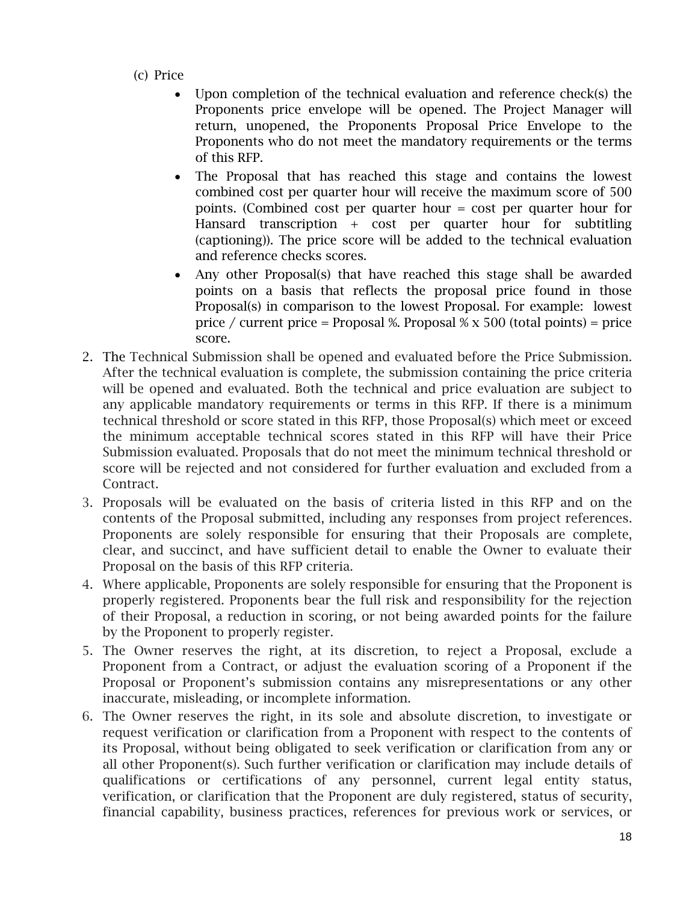(c) Price

- Upon completion of the technical evaluation and reference check(s) the Proponents price envelope will be opened. The Project Manager will return, unopened, the Proponents Proposal Price Envelope to the Proponents who do not meet the mandatory requirements or the terms of this RFP.
- The Proposal that has reached this stage and contains the lowest combined cost per quarter hour will receive the maximum score of 500 points. (Combined cost per quarter hour = cost per quarter hour for Hansard transcription + cost per quarter hour for subtitling (captioning)). The price score will be added to the technical evaluation and reference checks scores.
- Any other Proposal(s) that have reached this stage shall be awarded points on a basis that reflects the proposal price found in those Proposal(s) in comparison to the lowest Proposal. For example: lowest price / current price = Proposal %. Proposal % x 500 (total points) = price score.

2. The Technical Submission shall be opened and evaluated before the Price Submission. After the technical evaluation is complete, the submission containing the price criteria will be opened and evaluated. Both the technical and price evaluation are subject to any applicable mandatory requirements or terms in this RFP. If there is a minimum technical threshold or score stated in this RFP, those Proposal(s) which meet or exceed the minimum acceptable technical scores stated in this RFP will have their Price Submission evaluated. Proposals that do not meet the minimum technical threshold or score will be rejected and not considered for further evaluation and excluded from a Contract.
3. Proposals will be evaluated on the basis of criteria listed in this RFP and on the contents of the Proposal submitted, including any responses from project references. Proponents are solely responsible for ensuring that their Proposals are complete, clear, and succinct, and have sufficient detail to enable the Owner to evaluate their Proposal on the basis of this RFP criteria.
4. Where applicable, Proponents are solely responsible for ensuring that the Proponent is properly registered. Proponents bear the full risk and responsibility for the rejection of their Proposal, a reduction in scoring, or not being awarded points for the failure by the Proponent to properly register.
5. The Owner reserves the right, at its discretion, to reject a Proposal, exclude a Proponent from a Contract, or adjust the evaluation scoring of a Proponent if the Proposal or Proponent's submission contains any misrepresentations or any other inaccurate, misleading, or incomplete information.
6. The Owner reserves the right, in its sole and absolute discretion, to investigate or request verification or clarification from a Proponent with respect to the contents of its Proposal, without being obligated to seek verification or clarification from any or all other Proponent(s). Such further verification or clarification may include details of qualifications or certifications of any personnel, current legal entity status, verification, or clarification that the Proponent are duly registered, status of security, financial capability, business practices, references for previous work or services, or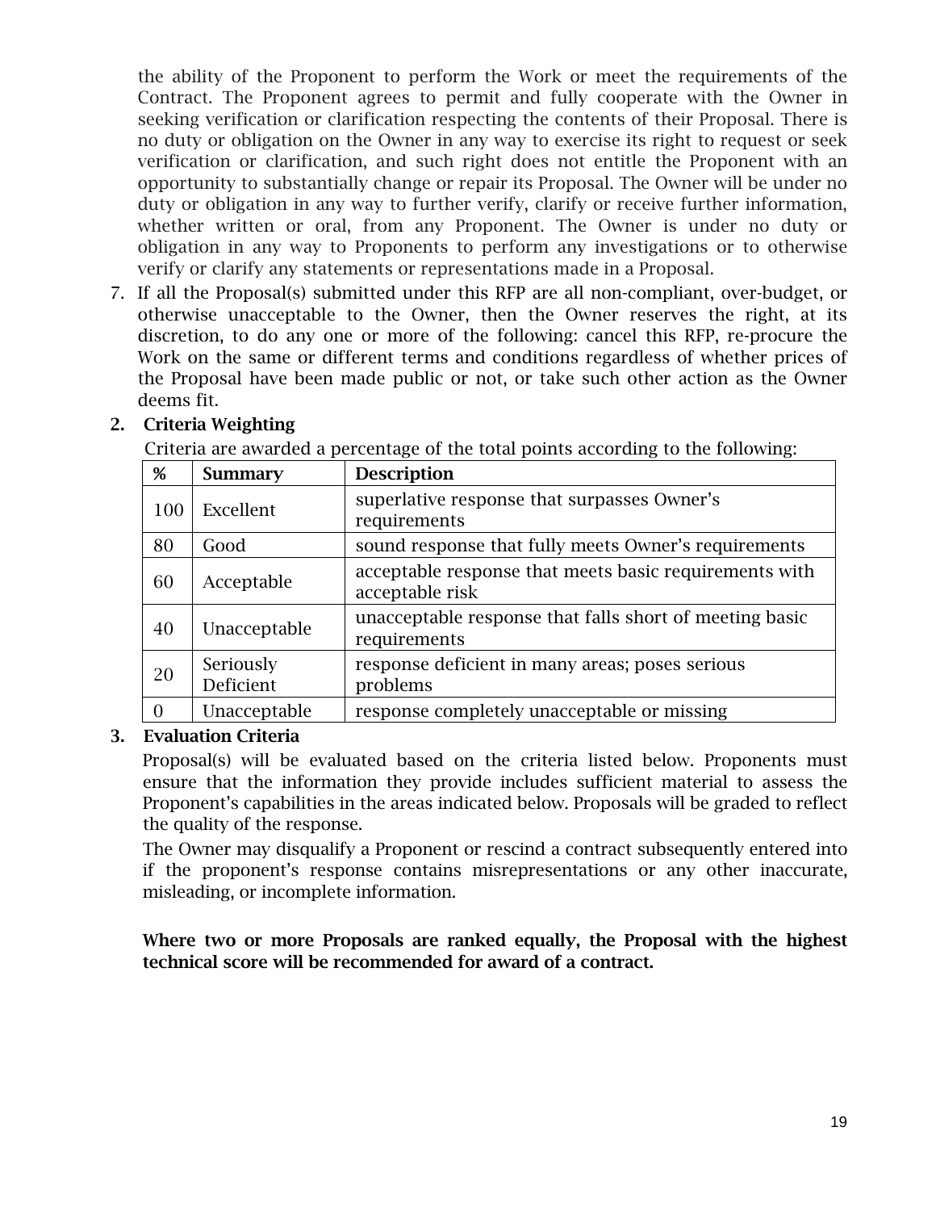the ability of the Proponent to perform the Work or meet the requirements of the Contract. The Proponent agrees to permit and fully cooperate with the Owner in seeking verification or clarification respecting the contents of their Proposal. There is no duty or obligation on the Owner in any way to exercise its right to request or seek verification or clarification, and such right does not entitle the Proponent with an opportunity to substantially change or repair its Proposal. The Owner will be under no duty or obligation in any way to further verify, clarify or receive further information, whether written or oral, from any Proponent. The Owner is under no duty or obligation in any way to Proponents to perform any investigations or to otherwise verify or clarify any statements or representations made in a Proposal.

7. If all the Proposal(s) submitted under this RFP are all non-compliant, over-budget, or otherwise unacceptable to the Owner, then the Owner reserves the right, at its discretion, to do any one or more of the following: cancel this RFP, re-procure the Work on the same or different terms and conditions regardless of whether prices of the Proposal have been made public or not, or take such other action as the Owner deems fit.

## 2. Criteria Weighting

Criteria are awarded a percentage of the total points according to the following:

| % | Summary | Description |
|---|---|---|
| 100 | Excellent | superlative response that surpasses Owner's requirements |
| 80 | Good | sound response that fully meets Owner's requirements |
| 60 | Acceptable | acceptable response that meets basic requirements with acceptable risk |
| 40 | Unacceptable | unacceptable response that falls short of meeting basic requirements |
| 20 | Seriously Deficient | response deficient in many areas; poses serious problems |
| 0 | Unacceptable | response completely unacceptable or missing |

## 3. Evaluation Criteria

Proposal(s) will be evaluated based on the criteria listed below. Proponents must ensure that the information they provide includes sufficient material to assess the Proponent's capabilities in the areas indicated below. Proposals will be graded to reflect the quality of the response.

The Owner may disqualify a Proponent or rescind a contract subsequently entered into if the proponent's response contains misrepresentations or any other inaccurate, misleading, or incomplete information.

**Where two or more Proposals are ranked equally, the Proposal with the highest technical score will be recommended for award of a contract.**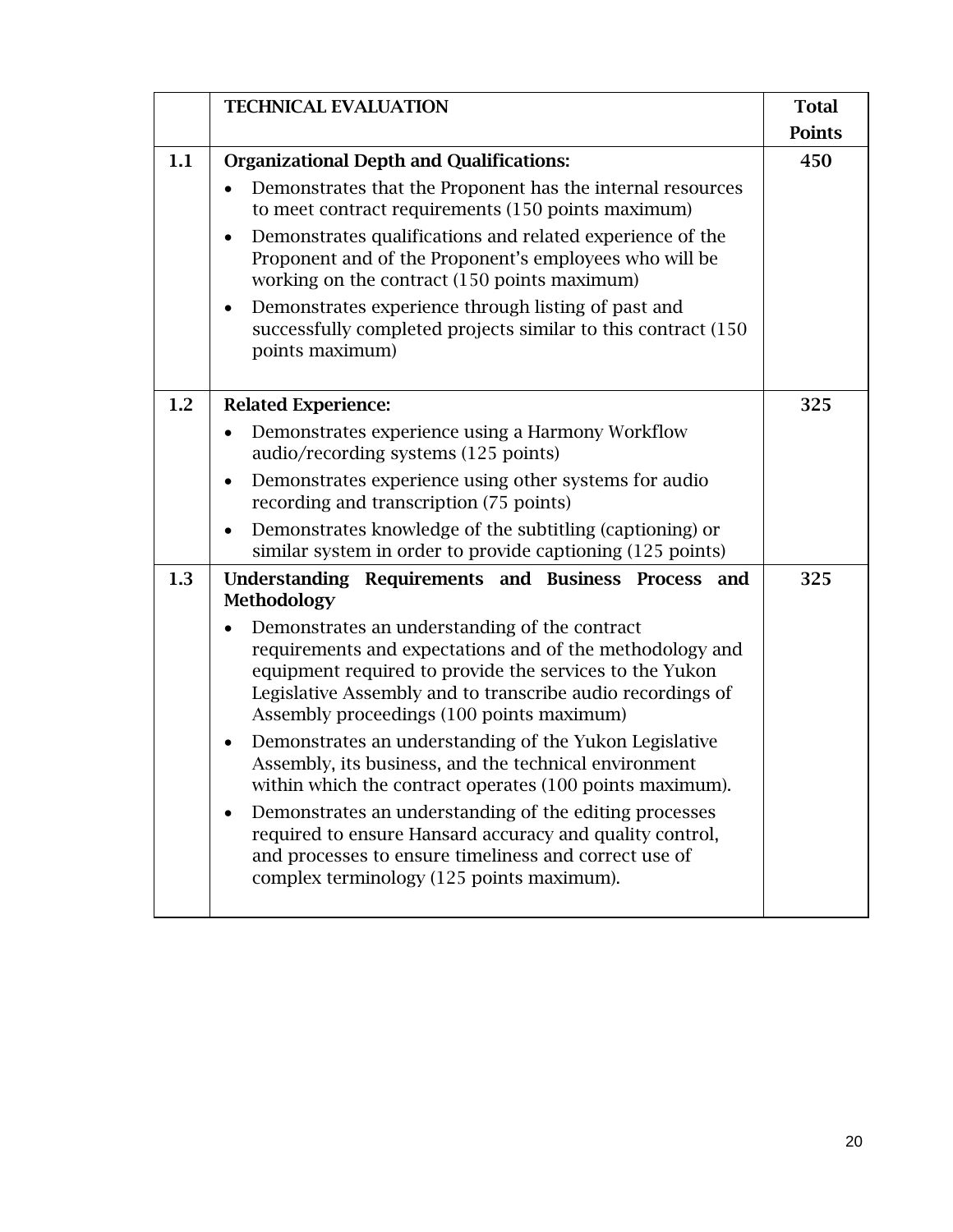| | TECHNICAL EVALUATION | Total Points |
|---|---|---|
| 1.1 | **Organizational Depth and Qualifications:**<br>• Demonstrates that the Proponent has the internal resources to meet contract requirements (150 points maximum)<br>• Demonstrates qualifications and related experience of the Proponent and of the Proponent's employees who will be working on the contract (150 points maximum)<br>• Demonstrates experience through listing of past and successfully completed projects similar to this contract (150 points maximum) | **450** |
| 1.2 | **Related Experience:**<br>• Demonstrates experience using a Harmony Workflow audio/recording systems (125 points)<br>• Demonstrates experience using other systems for audio recording and transcription (75 points)<br>• Demonstrates knowledge of the subtitling (captioning) or similar system in order to provide captioning (125 points) | **325** |
| 1.3 | **Understanding Requirements and Business Process and Methodology**<br>• Demonstrates an understanding of the contract requirements and expectations and of the methodology and equipment required to provide the services to the Yukon Legislative Assembly and to transcribe audio recordings of Assembly proceedings (100 points maximum)<br>• Demonstrates an understanding of the Yukon Legislative Assembly, its business, and the technical environment within which the contract operates (100 points maximum).<br>• Demonstrates an understanding of the editing processes required to ensure Hansard accuracy and quality control, and processes to ensure timeliness and correct use of complex terminology (125 points maximum). | **325** |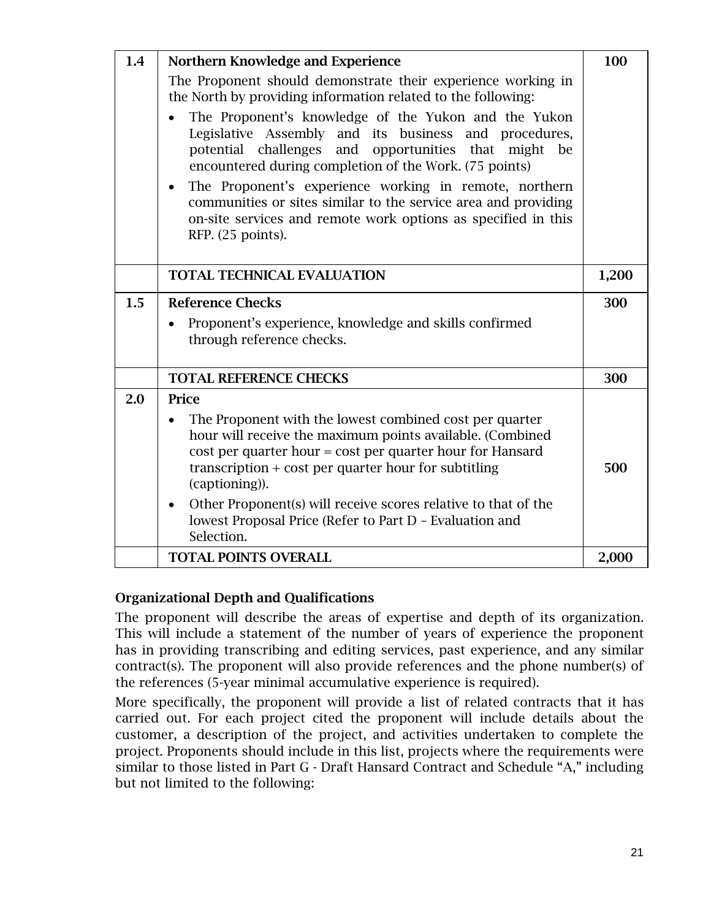| | | |
|---|---|---|
| 1.4 | **Northern Knowledge and Experience**<br>The Proponent should demonstrate their experience working in the North by providing information related to the following:<br>• The Proponent's knowledge of the Yukon and the Yukon Legislative Assembly and its business and procedures, potential challenges and opportunities that might be encountered during completion of the Work. (75 points)<br>• The Proponent's experience working in remote, northern communities or sites similar to the service area and providing on-site services and remote work options as specified in this RFP. (25 points). | **100** |
| | **TOTAL TECHNICAL EVALUATION** | **1,200** |
| 1.5 | **Reference Checks**<br>• Proponent's experience, knowledge and skills confirmed through reference checks. | **300** |
| | **TOTAL REFERENCE CHECKS** | **300** |
| 2.0 | **Price**<br>• The Proponent with the lowest combined cost per quarter hour will receive the maximum points available. (Combined cost per quarter hour = cost per quarter hour for Hansard transcription + cost per quarter hour for subtitling (captioning)).<br>• Other Proponent(s) will receive scores relative to that of the lowest Proposal Price (Refer to Part D – Evaluation and Selection. | **500** |
| | **TOTAL POINTS OVERALL** | **2,000** |

### Organizational Depth and Qualifications

The proponent will describe the areas of expertise and depth of its organization. This will include a statement of the number of years of experience the proponent has in providing transcribing and editing services, past experience, and any similar contract(s). The proponent will also provide references and the phone number(s) of the references (5-year minimal accumulative experience is required).

More specifically, the proponent will provide a list of related contracts that it has carried out. For each project cited the proponent will include details about the customer, a description of the project, and activities undertaken to complete the project. Proponents should include in this list, projects where the requirements were similar to those listed in Part G - Draft Hansard Contract and Schedule "A," including but not limited to the following: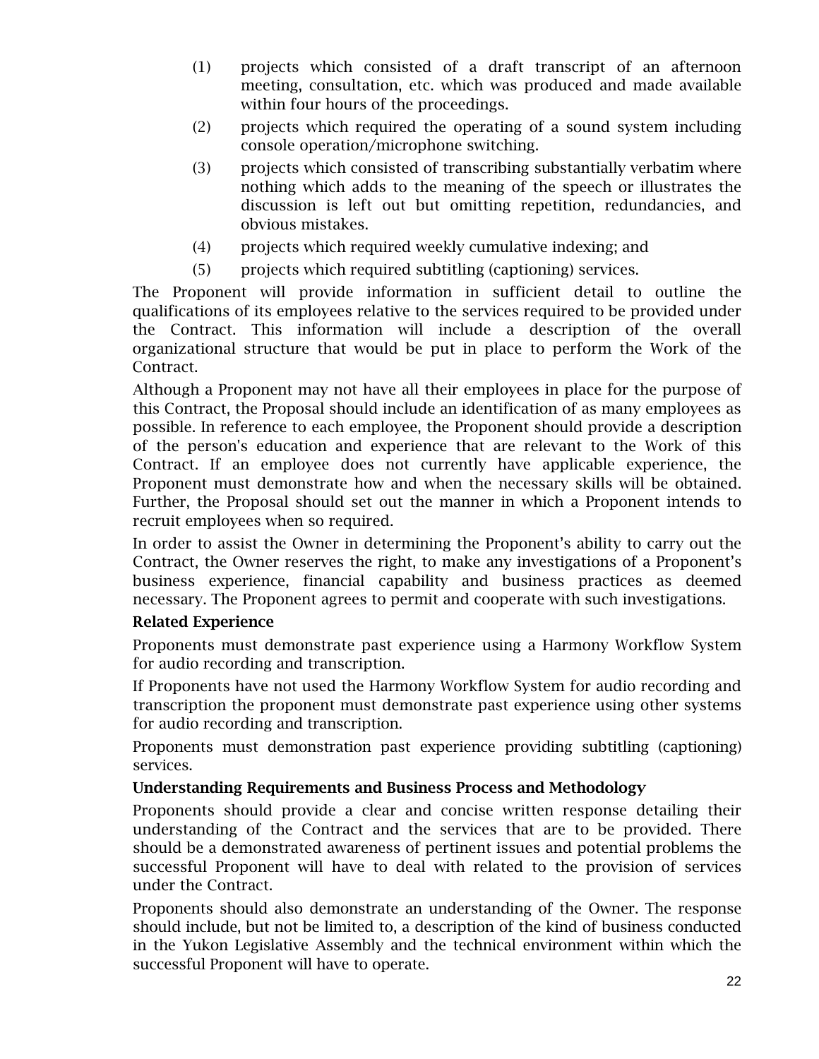(1) projects which consisted of a draft transcript of an afternoon meeting, consultation, etc. which was produced and made available within four hours of the proceedings.

(2) projects which required the operating of a sound system including console operation/microphone switching.

(3) projects which consisted of transcribing substantially verbatim where nothing which adds to the meaning of the speech or illustrates the discussion is left out but omitting repetition, redundancies, and obvious mistakes.

(4) projects which required weekly cumulative indexing; and

(5) projects which required subtitling (captioning) services.

The Proponent will provide information in sufficient detail to outline the qualifications of its employees relative to the services required to be provided under the Contract. This information will include a description of the overall organizational structure that would be put in place to perform the Work of the Contract.

Although a Proponent may not have all their employees in place for the purpose of this Contract, the Proposal should include an identification of as many employees as possible. In reference to each employee, the Proponent should provide a description of the person's education and experience that are relevant to the Work of this Contract. If an employee does not currently have applicable experience, the Proponent must demonstrate how and when the necessary skills will be obtained. Further, the Proposal should set out the manner in which a Proponent intends to recruit employees when so required.

In order to assist the Owner in determining the Proponent's ability to carry out the Contract, the Owner reserves the right, to make any investigations of a Proponent's business experience, financial capability and business practices as deemed necessary. The Proponent agrees to permit and cooperate with such investigations.

**Related Experience**

Proponents must demonstrate past experience using a Harmony Workflow System for audio recording and transcription.

If Proponents have not used the Harmony Workflow System for audio recording and transcription the proponent must demonstrate past experience using other systems for audio recording and transcription.

Proponents must demonstration past experience providing subtitling (captioning) services.

**Understanding Requirements and Business Process and Methodology**

Proponents should provide a clear and concise written response detailing their understanding of the Contract and the services that are to be provided. There should be a demonstrated awareness of pertinent issues and potential problems the successful Proponent will have to deal with related to the provision of services under the Contract.

Proponents should also demonstrate an understanding of the Owner. The response should include, but not be limited to, a description of the kind of business conducted in the Yukon Legislative Assembly and the technical environment within which the successful Proponent will have to operate.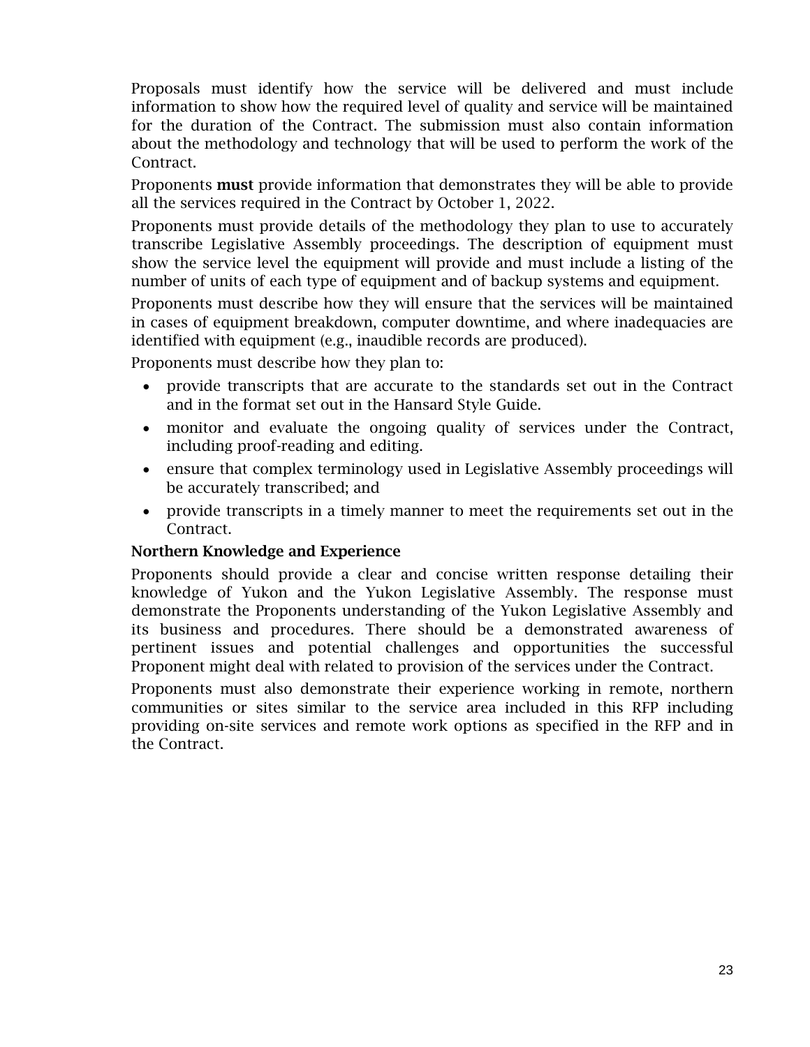Proposals must identify how the service will be delivered and must include information to show how the required level of quality and service will be maintained for the duration of the Contract. The submission must also contain information about the methodology and technology that will be used to perform the work of the Contract.

Proponents **must** provide information that demonstrates they will be able to provide all the services required in the Contract by October 1, 2022.

Proponents must provide details of the methodology they plan to use to accurately transcribe Legislative Assembly proceedings. The description of equipment must show the service level the equipment will provide and must include a listing of the number of units of each type of equipment and of backup systems and equipment.

Proponents must describe how they will ensure that the services will be maintained in cases of equipment breakdown, computer downtime, and where inadequacies are identified with equipment (e.g., inaudible records are produced).

Proponents must describe how they plan to:

- provide transcripts that are accurate to the standards set out in the Contract and in the format set out in the Hansard Style Guide.
- monitor and evaluate the ongoing quality of services under the Contract, including proof-reading and editing.
- ensure that complex terminology used in Legislative Assembly proceedings will be accurately transcribed; and
- provide transcripts in a timely manner to meet the requirements set out in the Contract.

**Northern Knowledge and Experience**

Proponents should provide a clear and concise written response detailing their knowledge of Yukon and the Yukon Legislative Assembly. The response must demonstrate the Proponents understanding of the Yukon Legislative Assembly and its business and procedures. There should be a demonstrated awareness of pertinent issues and potential challenges and opportunities the successful Proponent might deal with related to provision of the services under the Contract.

Proponents must also demonstrate their experience working in remote, northern communities or sites similar to the service area included in this RFP including providing on-site services and remote work options as specified in the RFP and in the Contract.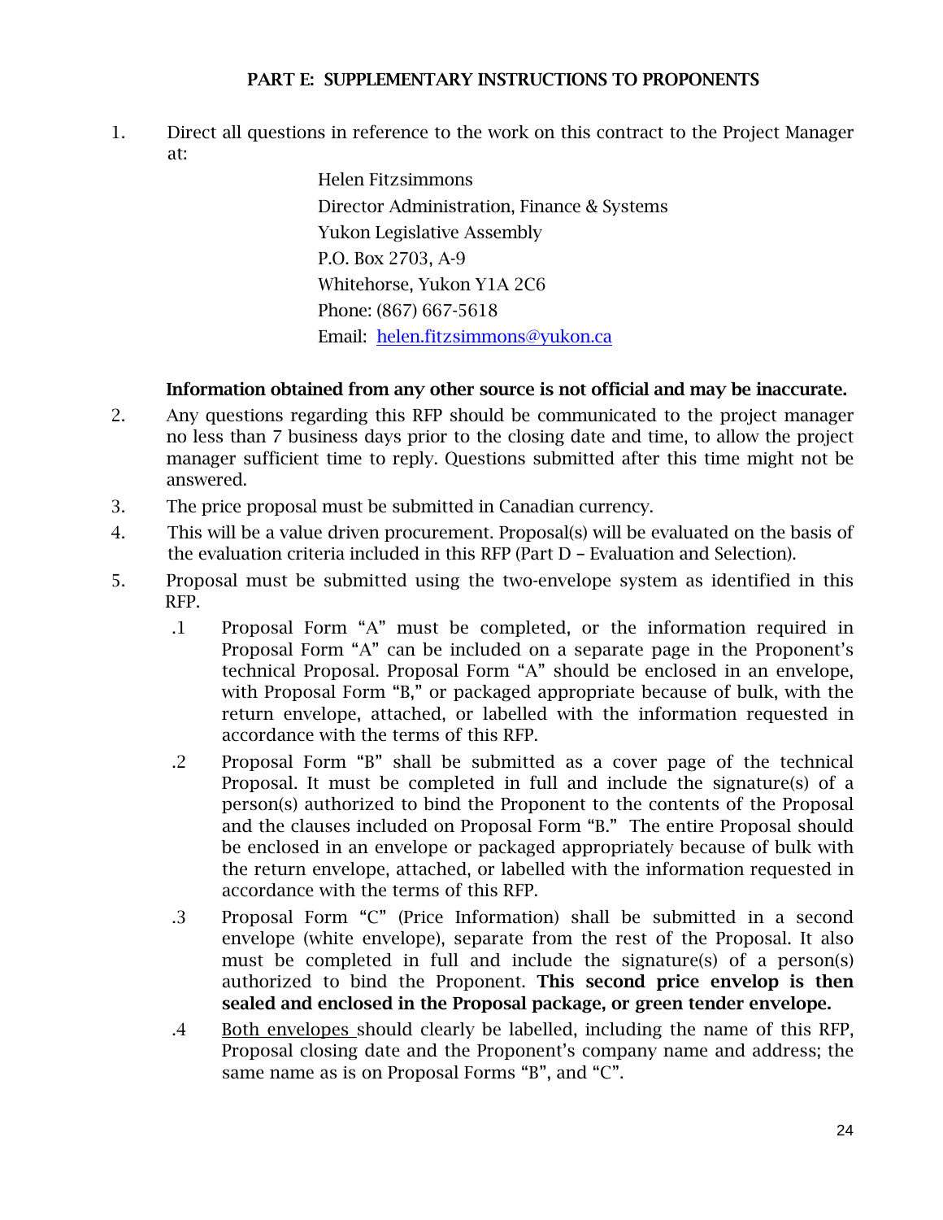## PART E: SUPPLEMENTARY INSTRUCTIONS TO PROPONENTS

1. Direct all questions in reference to the work on this contract to the Project Manager at:

   Helen Fitzsimmons
   Director Administration, Finance & Systems
   Yukon Legislative Assembly
   P.O. Box 2703, A-9
   Whitehorse, Yukon Y1A 2C6
   Phone: (867) 667-5618
   Email: helen.fitzsimmons@yukon.ca

   **Information obtained from any other source is not official and may be inaccurate.**

2. Any questions regarding this RFP should be communicated to the project manager no less than 7 business days prior to the closing date and time, to allow the project manager sufficient time to reply. Questions submitted after this time might not be answered.
3. The price proposal must be submitted in Canadian currency.
4. This will be a value driven procurement. Proposal(s) will be evaluated on the basis of the evaluation criteria included in this RFP (Part D – Evaluation and Selection).
5. Proposal must be submitted using the two-envelope system as identified in this RFP.
   - .1 Proposal Form "A" must be completed, or the information required in Proposal Form "A" can be included on a separate page in the Proponent's technical Proposal. Proposal Form "A" should be enclosed in an envelope, with Proposal Form "B," or packaged appropriate because of bulk, with the return envelope, attached, or labelled with the information requested in accordance with the terms of this RFP.
   - .2 Proposal Form "B" shall be submitted as a cover page of the technical Proposal. It must be completed in full and include the signature(s) of a person(s) authorized to bind the Proponent to the contents of the Proposal and the clauses included on Proposal Form "B." The entire Proposal should be enclosed in an envelope or packaged appropriately because of bulk with the return envelope, attached, or labelled with the information requested in accordance with the terms of this RFP.
   - .3 Proposal Form "C" (Price Information) shall be submitted in a second envelope (white envelope), separate from the rest of the Proposal. It also must be completed in full and include the signature(s) of a person(s) authorized to bind the Proponent. **This second price envelop is then sealed and enclosed in the Proposal package, or green tender envelope.**
   - .4 <u>Both envelopes</u> should clearly be labelled, including the name of this RFP, Proposal closing date and the Proponent's company name and address; the same name as is on Proposal Forms "B", and "C".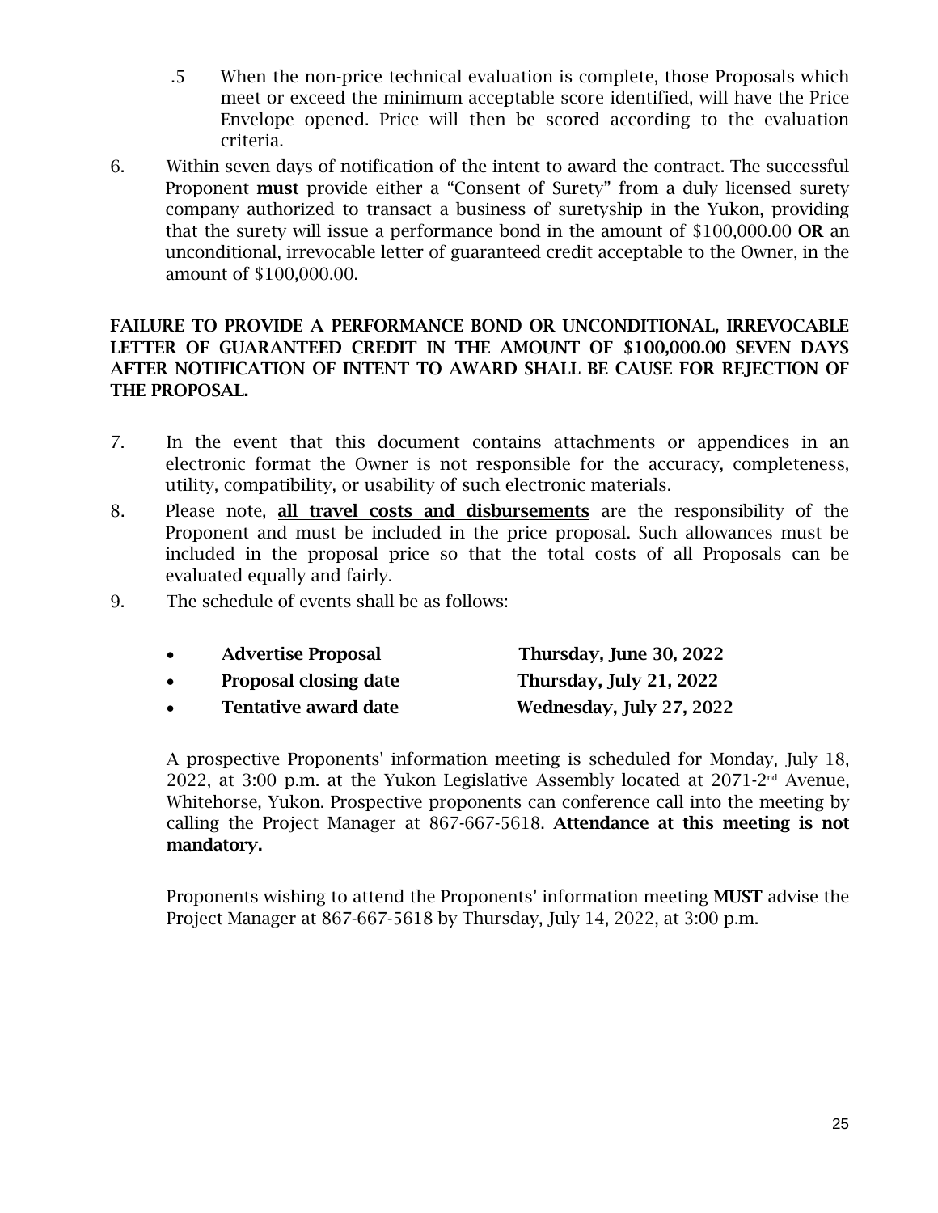.5 When the non-price technical evaluation is complete, those Proposals which meet or exceed the minimum acceptable score identified, will have the Price Envelope opened. Price will then be scored according to the evaluation criteria.

6. Within seven days of notification of the intent to award the contract. The successful Proponent **must** provide either a "Consent of Surety" from a duly licensed surety company authorized to transact a business of suretyship in the Yukon, providing that the surety will issue a performance bond in the amount of $100,000.00 **OR** an unconditional, irrevocable letter of guaranteed credit acceptable to the Owner, in the amount of $100,000.00.

**FAILURE TO PROVIDE A PERFORMANCE BOND OR UNCONDITIONAL, IRREVOCABLE LETTER OF GUARANTEED CREDIT IN THE AMOUNT OF $100,000.00 SEVEN DAYS AFTER NOTIFICATION OF INTENT TO AWARD SHALL BE CAUSE FOR REJECTION OF THE PROPOSAL.**

7. In the event that this document contains attachments or appendices in an electronic format the Owner is not responsible for the accuracy, completeness, utility, compatibility, or usability of such electronic materials.

8. Please note, **<u>all travel costs and disbursements</u>** are the responsibility of the Proponent and must be included in the price proposal. Such allowances must be included in the proposal price so that the total costs of all Proposals can be evaluated equally and fairly.

9. The schedule of events shall be as follows:

   - **Advertise Proposal** — **Thursday, June 30, 2022**
   - **Proposal closing date** — **Thursday, July 21, 2022**
   - **Tentative award date** — **Wednesday, July 27, 2022**

   A prospective Proponents' information meeting is scheduled for Monday, July 18, 2022, at 3:00 p.m. at the Yukon Legislative Assembly located at 2071-2nd Avenue, Whitehorse, Yukon. Prospective proponents can conference call into the meeting by calling the Project Manager at 867-667-5618. **Attendance at this meeting is not mandatory.**

   Proponents wishing to attend the Proponents' information meeting **MUST** advise the Project Manager at 867-667-5618 by Thursday, July 14, 2022, at 3:00 p.m.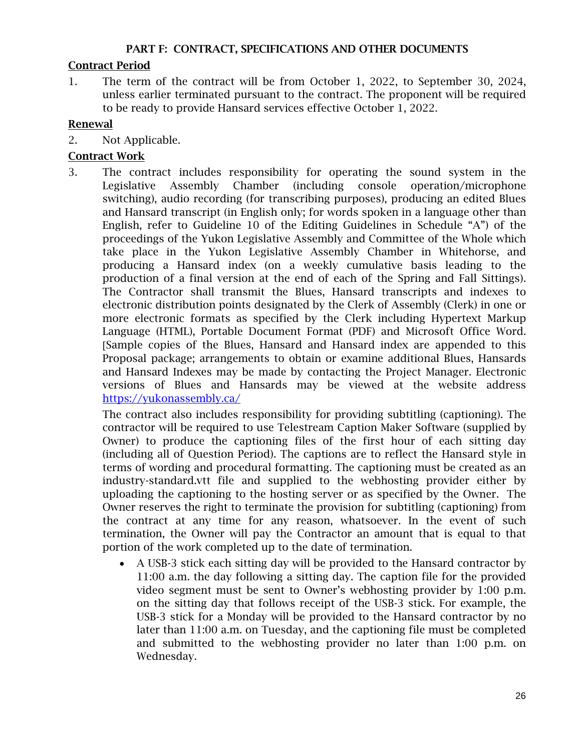## PART F: CONTRACT, SPECIFICATIONS AND OTHER DOCUMENTS

**Contract Period**

1. The term of the contract will be from October 1, 2022, to September 30, 2024, unless earlier terminated pursuant to the contract. The proponent will be required to be ready to provide Hansard services effective October 1, 2022.

**Renewal**

2. Not Applicable.

**Contract Work**

3. The contract includes responsibility for operating the sound system in the Legislative Assembly Chamber (including console operation/microphone switching), audio recording (for transcribing purposes), producing an edited Blues and Hansard transcript (in English only; for words spoken in a language other than English, refer to Guideline 10 of the Editing Guidelines in Schedule "A") of the proceedings of the Yukon Legislative Assembly and Committee of the Whole which take place in the Yukon Legislative Assembly Chamber in Whitehorse, and producing a Hansard index (on a weekly cumulative basis leading to the production of a final version at the end of each of the Spring and Fall Sittings). The Contractor shall transmit the Blues, Hansard transcripts and indexes to electronic distribution points designated by the Clerk of Assembly (Clerk) in one or more electronic formats as specified by the Clerk including Hypertext Markup Language (HTML), Portable Document Format (PDF) and Microsoft Office Word. [Sample copies of the Blues, Hansard and Hansard index are appended to this Proposal package; arrangements to obtain or examine additional Blues, Hansards and Hansard Indexes may be made by contacting the Project Manager. Electronic versions of Blues and Hansards may be viewed at the website address https://yukonassembly.ca/

   The contract also includes responsibility for providing subtitling (captioning). The contractor will be required to use Telestream Caption Maker Software (supplied by Owner) to produce the captioning files of the first hour of each sitting day (including all of Question Period). The captions are to reflect the Hansard style in terms of wording and procedural formatting. The captioning must be created as an industry-standard.vtt file and supplied to the webhosting provider either by uploading the captioning to the hosting server or as specified by the Owner. The Owner reserves the right to terminate the provision for subtitling (captioning) from the contract at any time for any reason, whatsoever. In the event of such termination, the Owner will pay the Contractor an amount that is equal to that portion of the work completed up to the date of termination.

   - A USB-3 stick each sitting day will be provided to the Hansard contractor by 11:00 a.m. the day following a sitting day. The caption file for the provided video segment must be sent to Owner's webhosting provider by 1:00 p.m. on the sitting day that follows receipt of the USB-3 stick. For example, the USB-3 stick for a Monday will be provided to the Hansard contractor by no later than 11:00 a.m. on Tuesday, and the captioning file must be completed and submitted to the webhosting provider no later than 1:00 p.m. on Wednesday.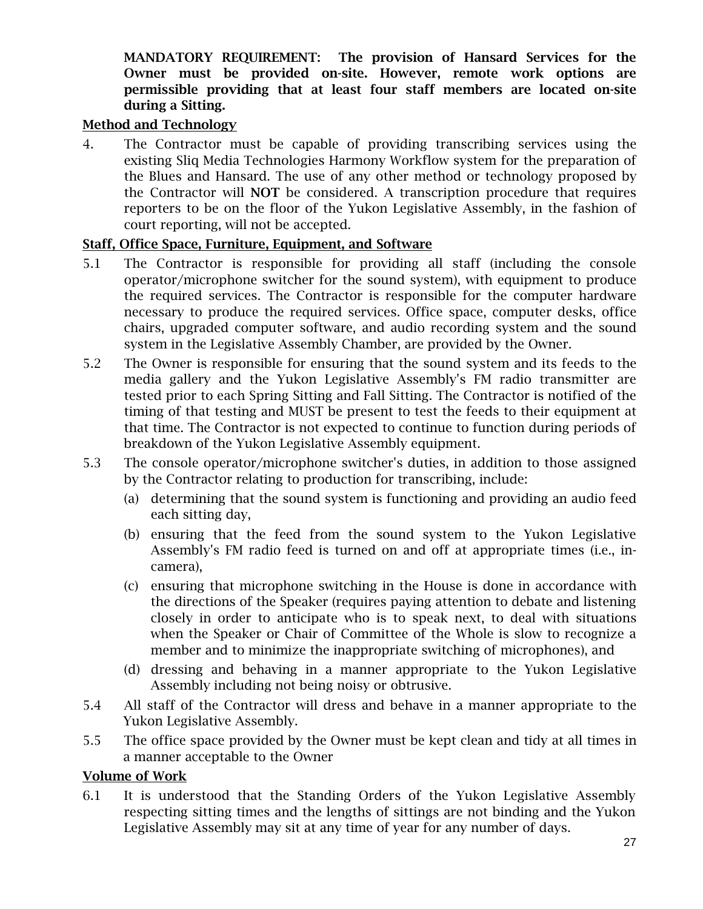**MANDATORY REQUIREMENT: The provision of Hansard Services for the Owner must be provided on-site. However, remote work options are permissible providing that at least four staff members are located on-site during a Sitting.**

## Method and Technology

4. The Contractor must be capable of providing transcribing services using the existing Sliq Media Technologies Harmony Workflow system for the preparation of the Blues and Hansard. The use of any other method or technology proposed by the Contractor will **NOT** be considered. A transcription procedure that requires reporters to be on the floor of the Yukon Legislative Assembly, in the fashion of court reporting, will not be accepted.

## Staff, Office Space, Furniture, Equipment, and Software

5.1 The Contractor is responsible for providing all staff (including the console operator/microphone switcher for the sound system), with equipment to produce the required services. The Contractor is responsible for the computer hardware necessary to produce the required services. Office space, computer desks, office chairs, upgraded computer software, and audio recording system and the sound system in the Legislative Assembly Chamber, are provided by the Owner.

5.2 The Owner is responsible for ensuring that the sound system and its feeds to the media gallery and the Yukon Legislative Assembly's FM radio transmitter are tested prior to each Spring Sitting and Fall Sitting. The Contractor is notified of the timing of that testing and MUST be present to test the feeds to their equipment at that time. The Contractor is not expected to continue to function during periods of breakdown of the Yukon Legislative Assembly equipment.

5.3 The console operator/microphone switcher's duties, in addition to those assigned by the Contractor relating to production for transcribing, include:

(a) determining that the sound system is functioning and providing an audio feed each sitting day,

(b) ensuring that the feed from the sound system to the Yukon Legislative Assembly's FM radio feed is turned on and off at appropriate times (i.e., in-camera),

(c) ensuring that microphone switching in the House is done in accordance with the directions of the Speaker (requires paying attention to debate and listening closely in order to anticipate who is to speak next, to deal with situations when the Speaker or Chair of Committee of the Whole is slow to recognize a member and to minimize the inappropriate switching of microphones), and

(d) dressing and behaving in a manner appropriate to the Yukon Legislative Assembly including not being noisy or obtrusive.

5.4 All staff of the Contractor will dress and behave in a manner appropriate to the Yukon Legislative Assembly.

5.5 The office space provided by the Owner must be kept clean and tidy at all times in a manner acceptable to the Owner

## Volume of Work

6.1 It is understood that the Standing Orders of the Yukon Legislative Assembly respecting sitting times and the lengths of sittings are not binding and the Yukon Legislative Assembly may sit at any time of year for any number of days.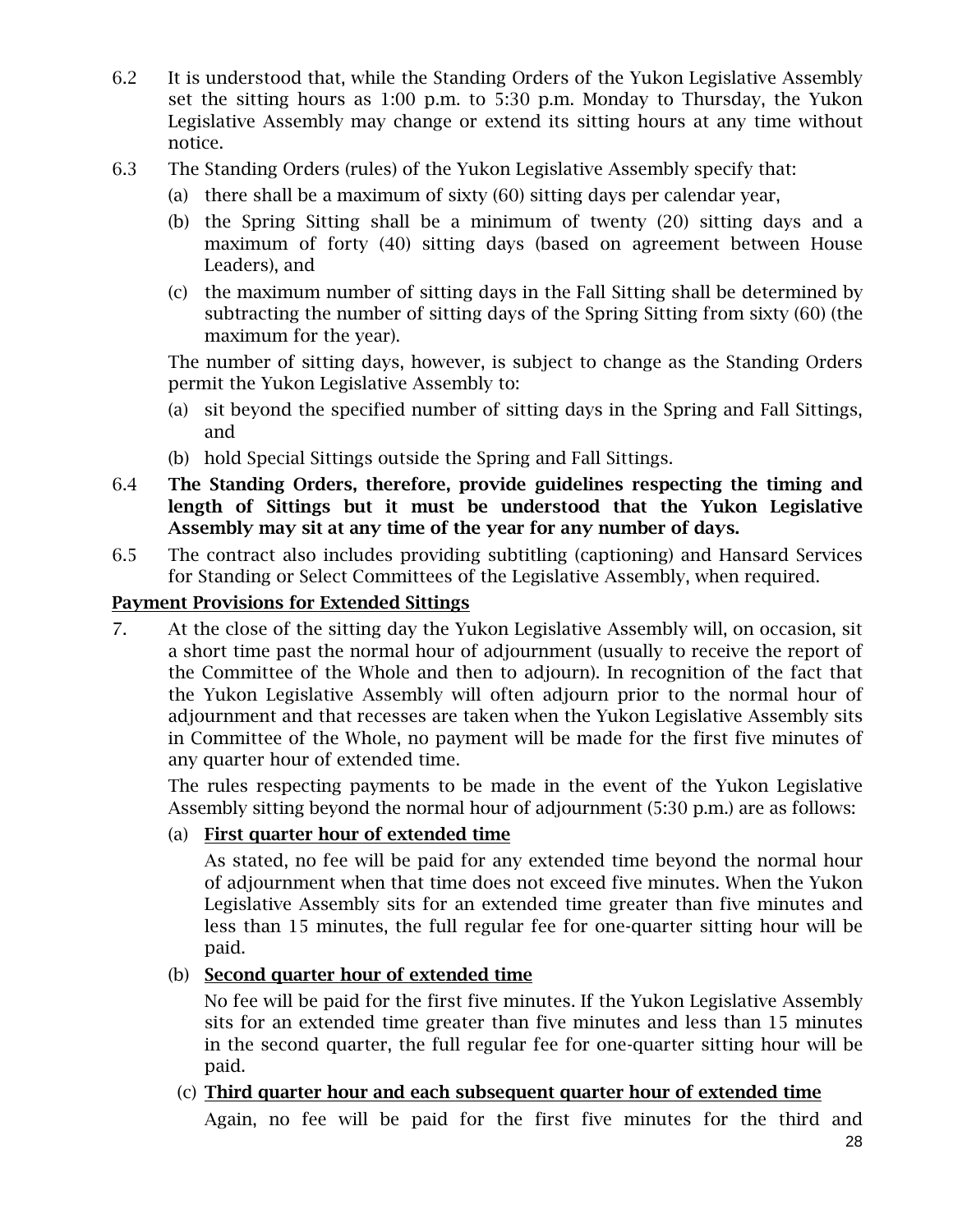6.2 It is understood that, while the Standing Orders of the Yukon Legislative Assembly set the sitting hours as 1:00 p.m. to 5:30 p.m. Monday to Thursday, the Yukon Legislative Assembly may change or extend its sitting hours at any time without notice.

6.3 The Standing Orders (rules) of the Yukon Legislative Assembly specify that:

(a) there shall be a maximum of sixty (60) sitting days per calendar year,

(b) the Spring Sitting shall be a minimum of twenty (20) sitting days and a maximum of forty (40) sitting days (based on agreement between House Leaders), and

(c) the maximum number of sitting days in the Fall Sitting shall be determined by subtracting the number of sitting days of the Spring Sitting from sixty (60) (the maximum for the year).

The number of sitting days, however, is subject to change as the Standing Orders permit the Yukon Legislative Assembly to:

(a) sit beyond the specified number of sitting days in the Spring and Fall Sittings, and

(b) hold Special Sittings outside the Spring and Fall Sittings.

6.4 **The Standing Orders, therefore, provide guidelines respecting the timing and length of Sittings but it must be understood that the Yukon Legislative Assembly may sit at any time of the year for any number of days.**

6.5 The contract also includes providing subtitling (captioning) and Hansard Services for Standing or Select Committees of the Legislative Assembly, when required.

**<u>Payment Provisions for Extended Sittings</u>**

7. At the close of the sitting day the Yukon Legislative Assembly will, on occasion, sit a short time past the normal hour of adjournment (usually to receive the report of the Committee of the Whole and then to adjourn). In recognition of the fact that the Yukon Legislative Assembly will often adjourn prior to the normal hour of adjournment and that recesses are taken when the Yukon Legislative Assembly sits in Committee of the Whole, no payment will be made for the first five minutes of any quarter hour of extended time.

The rules respecting payments to be made in the event of the Yukon Legislative Assembly sitting beyond the normal hour of adjournment (5:30 p.m.) are as follows:

(a) **<u>First quarter hour of extended time</u>**

As stated, no fee will be paid for any extended time beyond the normal hour of adjournment when that time does not exceed five minutes. When the Yukon Legislative Assembly sits for an extended time greater than five minutes and less than 15 minutes, the full regular fee for one-quarter sitting hour will be paid.

(b) **<u>Second quarter hour of extended time</u>**

No fee will be paid for the first five minutes. If the Yukon Legislative Assembly sits for an extended time greater than five minutes and less than 15 minutes in the second quarter, the full regular fee for one-quarter sitting hour will be paid.

(c) **<u>Third quarter hour and each subsequent quarter hour of extended time</u>**

Again, no fee will be paid for the first five minutes for the third and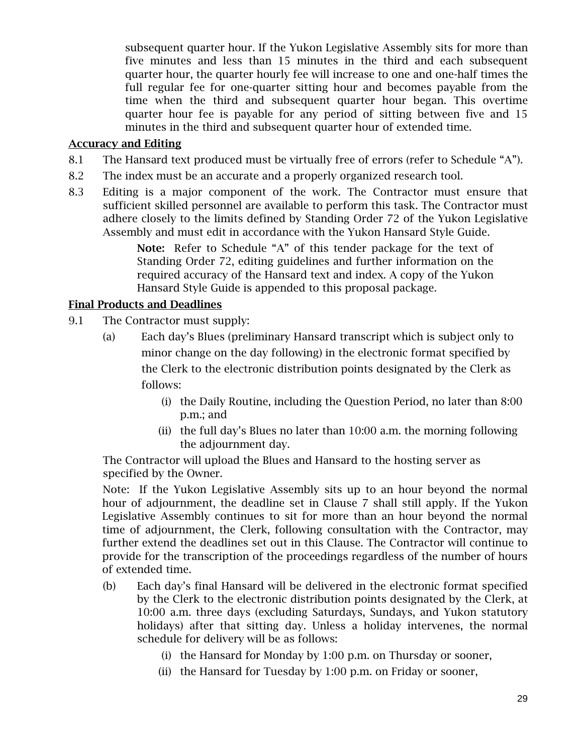subsequent quarter hour. If the Yukon Legislative Assembly sits for more than five minutes and less than 15 minutes in the third and each subsequent quarter hour, the quarter hourly fee will increase to one and one-half times the full regular fee for one-quarter sitting hour and becomes payable from the time when the third and subsequent quarter hour began. This overtime quarter hour fee is payable for any period of sitting between five and 15 minutes in the third and subsequent quarter hour of extended time.

**Accuracy and Editing**

8.1 The Hansard text produced must be virtually free of errors (refer to Schedule "A").

8.2 The index must be an accurate and a properly organized research tool.

8.3 Editing is a major component of the work. The Contractor must ensure that sufficient skilled personnel are available to perform this task. The Contractor must adhere closely to the limits defined by Standing Order 72 of the Yukon Legislative Assembly and must edit in accordance with the Yukon Hansard Style Guide.

> **Note:** Refer to Schedule "A" of this tender package for the text of Standing Order 72, editing guidelines and further information on the required accuracy of the Hansard text and index. A copy of the Yukon Hansard Style Guide is appended to this proposal package.

**Final Products and Deadlines**

9.1 The Contractor must supply:

(a) Each day's Blues (preliminary Hansard transcript which is subject only to minor change on the day following) in the electronic format specified by the Clerk to the electronic distribution points designated by the Clerk as follows:

  (i) the Daily Routine, including the Question Period, no later than 8:00 p.m.; and

  (ii) the full day's Blues no later than 10:00 a.m. the morning following the adjournment day.

The Contractor will upload the Blues and Hansard to the hosting server as specified by the Owner.

Note: If the Yukon Legislative Assembly sits up to an hour beyond the normal hour of adjournment, the deadline set in Clause 7 shall still apply. If the Yukon Legislative Assembly continues to sit for more than an hour beyond the normal time of adjournment, the Clerk, following consultation with the Contractor, may further extend the deadlines set out in this Clause. The Contractor will continue to provide for the transcription of the proceedings regardless of the number of hours of extended time.

(b) Each day's final Hansard will be delivered in the electronic format specified by the Clerk to the electronic distribution points designated by the Clerk, at 10:00 a.m. three days (excluding Saturdays, Sundays, and Yukon statutory holidays) after that sitting day. Unless a holiday intervenes, the normal schedule for delivery will be as follows:

  (i) the Hansard for Monday by 1:00 p.m. on Thursday or sooner,

  (ii) the Hansard for Tuesday by 1:00 p.m. on Friday or sooner,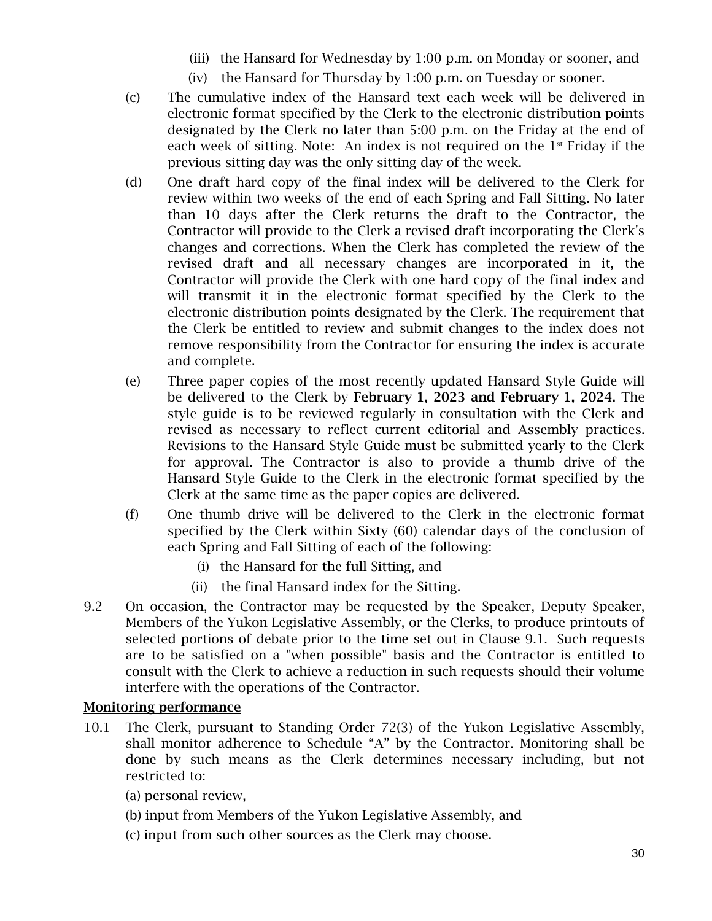(iii) the Hansard for Wednesday by 1:00 p.m. on Monday or sooner, and

(iv) the Hansard for Thursday by 1:00 p.m. on Tuesday or sooner.

(c) The cumulative index of the Hansard text each week will be delivered in electronic format specified by the Clerk to the electronic distribution points designated by the Clerk no later than 5:00 p.m. on the Friday at the end of each week of sitting. Note: An index is not required on the 1st Friday if the previous sitting day was the only sitting day of the week.

(d) One draft hard copy of the final index will be delivered to the Clerk for review within two weeks of the end of each Spring and Fall Sitting. No later than 10 days after the Clerk returns the draft to the Contractor, the Contractor will provide to the Clerk a revised draft incorporating the Clerk's changes and corrections. When the Clerk has completed the review of the revised draft and all necessary changes are incorporated in it, the Contractor will provide the Clerk with one hard copy of the final index and will transmit it in the electronic format specified by the Clerk to the electronic distribution points designated by the Clerk. The requirement that the Clerk be entitled to review and submit changes to the index does not remove responsibility from the Contractor for ensuring the index is accurate and complete.

(e) Three paper copies of the most recently updated Hansard Style Guide will be delivered to the Clerk by **February 1, 2023 and February 1, 2024.** The style guide is to be reviewed regularly in consultation with the Clerk and revised as necessary to reflect current editorial and Assembly practices. Revisions to the Hansard Style Guide must be submitted yearly to the Clerk for approval. The Contractor is also to provide a thumb drive of the Hansard Style Guide to the Clerk in the electronic format specified by the Clerk at the same time as the paper copies are delivered.

(f) One thumb drive will be delivered to the Clerk in the electronic format specified by the Clerk within Sixty (60) calendar days of the conclusion of each Spring and Fall Sitting of each of the following:

(i) the Hansard for the full Sitting, and

(ii) the final Hansard index for the Sitting.

9.2 On occasion, the Contractor may be requested by the Speaker, Deputy Speaker, Members of the Yukon Legislative Assembly, or the Clerks, to produce printouts of selected portions of debate prior to the time set out in Clause 9.1. Such requests are to be satisfied on a "when possible" basis and the Contractor is entitled to consult with the Clerk to achieve a reduction in such requests should their volume interfere with the operations of the Contractor.

**Monitoring performance**

10.1 The Clerk, pursuant to Standing Order 72(3) of the Yukon Legislative Assembly, shall monitor adherence to Schedule “A” by the Contractor. Monitoring shall be done by such means as the Clerk determines necessary including, but not restricted to:

(a) personal review,

(b) input from Members of the Yukon Legislative Assembly, and

(c) input from such other sources as the Clerk may choose.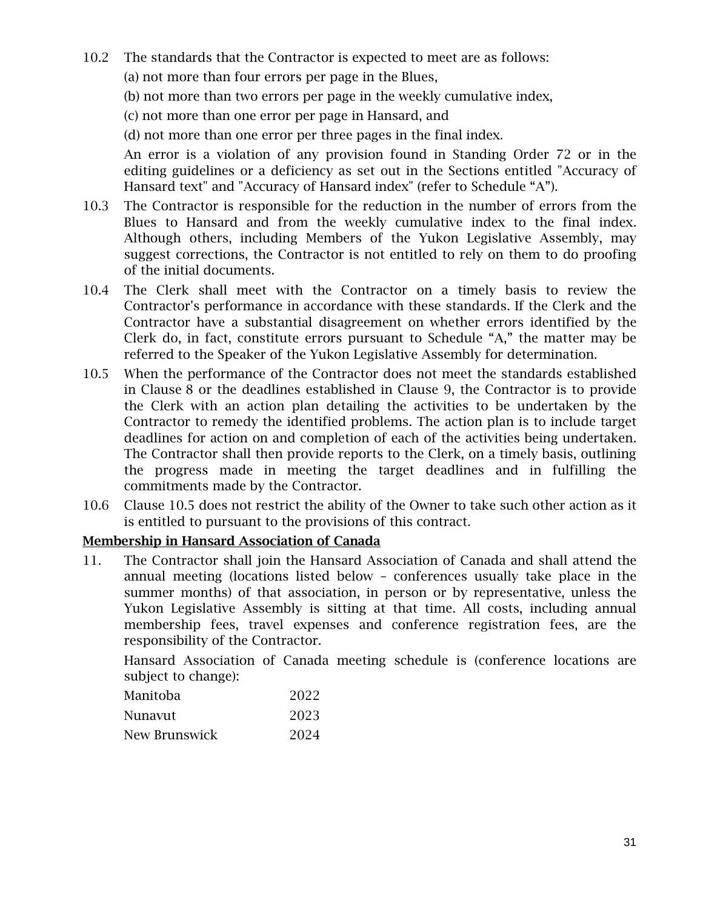10.2 The standards that the Contractor is expected to meet are as follows:

(a) not more than four errors per page in the Blues,

(b) not more than two errors per page in the weekly cumulative index,

(c) not more than one error per page in Hansard, and

(d) not more than one error per three pages in the final index.

An error is a violation of any provision found in Standing Order 72 or in the editing guidelines or a deficiency as set out in the Sections entitled "Accuracy of Hansard text" and "Accuracy of Hansard index" (refer to Schedule "A").

10.3 The Contractor is responsible for the reduction in the number of errors from the Blues to Hansard and from the weekly cumulative index to the final index. Although others, including Members of the Yukon Legislative Assembly, may suggest corrections, the Contractor is not entitled to rely on them to do proofing of the initial documents.

10.4 The Clerk shall meet with the Contractor on a timely basis to review the Contractor's performance in accordance with these standards. If the Clerk and the Contractor have a substantial disagreement on whether errors identified by the Clerk do, in fact, constitute errors pursuant to Schedule "A," the matter may be referred to the Speaker of the Yukon Legislative Assembly for determination.

10.5 When the performance of the Contractor does not meet the standards established in Clause 8 or the deadlines established in Clause 9, the Contractor is to provide the Clerk with an action plan detailing the activities to be undertaken by the Contractor to remedy the identified problems. The action plan is to include target deadlines for action on and completion of each of the activities being undertaken. The Contractor shall then provide reports to the Clerk, on a timely basis, outlining the progress made in meeting the target deadlines and in fulfilling the commitments made by the Contractor.

10.6 Clause 10.5 does not restrict the ability of the Owner to take such other action as it is entitled to pursuant to the provisions of this contract.

**Membership in Hansard Association of Canada**

11. The Contractor shall join the Hansard Association of Canada and shall attend the annual meeting (locations listed below – conferences usually take place in the summer months) of that association, in person or by representative, unless the Yukon Legislative Assembly is sitting at that time. All costs, including annual membership fees, travel expenses and conference registration fees, are the responsibility of the Contractor.

Hansard Association of Canada meeting schedule is (conference locations are subject to change):

| | |
|---|---|
| Manitoba | 2022 |
| Nunavut | 2023 |
| New Brunswick | 2024 |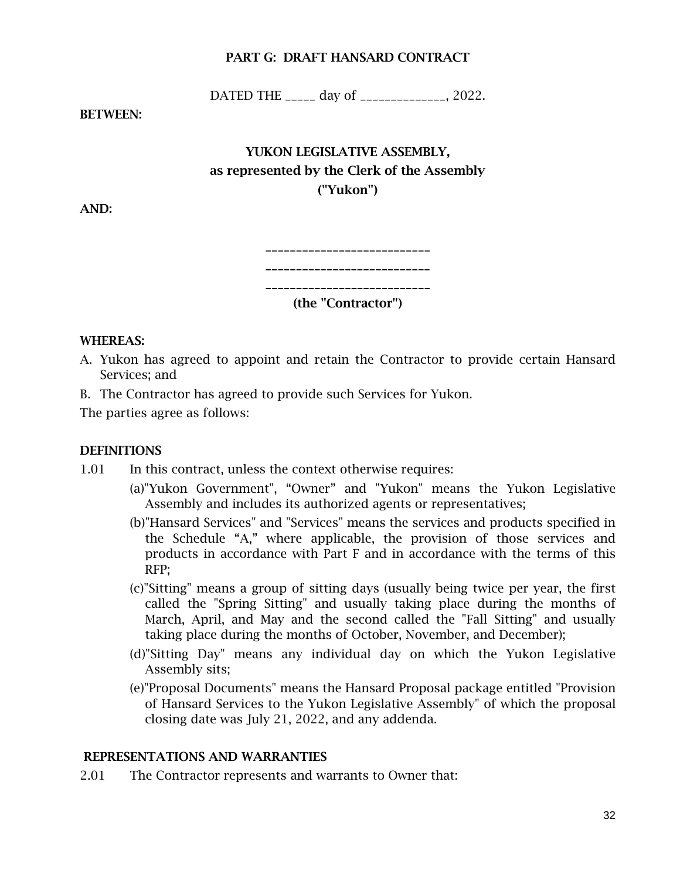## PART G: DRAFT HANSARD CONTRACT

DATED THE _____ day of ______________, 2022.

**BETWEEN:**

**YUKON LEGISLATIVE ASSEMBLY,**
**as represented by the Clerk of the Assembly**
**("Yukon")**

**AND:**

___________________________
___________________________
___________________________
**(the "Contractor")**

**WHEREAS:**

A. Yukon has agreed to appoint and retain the Contractor to provide certain Hansard Services; and

B. The Contractor has agreed to provide such Services for Yukon.

The parties agree as follows:

**DEFINITIONS**

1.01 In this contract, unless the context otherwise requires:

(a)"Yukon Government", "Owner" and "Yukon" means the Yukon Legislative Assembly and includes its authorized agents or representatives;

(b)"Hansard Services" and "Services" means the services and products specified in the Schedule "A," where applicable, the provision of those services and products in accordance with Part F and in accordance with the terms of this RFP;

(c)"Sitting" means a group of sitting days (usually being twice per year, the first called the "Spring Sitting" and usually taking place during the months of March, April, and May and the second called the "Fall Sitting" and usually taking place during the months of October, November, and December);

(d)"Sitting Day" means any individual day on which the Yukon Legislative Assembly sits;

(e)"Proposal Documents" means the Hansard Proposal package entitled "Provision of Hansard Services to the Yukon Legislative Assembly" of which the proposal closing date was July 21, 2022, and any addenda.

**REPRESENTATIONS AND WARRANTIES**

2.01 The Contractor represents and warrants to Owner that: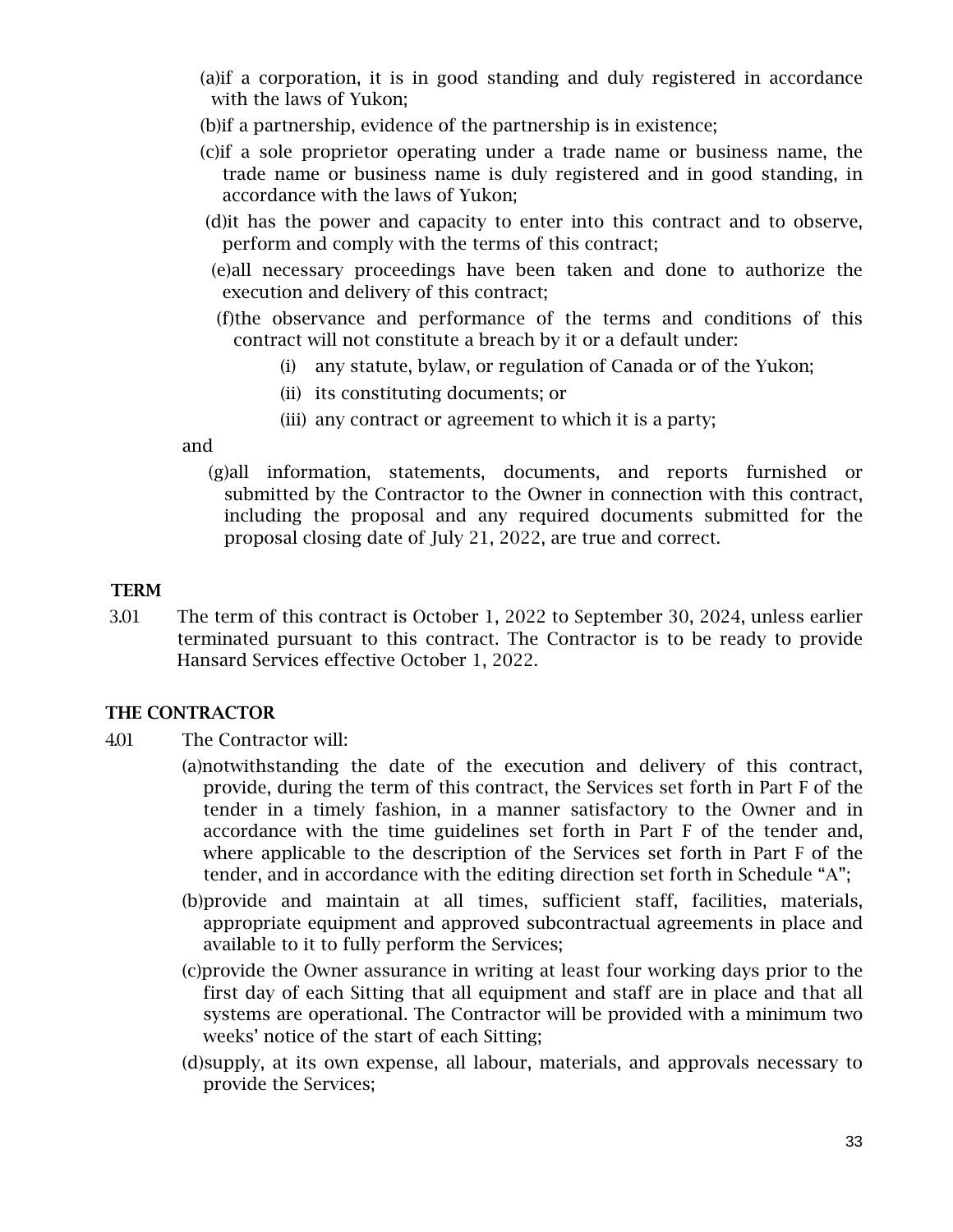(a) if a corporation, it is in good standing and duly registered in accordance with the laws of Yukon;

(b) if a partnership, evidence of the partnership is in existence;

(c) if a sole proprietor operating under a trade name or business name, the trade name or business name is duly registered and in good standing, in accordance with the laws of Yukon;

(d) it has the power and capacity to enter into this contract and to observe, perform and comply with the terms of this contract;

(e) all necessary proceedings have been taken and done to authorize the execution and delivery of this contract;

(f) the observance and performance of the terms and conditions of this contract will not constitute a breach by it or a default under:

   (i) any statute, bylaw, or regulation of Canada or of the Yukon;

   (ii) its constituting documents; or

   (iii) any contract or agreement to which it is a party;

and

(g) all information, statements, documents, and reports furnished or submitted by the Contractor to the Owner in connection with this contract, including the proposal and any required documents submitted for the proposal closing date of July 21, 2022, are true and correct.

**TERM**

3.01 The term of this contract is October 1, 2022 to September 30, 2024, unless earlier terminated pursuant to this contract. The Contractor is to be ready to provide Hansard Services effective October 1, 2022.

**THE CONTRACTOR**

4.01 The Contractor will:

(a) notwithstanding the date of the execution and delivery of this contract, provide, during the term of this contract, the Services set forth in Part F of the tender in a timely fashion, in a manner satisfactory to the Owner and in accordance with the time guidelines set forth in Part F of the tender and, where applicable to the description of the Services set forth in Part F of the tender, and in accordance with the editing direction set forth in Schedule "A";

(b) provide and maintain at all times, sufficient staff, facilities, materials, appropriate equipment and approved subcontractual agreements in place and available to it to fully perform the Services;

(c) provide the Owner assurance in writing at least four working days prior to the first day of each Sitting that all equipment and staff are in place and that all systems are operational. The Contractor will be provided with a minimum two weeks' notice of the start of each Sitting;

(d) supply, at its own expense, all labour, materials, and approvals necessary to provide the Services;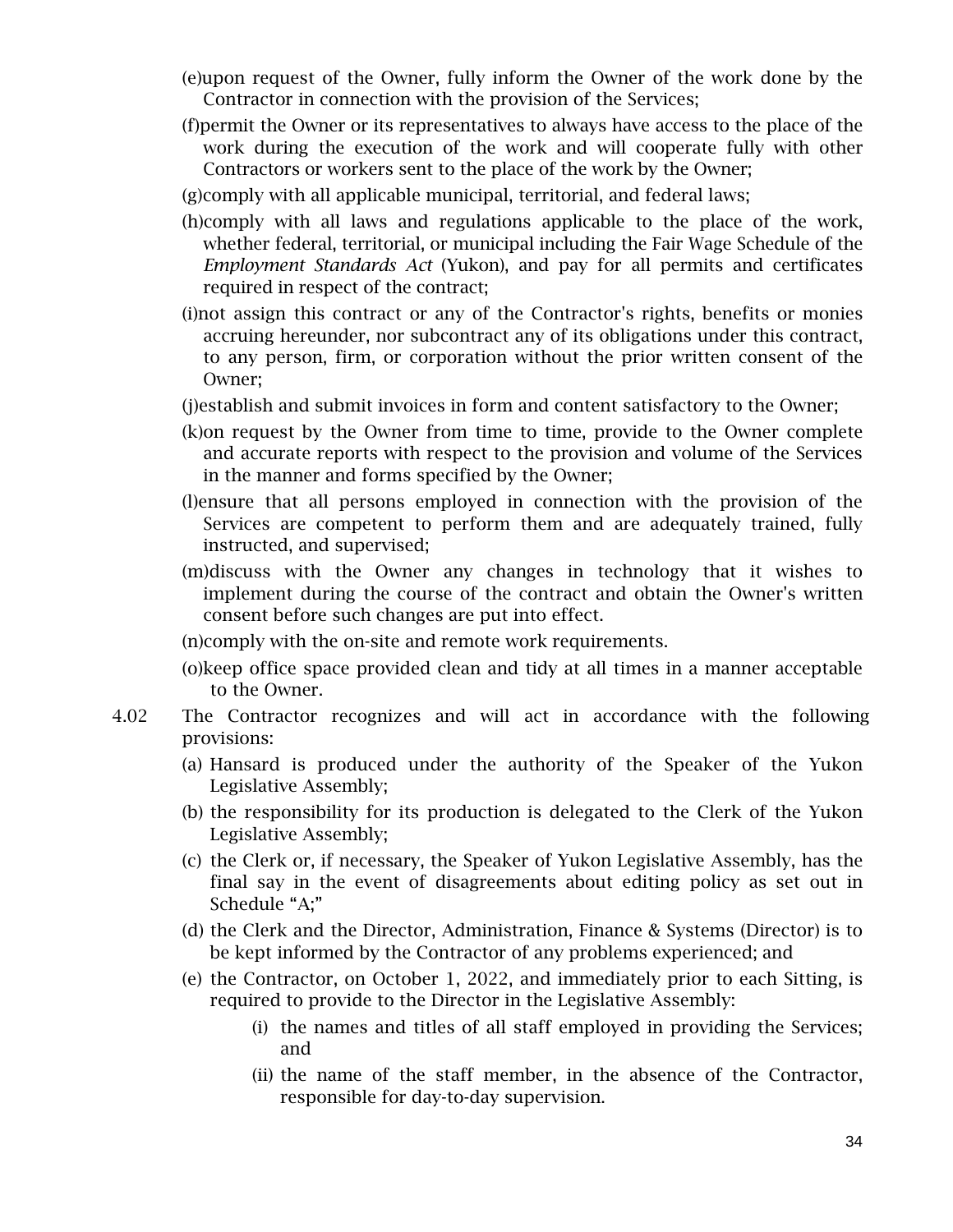(e) upon request of the Owner, fully inform the Owner of the work done by the Contractor in connection with the provision of the Services;

(f) permit the Owner or its representatives to always have access to the place of the work during the execution of the work and will cooperate fully with other Contractors or workers sent to the place of the work by the Owner;

(g) comply with all applicable municipal, territorial, and federal laws;

(h) comply with all laws and regulations applicable to the place of the work, whether federal, territorial, or municipal including the Fair Wage Schedule of the *Employment Standards Act* (Yukon), and pay for all permits and certificates required in respect of the contract;

(i) not assign this contract or any of the Contractor's rights, benefits or monies accruing hereunder, nor subcontract any of its obligations under this contract, to any person, firm, or corporation without the prior written consent of the Owner;

(j) establish and submit invoices in form and content satisfactory to the Owner;

(k) on request by the Owner from time to time, provide to the Owner complete and accurate reports with respect to the provision and volume of the Services in the manner and forms specified by the Owner;

(l) ensure that all persons employed in connection with the provision of the Services are competent to perform them and are adequately trained, fully instructed, and supervised;

(m) discuss with the Owner any changes in technology that it wishes to implement during the course of the contract and obtain the Owner's written consent before such changes are put into effect.

(n) comply with the on-site and remote work requirements.

(o) keep office space provided clean and tidy at all times in a manner acceptable to the Owner.

4.02 The Contractor recognizes and will act in accordance with the following provisions:

(a) Hansard is produced under the authority of the Speaker of the Yukon Legislative Assembly;

(b) the responsibility for its production is delegated to the Clerk of the Yukon Legislative Assembly;

(c) the Clerk or, if necessary, the Speaker of Yukon Legislative Assembly, has the final say in the event of disagreements about editing policy as set out in Schedule "A;"

(d) the Clerk and the Director, Administration, Finance & Systems (Director) is to be kept informed by the Contractor of any problems experienced; and

(e) the Contractor, on October 1, 2022, and immediately prior to each Sitting, is required to provide to the Director in the Legislative Assembly:

  (i) the names and titles of all staff employed in providing the Services; and

  (ii) the name of the staff member, in the absence of the Contractor, responsible for day-to-day supervision.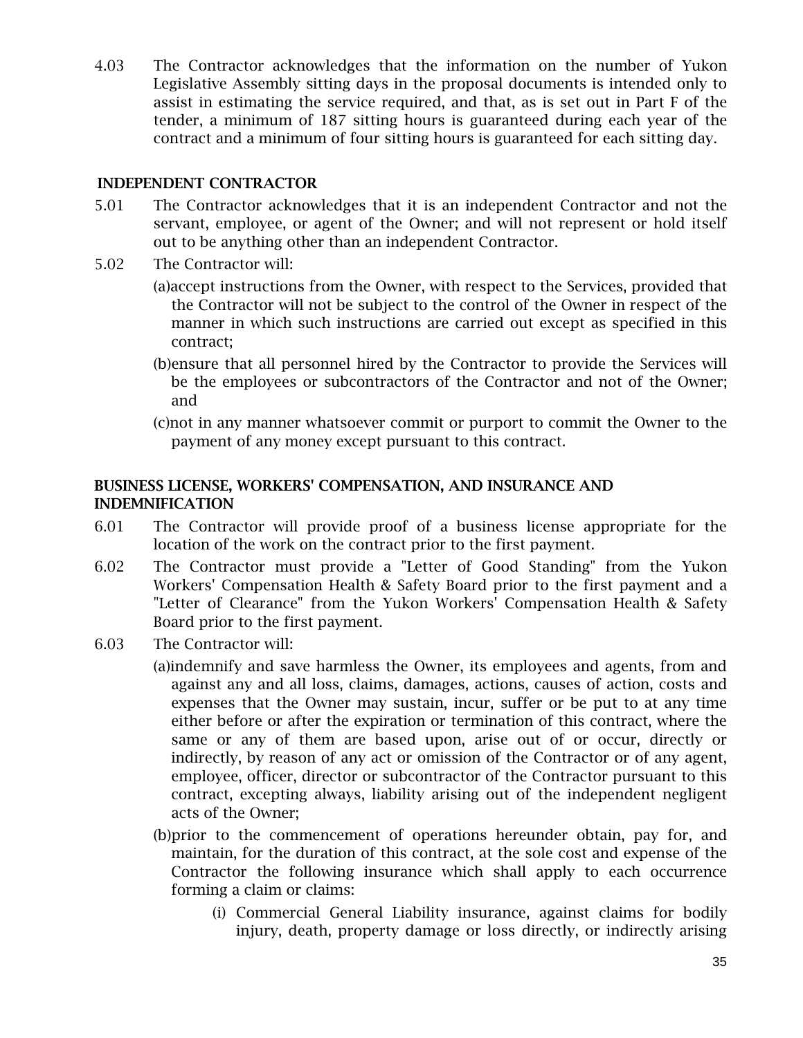4.03 The Contractor acknowledges that the information on the number of Yukon Legislative Assembly sitting days in the proposal documents is intended only to assist in estimating the service required, and that, as is set out in Part F of the tender, a minimum of 187 sitting hours is guaranteed during each year of the contract and a minimum of four sitting hours is guaranteed for each sitting day.

### INDEPENDENT CONTRACTOR

5.01 The Contractor acknowledges that it is an independent Contractor and not the servant, employee, or agent of the Owner; and will not represent or hold itself out to be anything other than an independent Contractor.

5.02 The Contractor will:

(a) accept instructions from the Owner, with respect to the Services, provided that the Contractor will not be subject to the control of the Owner in respect of the manner in which such instructions are carried out except as specified in this contract;

(b) ensure that all personnel hired by the Contractor to provide the Services will be the employees or subcontractors of the Contractor and not of the Owner; and

(c) not in any manner whatsoever commit or purport to commit the Owner to the payment of any money except pursuant to this contract.

### BUSINESS LICENSE, WORKERS' COMPENSATION, AND INSURANCE AND INDEMNIFICATION

6.01 The Contractor will provide proof of a business license appropriate for the location of the work on the contract prior to the first payment.

6.02 The Contractor must provide a "Letter of Good Standing" from the Yukon Workers' Compensation Health & Safety Board prior to the first payment and a "Letter of Clearance" from the Yukon Workers' Compensation Health & Safety Board prior to the first payment.

6.03 The Contractor will:

(a) indemnify and save harmless the Owner, its employees and agents, from and against any and all loss, claims, damages, actions, causes of action, costs and expenses that the Owner may sustain, incur, suffer or be put to at any time either before or after the expiration or termination of this contract, where the same or any of them are based upon, arise out of or occur, directly or indirectly, by reason of any act or omission of the Contractor or of any agent, employee, officer, director or subcontractor of the Contractor pursuant to this contract, excepting always, liability arising out of the independent negligent acts of the Owner;

(b) prior to the commencement of operations hereunder obtain, pay for, and maintain, for the duration of this contract, at the sole cost and expense of the Contractor the following insurance which shall apply to each occurrence forming a claim or claims:

(i) Commercial General Liability insurance, against claims for bodily injury, death, property damage or loss directly, or indirectly arising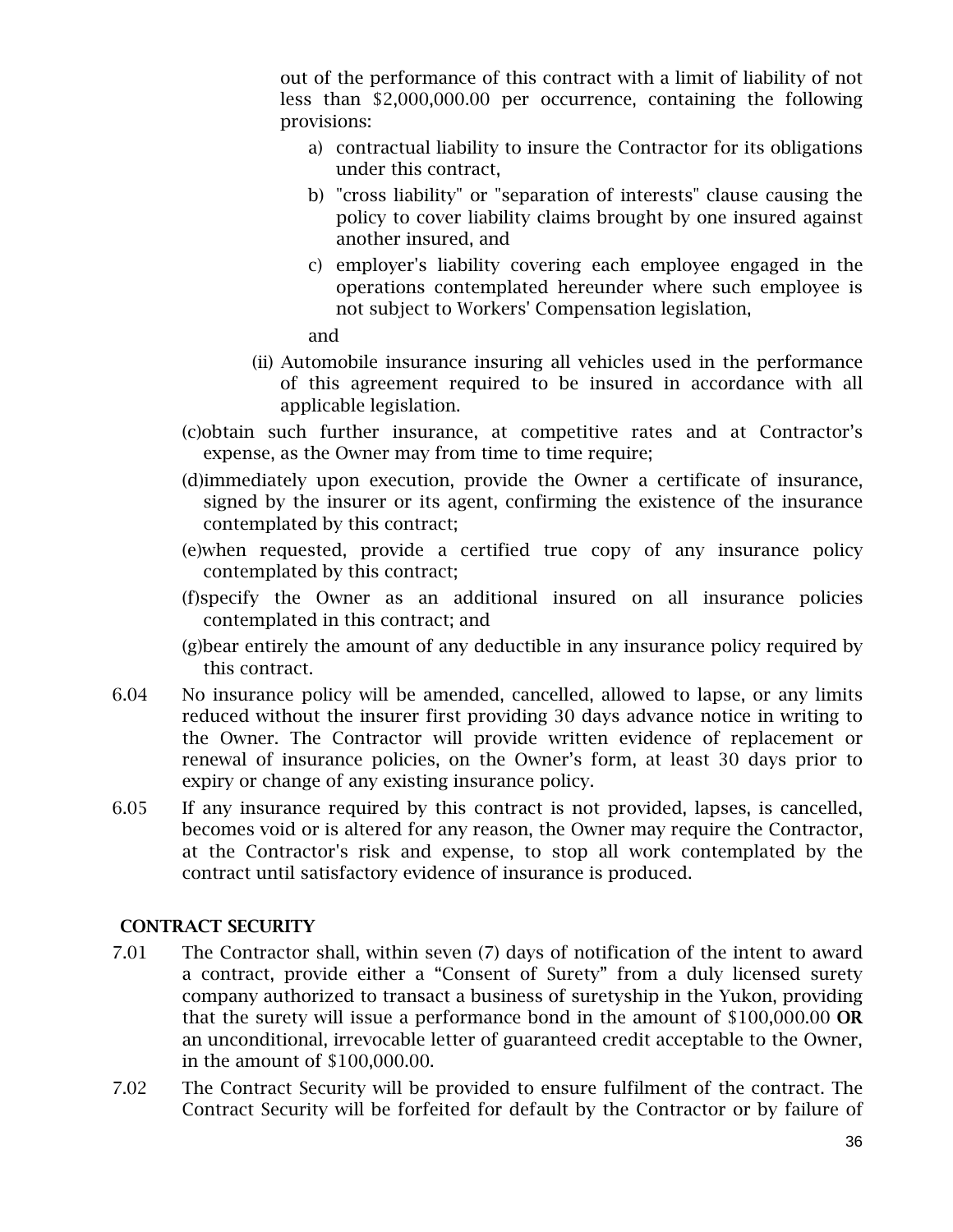out of the performance of this contract with a limit of liability of not less than $2,000,000.00 per occurrence, containing the following provisions:

a) contractual liability to insure the Contractor for its obligations under this contract,

b) "cross liability" or "separation of interests" clause causing the policy to cover liability claims brought by one insured against another insured, and

c) employer's liability covering each employee engaged in the operations contemplated hereunder where such employee is not subject to Workers' Compensation legislation,

and

(ii) Automobile insurance insuring all vehicles used in the performance of this agreement required to be insured in accordance with all applicable legislation.

(c)obtain such further insurance, at competitive rates and at Contractor's expense, as the Owner may from time to time require;

(d)immediately upon execution, provide the Owner a certificate of insurance, signed by the insurer or its agent, confirming the existence of the insurance contemplated by this contract;

(e)when requested, provide a certified true copy of any insurance policy contemplated by this contract;

(f)specify the Owner as an additional insured on all insurance policies contemplated in this contract; and

(g)bear entirely the amount of any deductible in any insurance policy required by this contract.

6.04 No insurance policy will be amended, cancelled, allowed to lapse, or any limits reduced without the insurer first providing 30 days advance notice in writing to the Owner. The Contractor will provide written evidence of replacement or renewal of insurance policies, on the Owner's form, at least 30 days prior to expiry or change of any existing insurance policy.

6.05 If any insurance required by this contract is not provided, lapses, is cancelled, becomes void or is altered for any reason, the Owner may require the Contractor, at the Contractor's risk and expense, to stop all work contemplated by the contract until satisfactory evidence of insurance is produced.

**CONTRACT SECURITY**

7.01 The Contractor shall, within seven (7) days of notification of the intent to award a contract, provide either a "Consent of Surety" from a duly licensed surety company authorized to transact a business of suretyship in the Yukon, providing that the surety will issue a performance bond in the amount of $100,000.00 **OR** an unconditional, irrevocable letter of guaranteed credit acceptable to the Owner, in the amount of $100,000.00.

7.02 The Contract Security will be provided to ensure fulfilment of the contract. The Contract Security will be forfeited for default by the Contractor or by failure of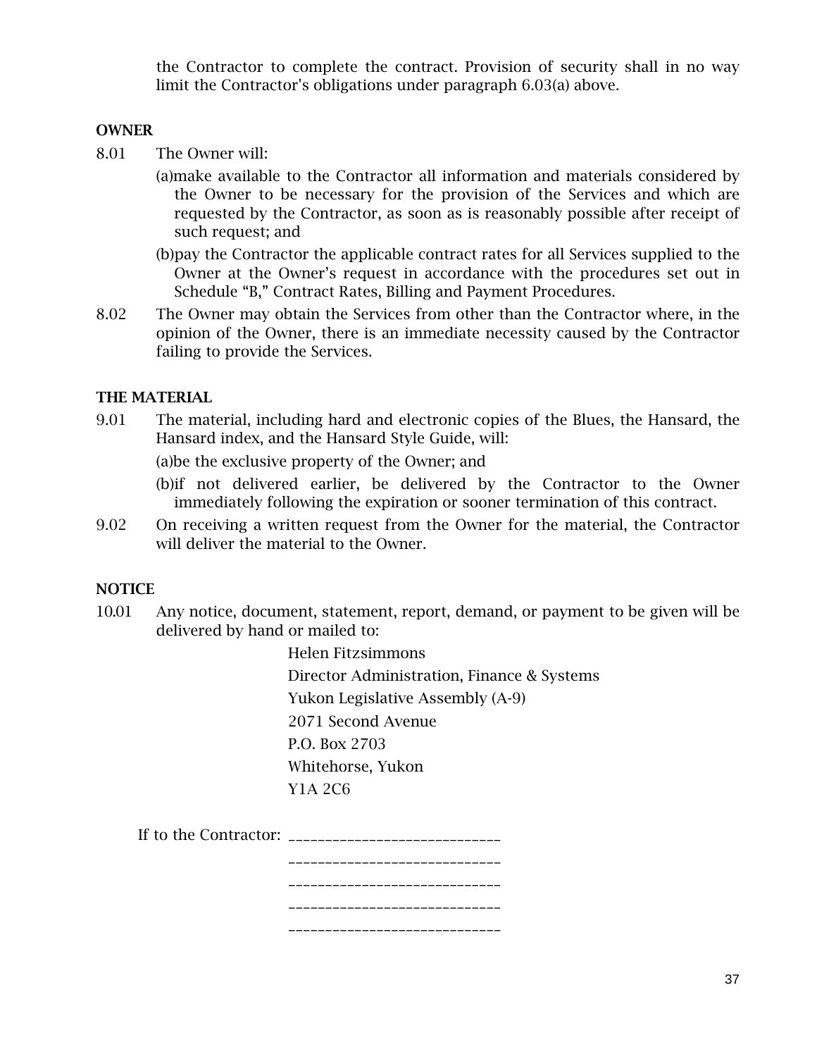the Contractor to complete the contract. Provision of security shall in no way limit the Contractor's obligations under paragraph 6.03(a) above.

**OWNER**

8.01 The Owner will:

(a) make available to the Contractor all information and materials considered by the Owner to be necessary for the provision of the Services and which are requested by the Contractor, as soon as is reasonably possible after receipt of such request; and

(b) pay the Contractor the applicable contract rates for all Services supplied to the Owner at the Owner's request in accordance with the procedures set out in Schedule "B," Contract Rates, Billing and Payment Procedures.

8.02 The Owner may obtain the Services from other than the Contractor where, in the opinion of the Owner, there is an immediate necessity caused by the Contractor failing to provide the Services.

**THE MATERIAL**

9.01 The material, including hard and electronic copies of the Blues, the Hansard, the Hansard index, and the Hansard Style Guide, will:

(a) be the exclusive property of the Owner; and

(b) if not delivered earlier, be delivered by the Contractor to the Owner immediately following the expiration or sooner termination of this contract.

9.02 On receiving a written request from the Owner for the material, the Contractor will deliver the material to the Owner.

**NOTICE**

10.01 Any notice, document, statement, report, demand, or payment to be given will be delivered by hand or mailed to:

Helen Fitzsimmons
Director Administration, Finance & Systems
Yukon Legislative Assembly (A-9)
2071 Second Avenue
P.O. Box 2703
Whitehorse, Yukon
Y1A 2C6

If to the Contractor: ____________________________
____________________________
____________________________
____________________________
____________________________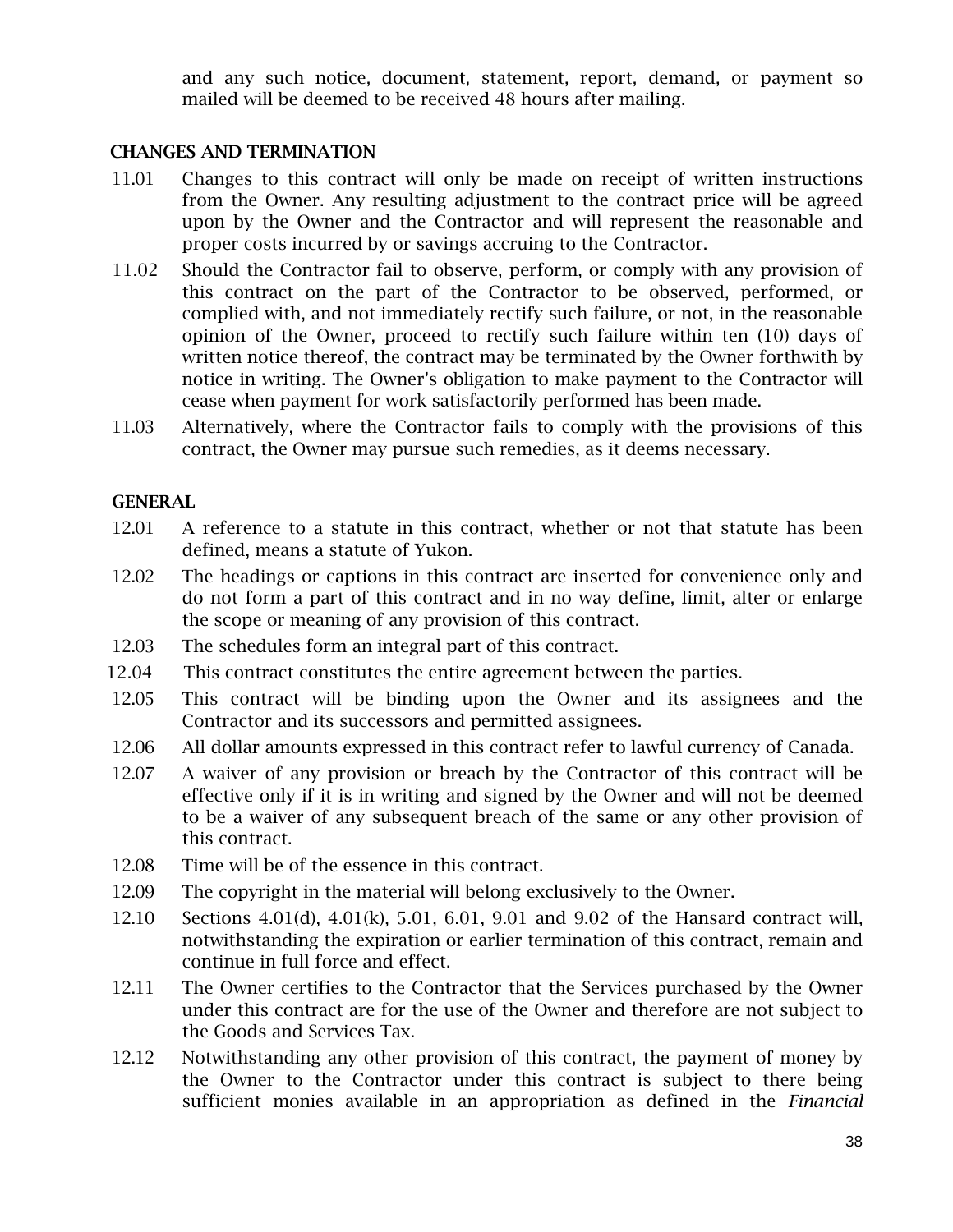and any such notice, document, statement, report, demand, or payment so mailed will be deemed to be received 48 hours after mailing.

### CHANGES AND TERMINATION

11.01 Changes to this contract will only be made on receipt of written instructions from the Owner. Any resulting adjustment to the contract price will be agreed upon by the Owner and the Contractor and will represent the reasonable and proper costs incurred by or savings accruing to the Contractor.

11.02 Should the Contractor fail to observe, perform, or comply with any provision of this contract on the part of the Contractor to be observed, performed, or complied with, and not immediately rectify such failure, or not, in the reasonable opinion of the Owner, proceed to rectify such failure within ten (10) days of written notice thereof, the contract may be terminated by the Owner forthwith by notice in writing. The Owner's obligation to make payment to the Contractor will cease when payment for work satisfactorily performed has been made.

11.03 Alternatively, where the Contractor fails to comply with the provisions of this contract, the Owner may pursue such remedies, as it deems necessary.

### GENERAL

12.01 A reference to a statute in this contract, whether or not that statute has been defined, means a statute of Yukon.

12.02 The headings or captions in this contract are inserted for convenience only and do not form a part of this contract and in no way define, limit, alter or enlarge the scope or meaning of any provision of this contract.

12.03 The schedules form an integral part of this contract.

12.04 This contract constitutes the entire agreement between the parties.

12.05 This contract will be binding upon the Owner and its assignees and the Contractor and its successors and permitted assignees.

12.06 All dollar amounts expressed in this contract refer to lawful currency of Canada.

12.07 A waiver of any provision or breach by the Contractor of this contract will be effective only if it is in writing and signed by the Owner and will not be deemed to be a waiver of any subsequent breach of the same or any other provision of this contract.

12.08 Time will be of the essence in this contract.

12.09 The copyright in the material will belong exclusively to the Owner.

12.10 Sections 4.01(d), 4.01(k), 5.01, 6.01, 9.01 and 9.02 of the Hansard contract will, notwithstanding the expiration or earlier termination of this contract, remain and continue in full force and effect.

12.11 The Owner certifies to the Contractor that the Services purchased by the Owner under this contract are for the use of the Owner and therefore are not subject to the Goods and Services Tax.

12.12 Notwithstanding any other provision of this contract, the payment of money by the Owner to the Contractor under this contract is subject to there being sufficient monies available in an appropriation as defined in the *Financial*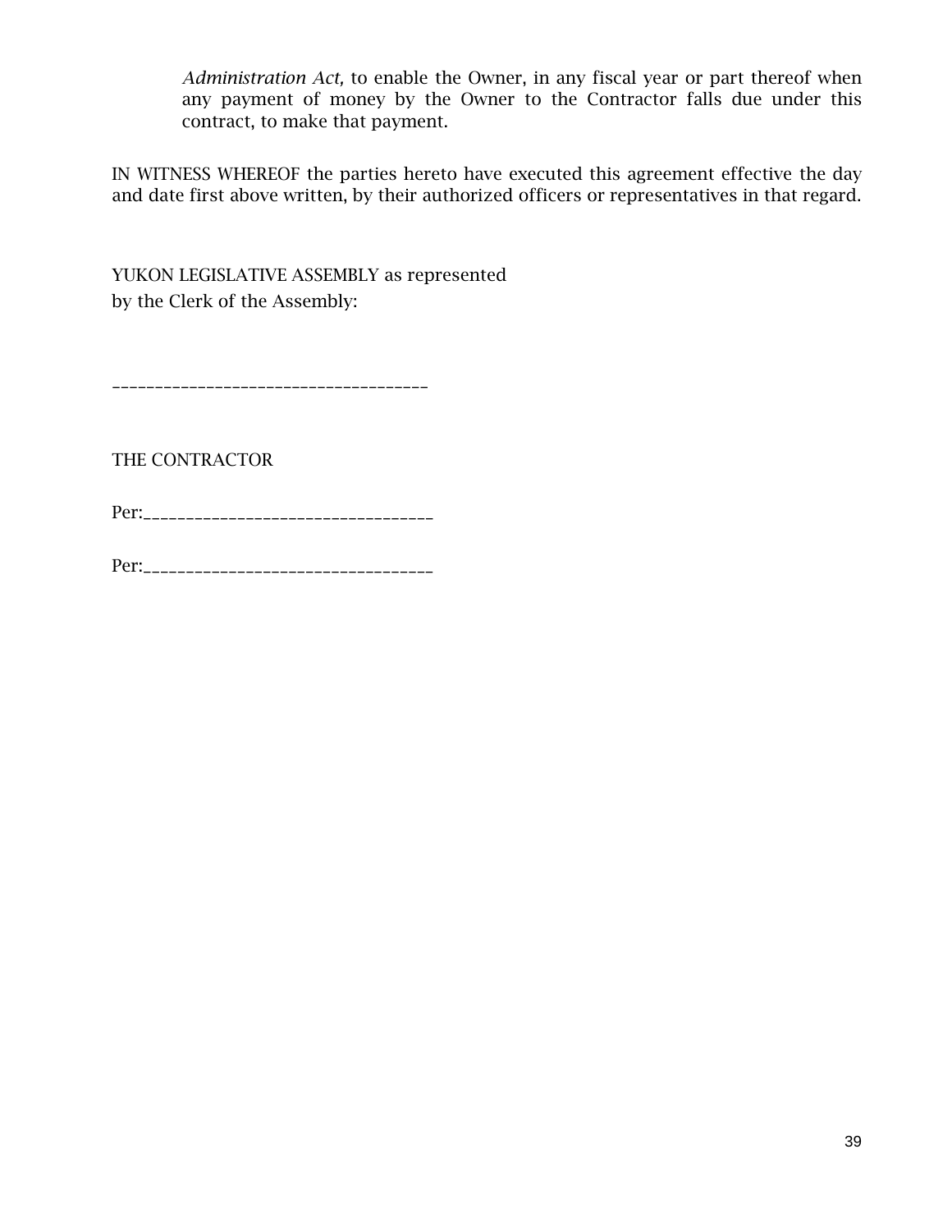*Administration Act,* to enable the Owner, in any fiscal year or part thereof when any payment of money by the Owner to the Contractor falls due under this contract, to make that payment.

IN WITNESS WHEREOF the parties hereto have executed this agreement effective the day and date first above written, by their authorized officers or representatives in that regard.

YUKON LEGISLATIVE ASSEMBLY as represented by the Clerk of the Assembly:

\_\_\_\_\_\_\_\_\_\_\_\_\_\_\_\_\_\_\_\_\_\_\_\_\_\_\_\_\_\_\_\_\_\_\_\_\_\_

THE CONTRACTOR

Per:\_\_\_\_\_\_\_\_\_\_\_\_\_\_\_\_\_\_\_\_\_\_\_\_\_\_\_\_\_\_\_\_\_\_

Per:\_\_\_\_\_\_\_\_\_\_\_\_\_\_\_\_\_\_\_\_\_\_\_\_\_\_\_\_\_\_\_\_\_\_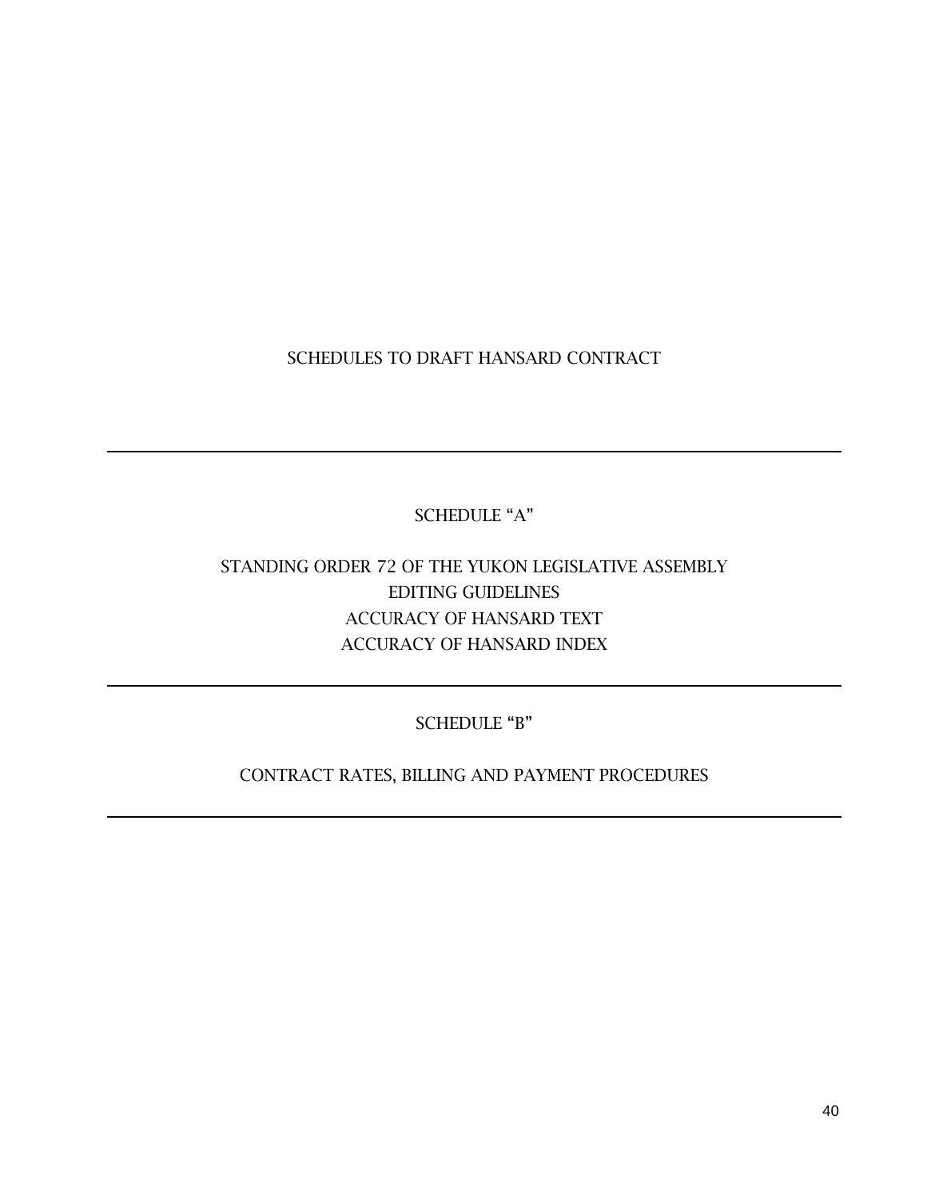# SCHEDULES TO DRAFT HANSARD CONTRACT

---

## SCHEDULE "A"

STANDING ORDER 72 OF THE YUKON LEGISLATIVE ASSEMBLY
EDITING GUIDELINES
ACCURACY OF HANSARD TEXT
ACCURACY OF HANSARD INDEX

---

## SCHEDULE "B"

CONTRACT RATES, BILLING AND PAYMENT PROCEDURES

---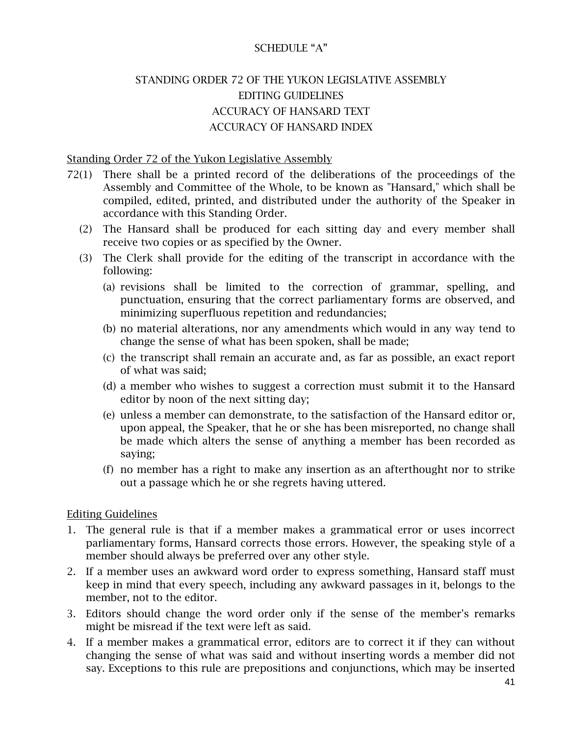SCHEDULE "A"

STANDING ORDER 72 OF THE YUKON LEGISLATIVE ASSEMBLY
EDITING GUIDELINES
ACCURACY OF HANSARD TEXT
ACCURACY OF HANSARD INDEX

<u>Standing Order 72 of the Yukon Legislative Assembly</u>

72(1) There shall be a printed record of the deliberations of the proceedings of the Assembly and Committee of the Whole, to be known as "Hansard," which shall be compiled, edited, printed, and distributed under the authority of the Speaker in accordance with this Standing Order.

(2) The Hansard shall be produced for each sitting day and every member shall receive two copies or as specified by the Owner.

(3) The Clerk shall provide for the editing of the transcript in accordance with the following:

(a) revisions shall be limited to the correction of grammar, spelling, and punctuation, ensuring that the correct parliamentary forms are observed, and minimizing superfluous repetition and redundancies;

(b) no material alterations, nor any amendments which would in any way tend to change the sense of what has been spoken, shall be made;

(c) the transcript shall remain an accurate and, as far as possible, an exact report of what was said;

(d) a member who wishes to suggest a correction must submit it to the Hansard editor by noon of the next sitting day;

(e) unless a member can demonstrate, to the satisfaction of the Hansard editor or, upon appeal, the Speaker, that he or she has been misreported, no change shall be made which alters the sense of anything a member has been recorded as saying;

(f) no member has a right to make any insertion as an afterthought nor to strike out a passage which he or she regrets having uttered.

<u>Editing Guidelines</u>

1. The general rule is that if a member makes a grammatical error or uses incorrect parliamentary forms, Hansard corrects those errors. However, the speaking style of a member should always be preferred over any other style.
2. If a member uses an awkward word order to express something, Hansard staff must keep in mind that every speech, including any awkward passages in it, belongs to the member, not to the editor.
3. Editors should change the word order only if the sense of the member's remarks might be misread if the text were left as said.
4. If a member makes a grammatical error, editors are to correct it if they can without changing the sense of what was said and without inserting words a member did not say. Exceptions to this rule are prepositions and conjunctions, which may be inserted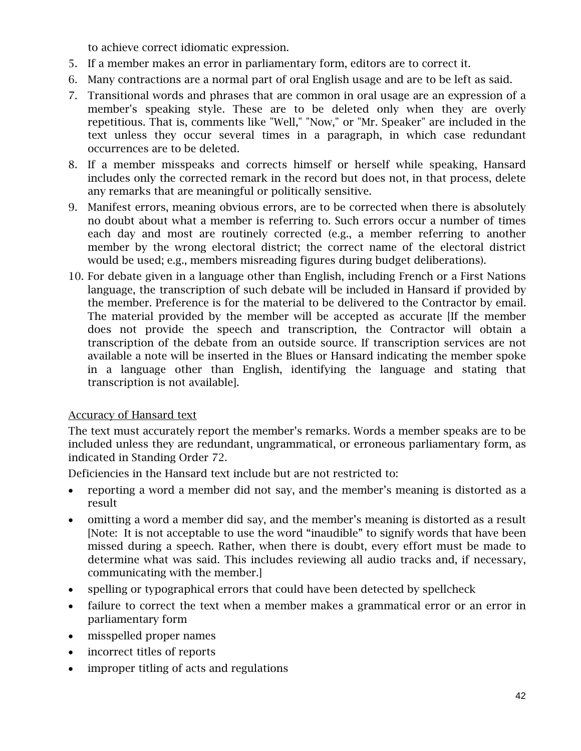to achieve correct idiomatic expression.

5. If a member makes an error in parliamentary form, editors are to correct it.
6. Many contractions are a normal part of oral English usage and are to be left as said.
7. Transitional words and phrases that are common in oral usage are an expression of a member's speaking style. These are to be deleted only when they are overly repetitious. That is, comments like "Well," "Now," or "Mr. Speaker" are included in the text unless they occur several times in a paragraph, in which case redundant occurrences are to be deleted.
8. If a member misspeaks and corrects himself or herself while speaking, Hansard includes only the corrected remark in the record but does not, in that process, delete any remarks that are meaningful or politically sensitive.
9. Manifest errors, meaning obvious errors, are to be corrected when there is absolutely no doubt about what a member is referring to. Such errors occur a number of times each day and most are routinely corrected (e.g., a member referring to another member by the wrong electoral district; the correct name of the electoral district would be used; e.g., members misreading figures during budget deliberations).
10. For debate given in a language other than English, including French or a First Nations language, the transcription of such debate will be included in Hansard if provided by the member. Preference is for the material to be delivered to the Contractor by email. The material provided by the member will be accepted as accurate [If the member does not provide the speech and transcription, the Contractor will obtain a transcription of the debate from an outside source. If transcription services are not available a note will be inserted in the Blues or Hansard indicating the member spoke in a language other than English, identifying the language and stating that transcription is not available].

<u>Accuracy of Hansard text</u>

The text must accurately report the member's remarks. Words a member speaks are to be included unless they are redundant, ungrammatical, or erroneous parliamentary form, as indicated in Standing Order 72.

Deficiencies in the Hansard text include but are not restricted to:

- reporting a word a member did not say, and the member's meaning is distorted as a result
- omitting a word a member did say, and the member's meaning is distorted as a result [Note: It is not acceptable to use the word "inaudible" to signify words that have been missed during a speech. Rather, when there is doubt, every effort must be made to determine what was said. This includes reviewing all audio tracks and, if necessary, communicating with the member.]
- spelling or typographical errors that could have been detected by spellcheck
- failure to correct the text when a member makes a grammatical error or an error in parliamentary form
- misspelled proper names
- incorrect titles of reports
- improper titling of acts and regulations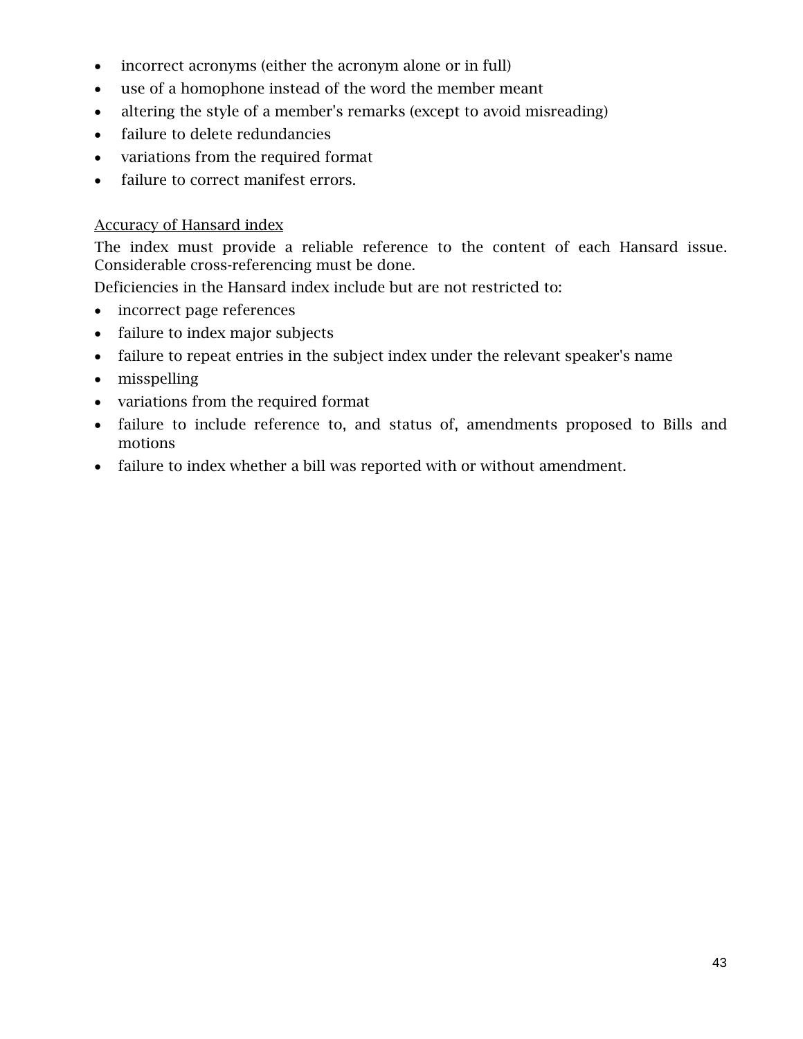- incorrect acronyms (either the acronym alone or in full)
- use of a homophone instead of the word the member meant
- altering the style of a member's remarks (except to avoid misreading)
- failure to delete redundancies
- variations from the required format
- failure to correct manifest errors.

<u>Accuracy of Hansard index</u>

The index must provide a reliable reference to the content of each Hansard issue. Considerable cross-referencing must be done.

Deficiencies in the Hansard index include but are not restricted to:

- incorrect page references
- failure to index major subjects
- failure to repeat entries in the subject index under the relevant speaker's name
- misspelling
- variations from the required format
- failure to include reference to, and status of, amendments proposed to Bills and motions
- failure to index whether a bill was reported with or without amendment.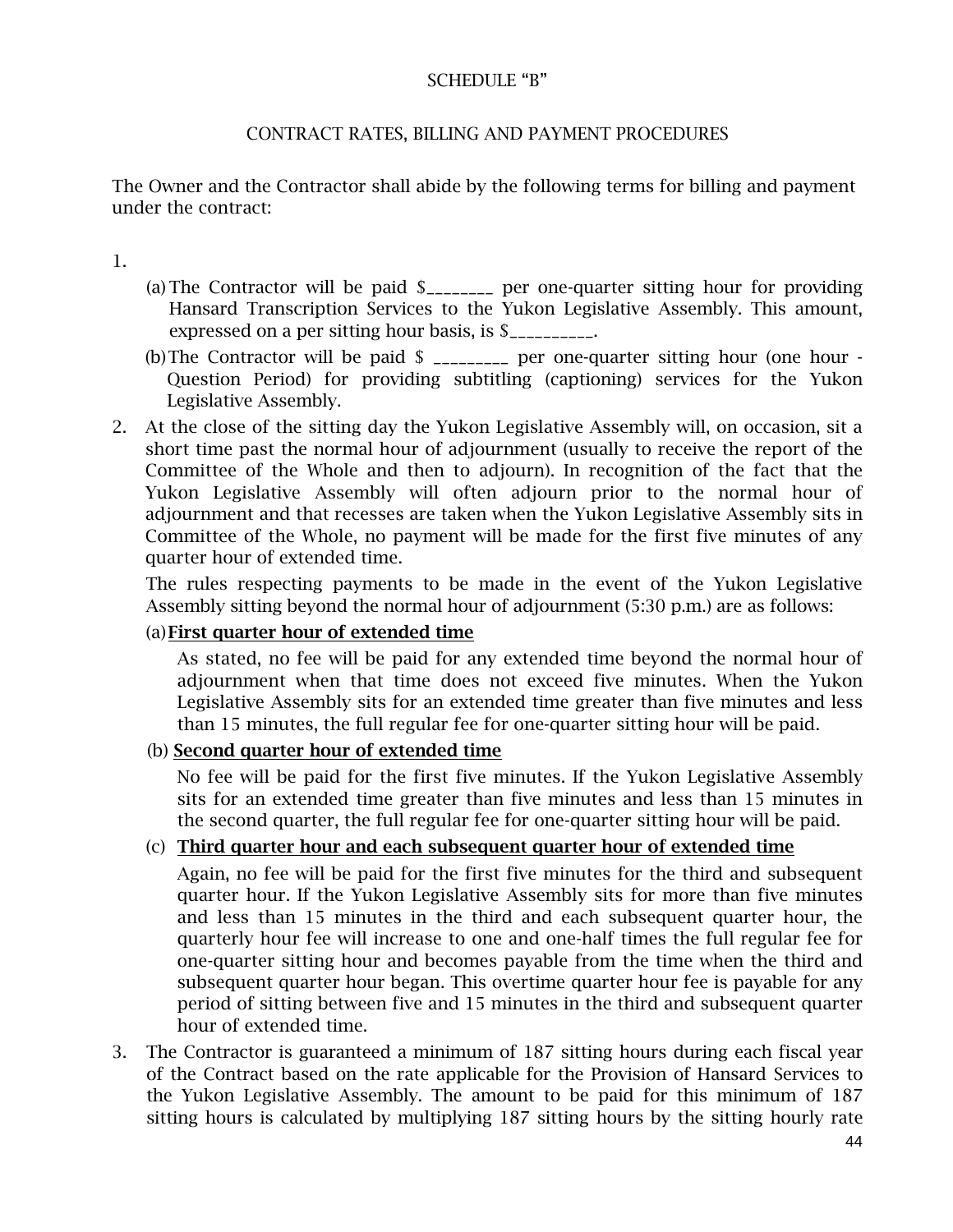SCHEDULE “B”

CONTRACT RATES, BILLING AND PAYMENT PROCEDURES

The Owner and the Contractor shall abide by the following terms for billing and payment under the contract:

1.

   (a) The Contractor will be paid $________ per one-quarter sitting hour for providing Hansard Transcription Services to the Yukon Legislative Assembly. This amount, expressed on a per sitting hour basis, is $__________.

   (b) The Contractor will be paid $ _________ per one-quarter sitting hour (one hour - Question Period) for providing subtitling (captioning) services for the Yukon Legislative Assembly.

2. At the close of the sitting day the Yukon Legislative Assembly will, on occasion, sit a short time past the normal hour of adjournment (usually to receive the report of the Committee of the Whole and then to adjourn). In recognition of the fact that the Yukon Legislative Assembly will often adjourn prior to the normal hour of adjournment and that recesses are taken when the Yukon Legislative Assembly sits in Committee of the Whole, no payment will be made for the first five minutes of any quarter hour of extended time.

   The rules respecting payments to be made in the event of the Yukon Legislative Assembly sitting beyond the normal hour of adjournment (5:30 p.m.) are as follows:

   (a) **First quarter hour of extended time**

   As stated, no fee will be paid for any extended time beyond the normal hour of adjournment when that time does not exceed five minutes. When the Yukon Legislative Assembly sits for an extended time greater than five minutes and less than 15 minutes, the full regular fee for one-quarter sitting hour will be paid.

   (b) **Second quarter hour of extended time**

   No fee will be paid for the first five minutes. If the Yukon Legislative Assembly sits for an extended time greater than five minutes and less than 15 minutes in the second quarter, the full regular fee for one-quarter sitting hour will be paid.

   (c) **Third quarter hour and each subsequent quarter hour of extended time**

   Again, no fee will be paid for the first five minutes for the third and subsequent quarter hour. If the Yukon Legislative Assembly sits for more than five minutes and less than 15 minutes in the third and each subsequent quarter hour, the quarterly hour fee will increase to one and one-half times the full regular fee for one-quarter sitting hour and becomes payable from the time when the third and subsequent quarter hour began. This overtime quarter hour fee is payable for any period of sitting between five and 15 minutes in the third and subsequent quarter hour of extended time.

3. The Contractor is guaranteed a minimum of 187 sitting hours during each fiscal year of the Contract based on the rate applicable for the Provision of Hansard Services to the Yukon Legislative Assembly. The amount to be paid for this minimum of 187 sitting hours is calculated by multiplying 187 sitting hours by the sitting hourly rate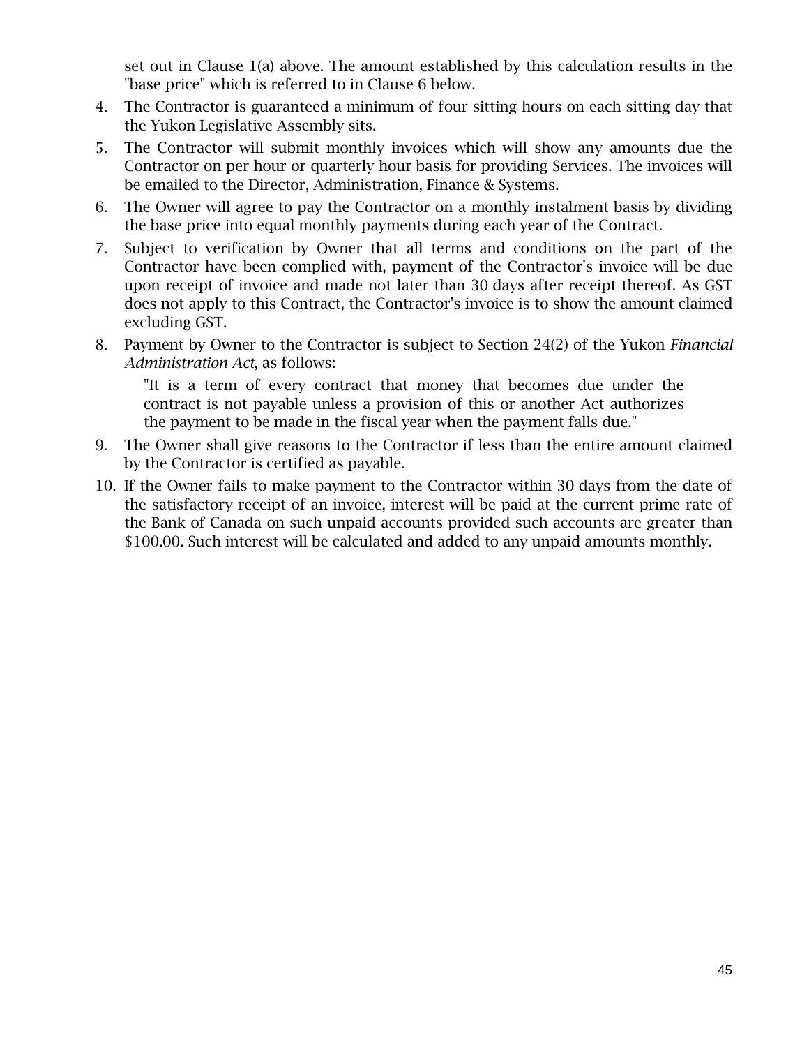set out in Clause 1(a) above. The amount established by this calculation results in the "base price" which is referred to in Clause 6 below.

4. The Contractor is guaranteed a minimum of four sitting hours on each sitting day that the Yukon Legislative Assembly sits.
5. The Contractor will submit monthly invoices which will show any amounts due the Contractor on per hour or quarterly hour basis for providing Services. The invoices will be emailed to the Director, Administration, Finance & Systems.
6. The Owner will agree to pay the Contractor on a monthly instalment basis by dividing the base price into equal monthly payments during each year of the Contract.
7. Subject to verification by Owner that all terms and conditions on the part of the Contractor have been complied with, payment of the Contractor's invoice will be due upon receipt of invoice and made not later than 30 days after receipt thereof. As GST does not apply to this Contract, the Contractor's invoice is to show the amount claimed excluding GST.
8. Payment by Owner to the Contractor is subject to Section 24(2) of the Yukon *Financial Administration Act*, as follows:

   "It is a term of every contract that money that becomes due under the contract is not payable unless a provision of this or another Act authorizes the payment to be made in the fiscal year when the payment falls due."

9. The Owner shall give reasons to the Contractor if less than the entire amount claimed by the Contractor is certified as payable.
10. If the Owner fails to make payment to the Contractor within 30 days from the date of the satisfactory receipt of an invoice, interest will be paid at the current prime rate of the Bank of Canada on such unpaid accounts provided such accounts are greater than $100.00. Such interest will be calculated and added to any unpaid amounts monthly.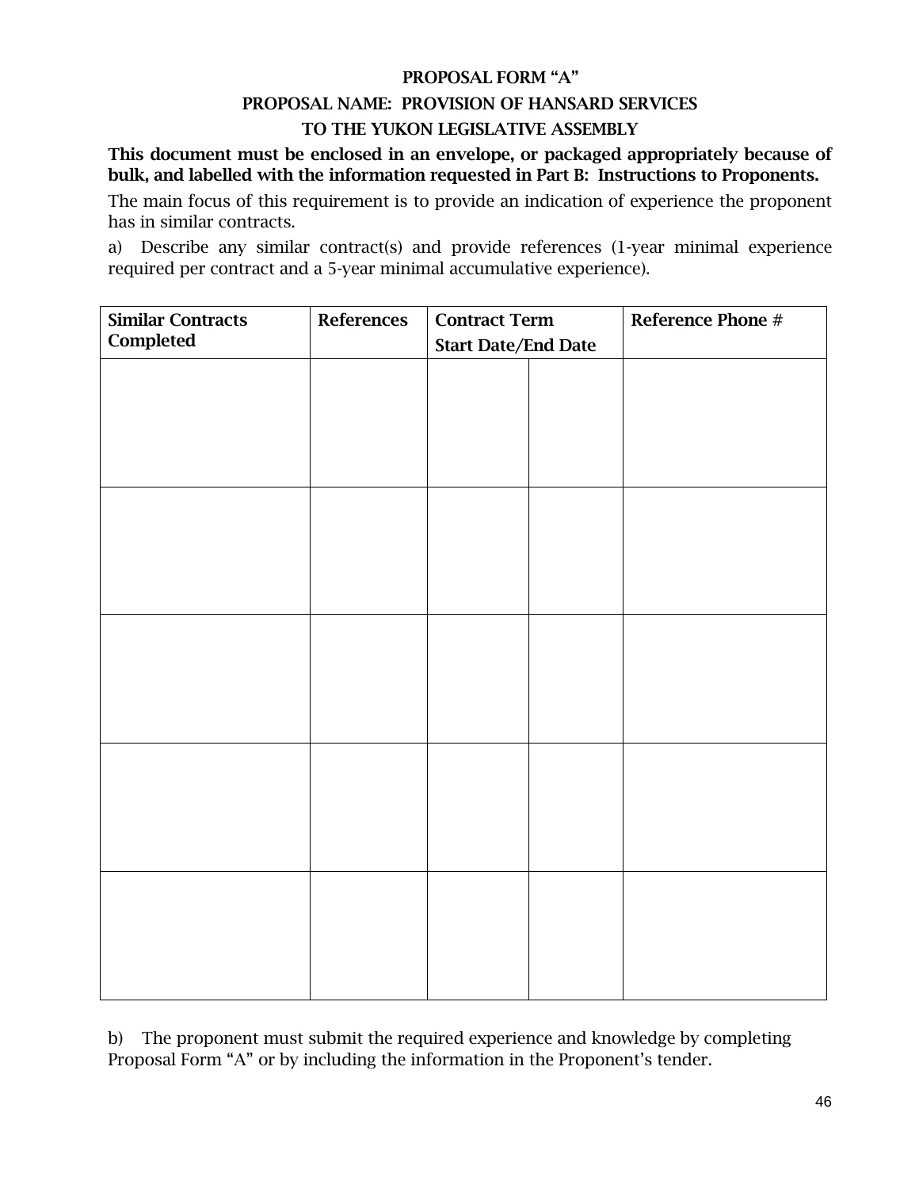# PROPOSAL FORM "A"

## PROPOSAL NAME: PROVISION OF HANSARD SERVICES TO THE YUKON LEGISLATIVE ASSEMBLY

**This document must be enclosed in an envelope, or packaged appropriately because of bulk, and labelled with the information requested in Part B: Instructions to Proponents.**

The main focus of this requirement is to provide an indication of experience the proponent has in similar contracts.

a) Describe any similar contract(s) and provide references (1-year minimal experience required per contract and a 5-year minimal accumulative experience).

| Similar Contracts Completed | References | Contract Term Start Date/End Date | | Reference Phone # |
|---|---|---|---|---|
| | | | | |
| | | | | |
| | | | | |
| | | | | |
| | | | | |

b) The proponent must submit the required experience and knowledge by completing Proposal Form "A" or by including the information in the Proponent's tender.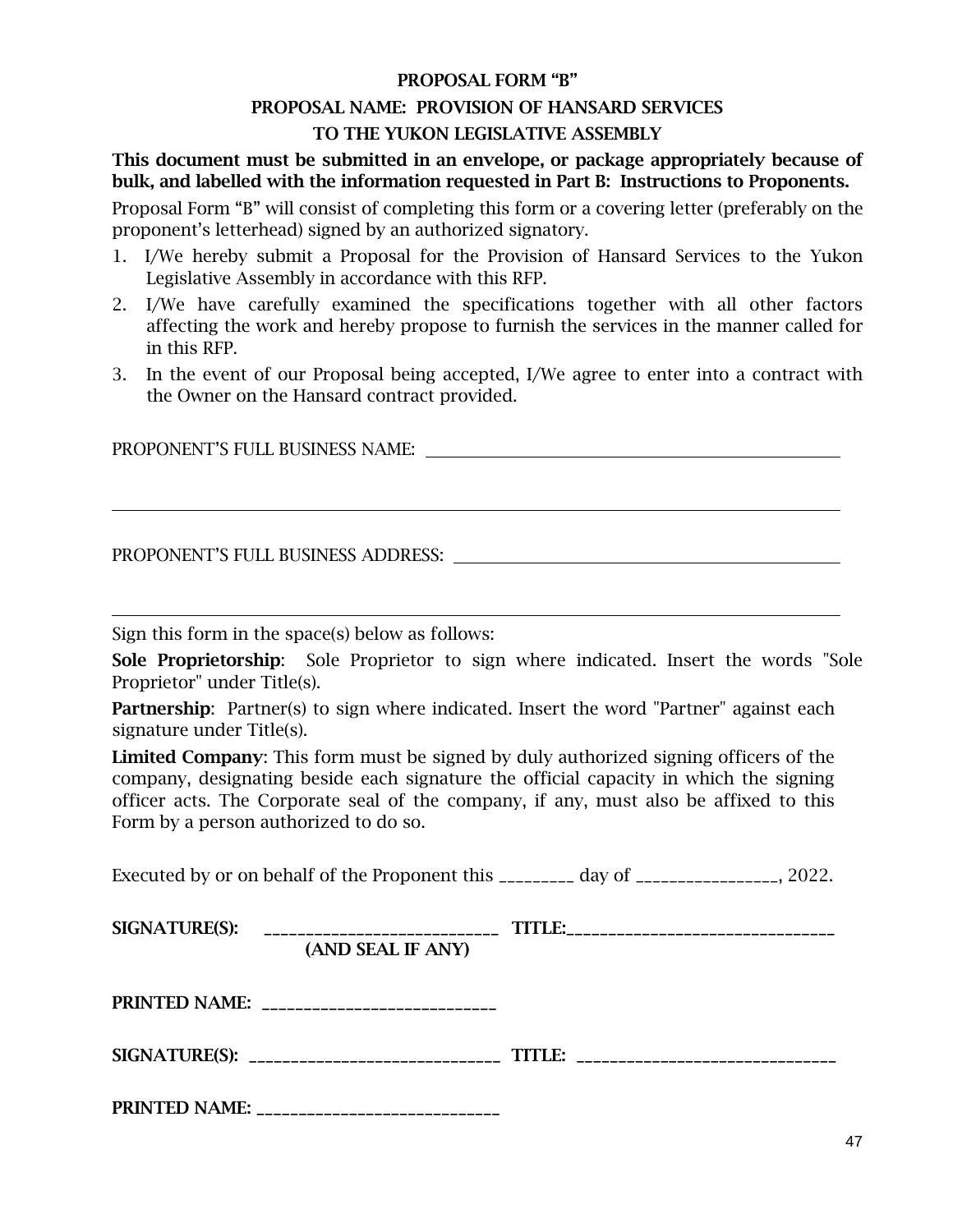**PROPOSAL FORM "B"**

**PROPOSAL NAME: PROVISION OF HANSARD SERVICES TO THE YUKON LEGISLATIVE ASSEMBLY**

**This document must be submitted in an envelope, or package appropriately because of bulk, and labelled with the information requested in Part B: Instructions to Proponents.**

Proposal Form "B" will consist of completing this form or a covering letter (preferably on the proponent's letterhead) signed by an authorized signatory.

1. I/We hereby submit a Proposal for the Provision of Hansard Services to the Yukon Legislative Assembly in accordance with this RFP.
2. I/We have carefully examined the specifications together with all other factors affecting the work and hereby propose to furnish the services in the manner called for in this RFP.
3. In the event of our Proposal being accepted, I/We agree to enter into a contract with the Owner on the Hansard contract provided.

PROPONENT'S FULL BUSINESS NAME: ______________________________________________

______________________________________________________________________________

PROPONENT'S FULL BUSINESS ADDRESS: ___________________________________________

______________________________________________________________________________

Sign this form in the space(s) below as follows:

**Sole Proprietorship**: Sole Proprietor to sign where indicated. Insert the words "Sole Proprietor" under Title(s).

**Partnership**: Partner(s) to sign where indicated. Insert the word "Partner" against each signature under Title(s).

**Limited Company**: This form must be signed by duly authorized signing officers of the company, designating beside each signature the official capacity in which the signing officer acts. The Corporate seal of the company, if any, must also be affixed to this Form by a person authorized to do so.

Executed by or on behalf of the Proponent this _________ day of _________________, 2022.

**SIGNATURE(S):** ____________________________ **TITLE:**_________________________________
**(AND SEAL IF ANY)**

**PRINTED NAME:** ____________________________

**SIGNATURE(S):** ______________________________ **TITLE:** _______________________________

**PRINTED NAME:** _____________________________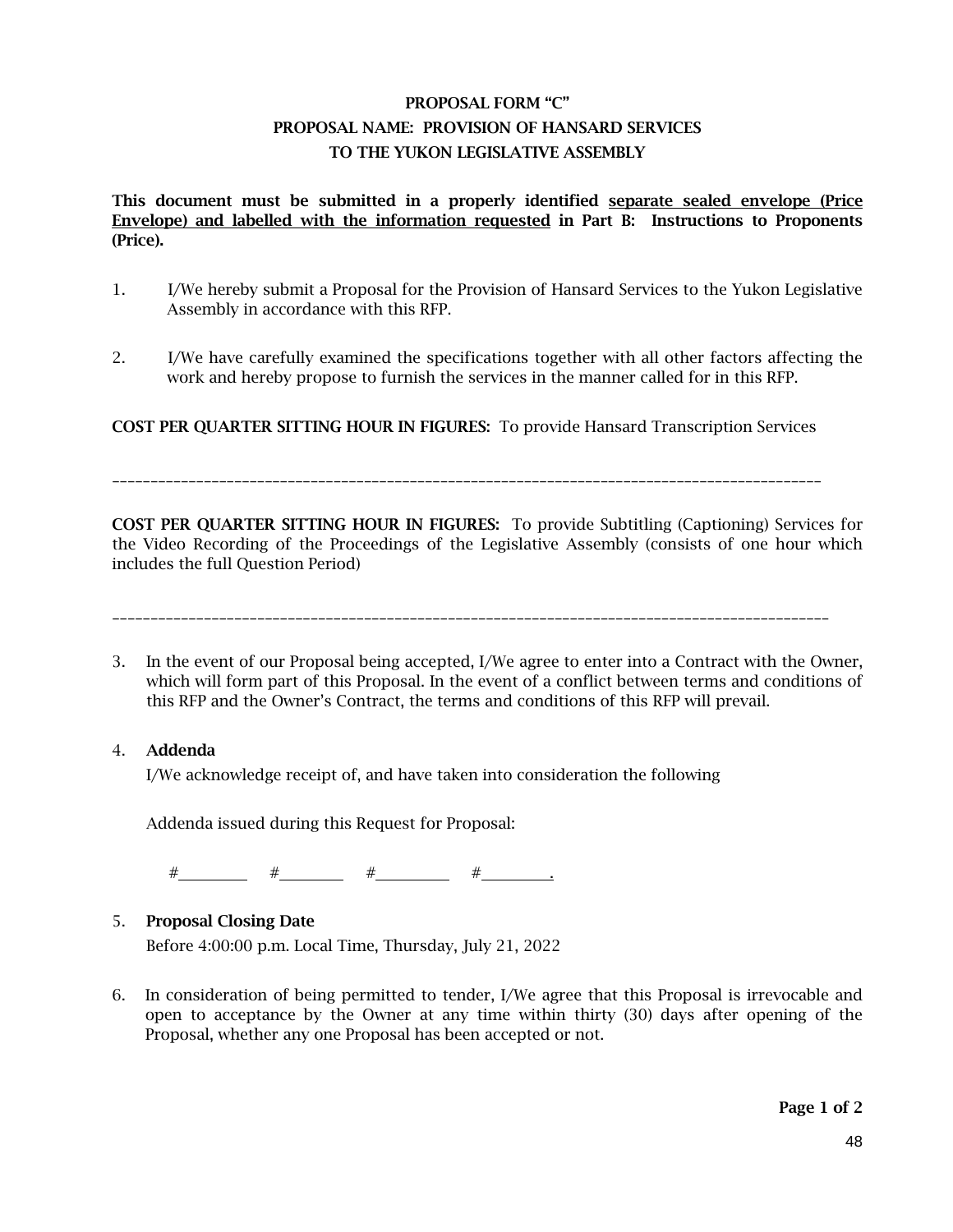**PROPOSAL FORM "C"**
**PROPOSAL NAME: PROVISION OF HANSARD SERVICES**
**TO THE YUKON LEGISLATIVE ASSEMBLY**

**This document must be submitted in a properly identified <u>separate sealed envelope (Price Envelope) and labelled with the information requested</u> in Part B: Instructions to Proponents (Price).**

1. I/We hereby submit a Proposal for the Provision of Hansard Services to the Yukon Legislative Assembly in accordance with this RFP.

2. I/We have carefully examined the specifications together with all other factors affecting the work and hereby propose to furnish the services in the manner called for in this RFP.

**COST PER QUARTER SITTING HOUR IN FIGURES:** To provide Hansard Transcription Services

\_\_\_\_\_\_\_\_\_\_\_\_\_\_\_\_\_\_\_\_\_\_\_\_\_\_\_\_\_\_\_\_\_\_\_\_\_\_\_\_\_\_\_\_\_\_\_\_\_\_\_\_\_\_\_\_\_\_\_\_\_\_\_\_\_\_\_\_\_\_\_\_\_\_\_\_\_\_\_\_\_\_\_\_\_\_\_\_\_\_

**COST PER QUARTER SITTING HOUR IN FIGURES:** To provide Subtitling (Captioning) Services for the Video Recording of the Proceedings of the Legislative Assembly (consists of one hour which includes the full Question Period)

\_\_\_\_\_\_\_\_\_\_\_\_\_\_\_\_\_\_\_\_\_\_\_\_\_\_\_\_\_\_\_\_\_\_\_\_\_\_\_\_\_\_\_\_\_\_\_\_\_\_\_\_\_\_\_\_\_\_\_\_\_\_\_\_\_\_\_\_\_\_\_\_\_\_\_\_\_\_\_\_\_\_\_\_\_\_\_\_\_\_

3. In the event of our Proposal being accepted, I/We agree to enter into a Contract with the Owner, which will form part of this Proposal. In the event of a conflict between terms and conditions of this RFP and the Owner's Contract, the terms and conditions of this RFP will prevail.

4. **Addenda**

   I/We acknowledge receipt of, and have taken into consideration the following

   Addenda issued during this Request for Proposal:

   #\_\_\_\_\_\_\_\_ #\_\_\_\_\_\_\_\_ #\_\_\_\_\_\_\_\_ #\_\_\_\_\_\_\_\_.

5. **Proposal Closing Date**

   Before 4:00:00 p.m. Local Time, Thursday, July 21, 2022

6. In consideration of being permitted to tender, I/We agree that this Proposal is irrevocable and open to acceptance by the Owner at any time within thirty (30) days after opening of the Proposal, whether any one Proposal has been accepted or not.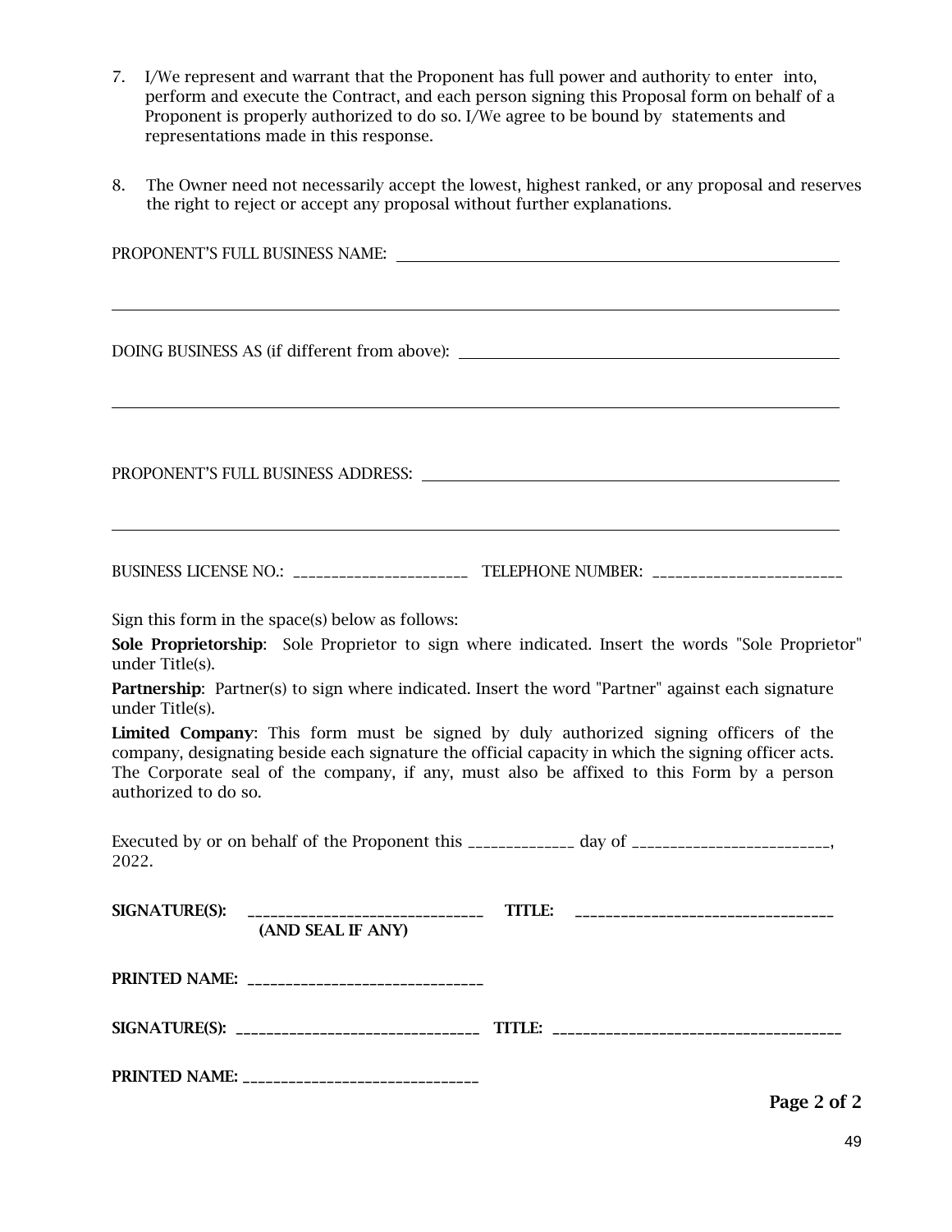7. I/We represent and warrant that the Proponent has full power and authority to enter into, perform and execute the Contract, and each person signing this Proposal form on behalf of a Proponent is properly authorized to do so. I/We agree to be bound by statements and representations made in this response.

8. The Owner need not necessarily accept the lowest, highest ranked, or any proposal and reserves the right to reject or accept any proposal without further explanations.

PROPONENT'S FULL BUSINESS NAME: ______________________________________________

______________________________________________________________________________

DOING BUSINESS AS (if different from above): ______________________________________

______________________________________________________________________________

PROPONENT'S FULL BUSINESS ADDRESS: __________________________________________

______________________________________________________________________________

BUSINESS LICENSE NO.: _______________________ TELEPHONE NUMBER: ________________________

Sign this form in the space(s) below as follows:

**Sole Proprietorship**: Sole Proprietor to sign where indicated. Insert the words "Sole Proprietor" under Title(s).

**Partnership**: Partner(s) to sign where indicated. Insert the word "Partner" against each signature under Title(s).

**Limited Company**: This form must be signed by duly authorized signing officers of the company, designating beside each signature the official capacity in which the signing officer acts. The Corporate seal of the company, if any, must also be affixed to this Form by a person authorized to do so.

Executed by or on behalf of the Proponent this _____________ day of _________________________, 2022.

**SIGNATURE(S):** ______________________________ **TITLE:** _________________________________
**(AND SEAL IF ANY)**

**PRINTED NAME:** ______________________________

**SIGNATURE(S):** ______________________________ **TITLE:** _________________________________

**PRINTED NAME:** ______________________________